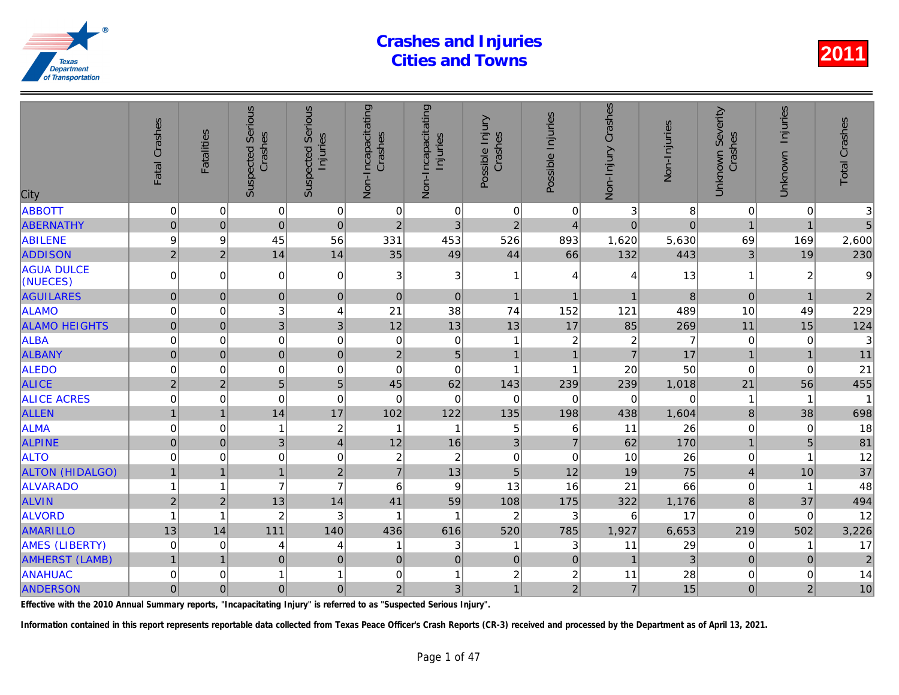# Crashes and Injuries
# Cities and Towns

**2011**

| City | Fatal Crashes | Fatalities | Suspected Serious Crashes | Suspected Serious Injuries | Non-Incapacitating Crashes | Non-Incapacitating Injuries | Possible Injury Crashes | Possible Injuries | Non-Injury Crashes | Non-Injuries | Unknown Severity Crashes | Unknown Injuries | Total Crashes |
|---|---|---|---|---|---|---|---|---|---|---|---|---|---|
| ABBOTT | 0 | 0 | 0 | 0 | 0 | 0 | 0 | 0 | 3 | 8 | 0 | 0 | 3 |
| ABERNATHY | 0 | 0 | 0 | 0 | 2 | 3 | 2 | 4 | 0 | 0 | 1 | 1 | 5 |
| ABILENE | 9 | 9 | 45 | 56 | 331 | 453 | 526 | 893 | 1,620 | 5,630 | 69 | 169 | 2,600 |
| ADDISON | 2 | 2 | 14 | 14 | 35 | 49 | 44 | 66 | 132 | 443 | 3 | 19 | 230 |
| AGUA DULCE (NUECES) | 0 | 0 | 0 | 0 | 3 | 3 | 1 | 4 | 4 | 13 | 1 | 2 | 9 |
| AGUILARES | 0 | 0 | 0 | 0 | 0 | 0 | 1 | 1 | 1 | 8 | 0 | 1 | 2 |
| ALAMO | 0 | 0 | 3 | 4 | 21 | 38 | 74 | 152 | 121 | 489 | 10 | 49 | 229 |
| ALAMO HEIGHTS | 0 | 0 | 3 | 3 | 12 | 13 | 13 | 17 | 85 | 269 | 11 | 15 | 124 |
| ALBA | 0 | 0 | 0 | 0 | 0 | 0 | 1 | 2 | 2 | 7 | 0 | 0 | 3 |
| ALBANY | 0 | 0 | 0 | 0 | 2 | 5 | 1 | 1 | 7 | 17 | 1 | 1 | 11 |
| ALEDO | 0 | 0 | 0 | 0 | 0 | 0 | 1 | 1 | 20 | 50 | 0 | 0 | 21 |
| ALICE | 2 | 2 | 5 | 5 | 45 | 62 | 143 | 239 | 239 | 1,018 | 21 | 56 | 455 |
| ALICE ACRES | 0 | 0 | 0 | 0 | 0 | 0 | 0 | 0 | 0 | 0 | 1 | 1 | 1 |
| ALLEN | 1 | 1 | 14 | 17 | 102 | 122 | 135 | 198 | 438 | 1,604 | 8 | 38 | 698 |
| ALMA | 0 | 0 | 1 | 2 | 1 | 1 | 5 | 6 | 11 | 26 | 0 | 0 | 18 |
| ALPINE | 0 | 0 | 3 | 4 | 12 | 16 | 3 | 7 | 62 | 170 | 1 | 5 | 81 |
| ALTO | 0 | 0 | 0 | 0 | 2 | 2 | 0 | 0 | 10 | 26 | 0 | 1 | 12 |
| ALTON (HIDALGO) | 1 | 1 | 1 | 2 | 7 | 13 | 5 | 12 | 19 | 75 | 4 | 10 | 37 |
| ALVARADO | 1 | 1 | 7 | 7 | 6 | 9 | 13 | 16 | 21 | 66 | 0 | 1 | 48 |
| ALVIN | 2 | 2 | 13 | 14 | 41 | 59 | 108 | 175 | 322 | 1,176 | 8 | 37 | 494 |
| ALVORD | 1 | 1 | 2 | 3 | 1 | 1 | 2 | 3 | 6 | 17 | 0 | 0 | 12 |
| AMARILLO | 13 | 14 | 111 | 140 | 436 | 616 | 520 | 785 | 1,927 | 6,653 | 219 | 502 | 3,226 |
| AMES (LIBERTY) | 0 | 0 | 4 | 4 | 1 | 3 | 1 | 3 | 11 | 29 | 0 | 1 | 17 |
| AMHERST (LAMB) | 1 | 1 | 0 | 0 | 0 | 0 | 0 | 0 | 1 | 3 | 0 | 0 | 2 |
| ANAHUAC | 0 | 0 | 1 | 1 | 0 | 1 | 2 | 2 | 11 | 28 | 0 | 0 | 14 |
| ANDERSON | 0 | 0 | 0 | 0 | 2 | 3 | 1 | 2 | 7 | 15 | 0 | 2 | 10 |

Effective with the 2010 Annual Summary reports, "Incapacitating Injury" is referred to as "Suspected Serious Injury".

Information contained in this report represents reportable data collected from Texas Peace Officer's Crash Reports (CR-3) received and processed by the Department as of April 13, 2021.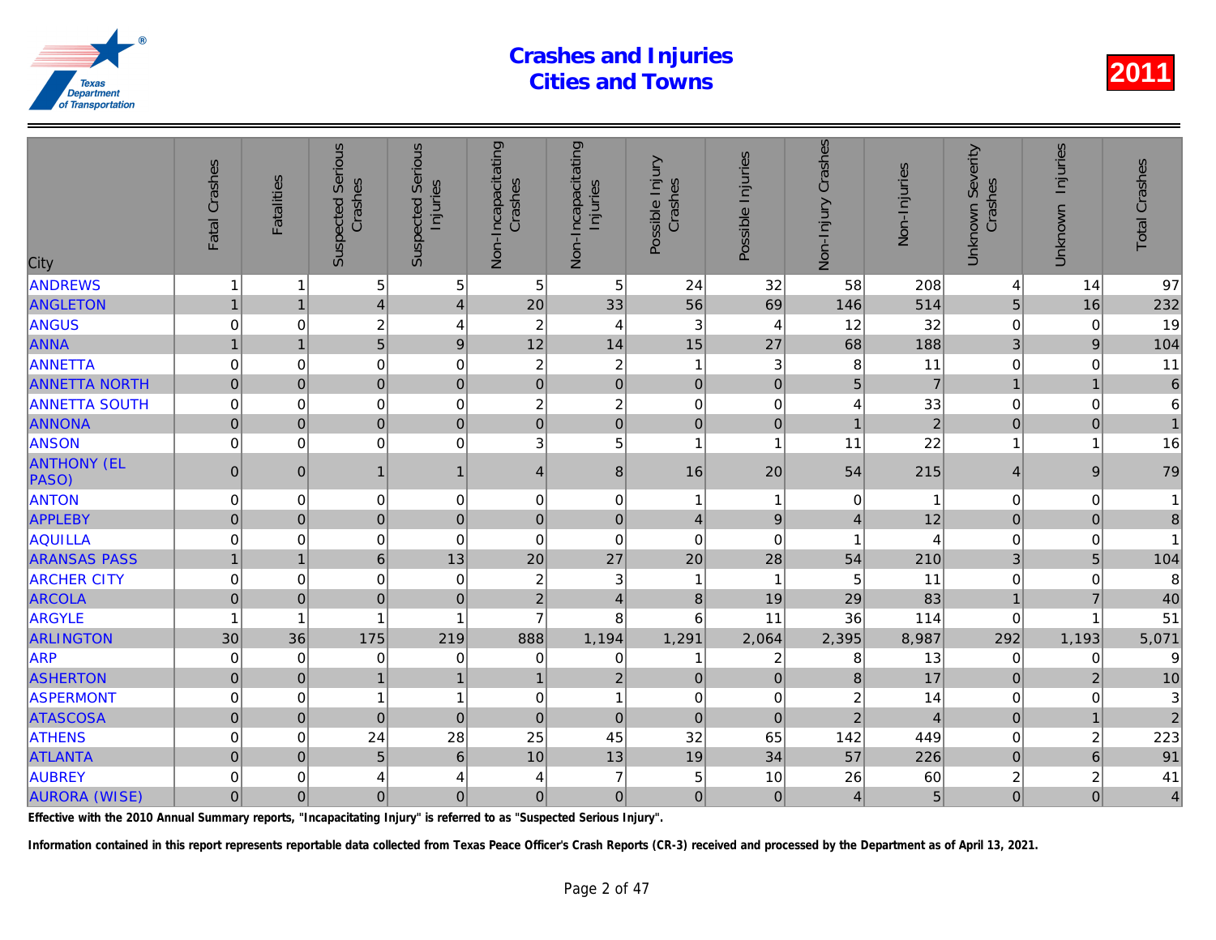# Crashes and Injuries Cities and Towns

2011

| City | Fatal Crashes | Fatalities | Suspected Serious Crashes | Suspected Serious Injuries | Non-Incapacitating Crashes | Non-Incapacitating Injuries | Possible Injury Crashes | Possible Injuries | Non-Injury Crashes | Non-Injuries | Unknown Severity Crashes | Unknown Injuries | Total Crashes |
|---|---|---|---|---|---|---|---|---|---|---|---|---|---|
| ANDREWS | 1 | 1 | 5 | 5 | 5 | 5 | 24 | 32 | 58 | 208 | 4 | 14 | 97 |
| ANGLETON | 1 | 1 | 4 | 4 | 20 | 33 | 56 | 69 | 146 | 514 | 5 | 16 | 232 |
| ANGUS | 0 | 0 | 2 | 4 | 2 | 4 | 3 | 4 | 12 | 32 | 0 | 0 | 19 |
| ANNA | 1 | 1 | 5 | 9 | 12 | 14 | 15 | 27 | 68 | 188 | 3 | 9 | 104 |
| ANNETTA | 0 | 0 | 0 | 0 | 2 | 2 | 1 | 3 | 8 | 11 | 0 | 0 | 11 |
| ANNETTA NORTH | 0 | 0 | 0 | 0 | 0 | 0 | 0 | 0 | 5 | 7 | 1 | 1 | 6 |
| ANNETTA SOUTH | 0 | 0 | 0 | 0 | 2 | 2 | 0 | 0 | 4 | 33 | 0 | 0 | 6 |
| ANNONA | 0 | 0 | 0 | 0 | 0 | 0 | 0 | 0 | 1 | 2 | 0 | 0 | 1 |
| ANSON | 0 | 0 | 0 | 0 | 3 | 5 | 1 | 1 | 11 | 22 | 1 | 1 | 16 |
| ANTHONY (EL PASO) | 0 | 0 | 1 | 1 | 4 | 8 | 16 | 20 | 54 | 215 | 4 | 9 | 79 |
| ANTON | 0 | 0 | 0 | 0 | 0 | 0 | 1 | 1 | 0 | 1 | 0 | 0 | 1 |
| APPLEBY | 0 | 0 | 0 | 0 | 0 | 0 | 4 | 9 | 4 | 12 | 0 | 0 | 8 |
| AQUILLA | 0 | 0 | 0 | 0 | 0 | 0 | 0 | 0 | 1 | 4 | 0 | 0 | 1 |
| ARANSAS PASS | 1 | 1 | 6 | 13 | 20 | 27 | 20 | 28 | 54 | 210 | 3 | 5 | 104 |
| ARCHER CITY | 0 | 0 | 0 | 0 | 2 | 3 | 1 | 1 | 5 | 11 | 0 | 0 | 8 |
| ARCOLA | 0 | 0 | 0 | 0 | 2 | 4 | 8 | 19 | 29 | 83 | 1 | 7 | 40 |
| ARGYLE | 1 | 1 | 1 | 1 | 7 | 8 | 6 | 11 | 36 | 114 | 0 | 1 | 51 |
| ARLINGTON | 30 | 36 | 175 | 219 | 888 | 1,194 | 1,291 | 2,064 | 2,395 | 8,987 | 292 | 1,193 | 5,071 |
| ARP | 0 | 0 | 0 | 0 | 0 | 0 | 1 | 2 | 8 | 13 | 0 | 0 | 9 |
| ASHERTON | 0 | 0 | 1 | 1 | 1 | 2 | 0 | 0 | 8 | 17 | 0 | 2 | 10 |
| ASPERMONT | 0 | 0 | 1 | 1 | 0 | 1 | 0 | 0 | 2 | 14 | 0 | 0 | 3 |
| ATASCOSA | 0 | 0 | 0 | 0 | 0 | 0 | 0 | 0 | 2 | 4 | 0 | 1 | 2 |
| ATHENS | 0 | 0 | 24 | 28 | 25 | 45 | 32 | 65 | 142 | 449 | 0 | 2 | 223 |
| ATLANTA | 0 | 0 | 5 | 6 | 10 | 13 | 19 | 34 | 57 | 226 | 0 | 6 | 91 |
| AUBREY | 0 | 0 | 4 | 4 | 4 | 7 | 5 | 10 | 26 | 60 | 2 | 2 | 41 |
| AURORA (WISE) | 0 | 0 | 0 | 0 | 0 | 0 | 0 | 0 | 4 | 5 | 0 | 0 | 4 |

**Effective with the 2010 Annual Summary reports, "Incapacitating Injury" is referred to as "Suspected Serious Injury".**

**Information contained in this report represents reportable data collected from Texas Peace Officer's Crash Reports (CR-3) received and processed by the Department as of April 13, 2021.**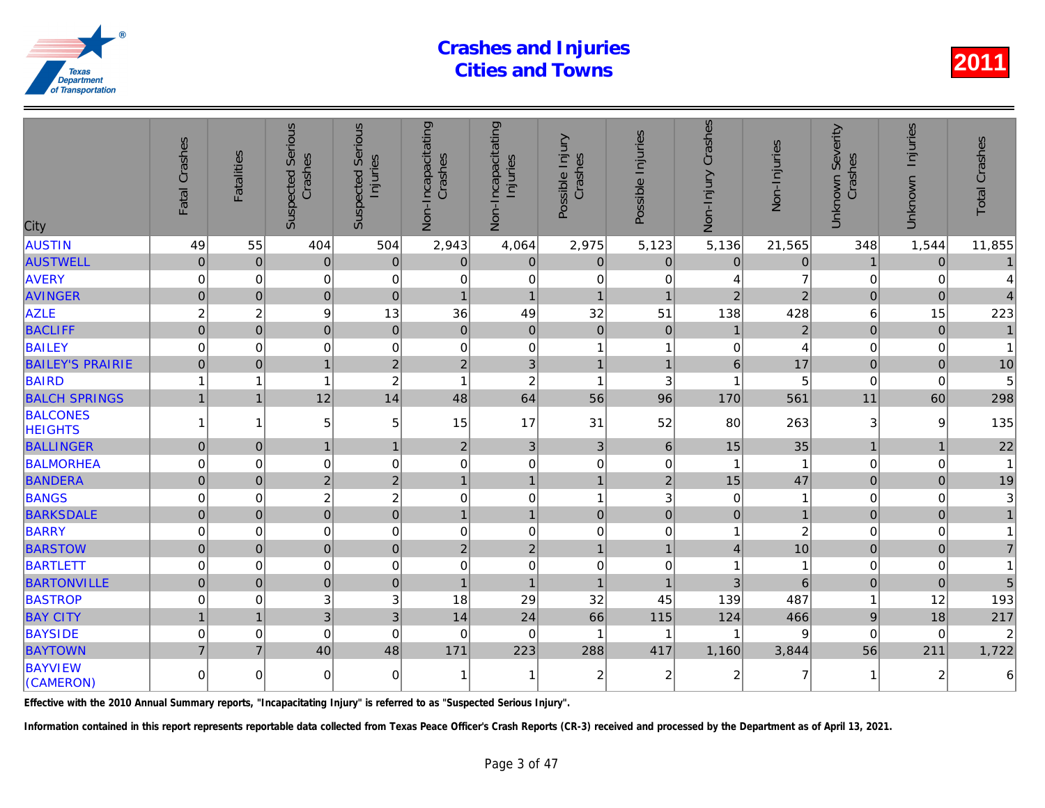# Crashes and Injuries Cities and Towns

2011

| City | Fatal Crashes | Fatalities | Suspected Serious Crashes | Suspected Serious Injuries | Non-Incapacitating Crashes | Non-Incapacitating Injuries | Possible Injury Crashes | Possible Injuries | Non-Injury Crashes | Non-Injuries | Unknown Severity Crashes | Unknown Injuries | Total Crashes |
|---|---|---|---|---|---|---|---|---|---|---|---|---|---|
| AUSTIN | 49 | 55 | 404 | 504 | 2,943 | 4,064 | 2,975 | 5,123 | 5,136 | 21,565 | 348 | 1,544 | 11,855 |
| AUSTWELL | 0 | 0 | 0 | 0 | 0 | 0 | 0 | 0 | 0 | 0 | 1 | 0 | 1 |
| AVERY | 0 | 0 | 0 | 0 | 0 | 0 | 0 | 0 | 4 | 7 | 0 | 0 | 4 |
| AVINGER | 0 | 0 | 0 | 0 | 1 | 1 | 1 | 1 | 2 | 2 | 0 | 0 | 4 |
| AZLE | 2 | 2 | 9 | 13 | 36 | 49 | 32 | 51 | 138 | 428 | 6 | 15 | 223 |
| BACLIFF | 0 | 0 | 0 | 0 | 0 | 0 | 0 | 0 | 1 | 2 | 0 | 0 | 1 |
| BAILEY | 0 | 0 | 0 | 0 | 0 | 0 | 1 | 1 | 0 | 4 | 0 | 0 | 1 |
| BAILEY'S PRAIRIE | 0 | 0 | 1 | 2 | 2 | 3 | 1 | 1 | 6 | 17 | 0 | 0 | 10 |
| BAIRD | 1 | 1 | 1 | 2 | 1 | 2 | 1 | 3 | 1 | 5 | 0 | 0 | 5 |
| BALCH SPRINGS | 1 | 1 | 12 | 14 | 48 | 64 | 56 | 96 | 170 | 561 | 11 | 60 | 298 |
| BALCONES HEIGHTS | 1 | 1 | 5 | 5 | 15 | 17 | 31 | 52 | 80 | 263 | 3 | 9 | 135 |
| BALLINGER | 0 | 0 | 1 | 1 | 2 | 3 | 3 | 6 | 15 | 35 | 1 | 1 | 22 |
| BALMORHEA | 0 | 0 | 0 | 0 | 0 | 0 | 0 | 0 | 1 | 1 | 0 | 0 | 1 |
| BANDERA | 0 | 0 | 2 | 2 | 1 | 1 | 1 | 2 | 15 | 47 | 0 | 0 | 19 |
| BANGS | 0 | 0 | 2 | 2 | 0 | 0 | 1 | 3 | 0 | 1 | 0 | 0 | 3 |
| BARKSDALE | 0 | 0 | 0 | 0 | 1 | 1 | 0 | 0 | 0 | 1 | 0 | 0 | 1 |
| BARRY | 0 | 0 | 0 | 0 | 0 | 0 | 0 | 0 | 1 | 2 | 0 | 0 | 1 |
| BARSTOW | 0 | 0 | 0 | 0 | 2 | 2 | 1 | 1 | 4 | 10 | 0 | 0 | 7 |
| BARTLETT | 0 | 0 | 0 | 0 | 0 | 0 | 0 | 0 | 1 | 1 | 0 | 0 | 1 |
| BARTONVILLE | 0 | 0 | 0 | 0 | 1 | 1 | 1 | 1 | 3 | 6 | 0 | 0 | 5 |
| BASTROP | 0 | 0 | 3 | 3 | 18 | 29 | 32 | 45 | 139 | 487 | 1 | 12 | 193 |
| BAY CITY | 1 | 1 | 3 | 3 | 14 | 24 | 66 | 115 | 124 | 466 | 9 | 18 | 217 |
| BAYSIDE | 0 | 0 | 0 | 0 | 0 | 0 | 1 | 1 | 1 | 9 | 0 | 0 | 2 |
| BAYTOWN | 7 | 7 | 40 | 48 | 171 | 223 | 288 | 417 | 1,160 | 3,844 | 56 | 211 | 1,722 |
| BAYVIEW (CAMERON) | 0 | 0 | 0 | 0 | 1 | 1 | 2 | 2 | 2 | 7 | 1 | 2 | 6 |

**Effective with the 2010 Annual Summary reports, "Incapacitating Injury" is referred to as "Suspected Serious Injury".**

**Information contained in this report represents reportable data collected from Texas Peace Officer's Crash Reports (CR-3) received and processed by the Department as of April 13, 2021.**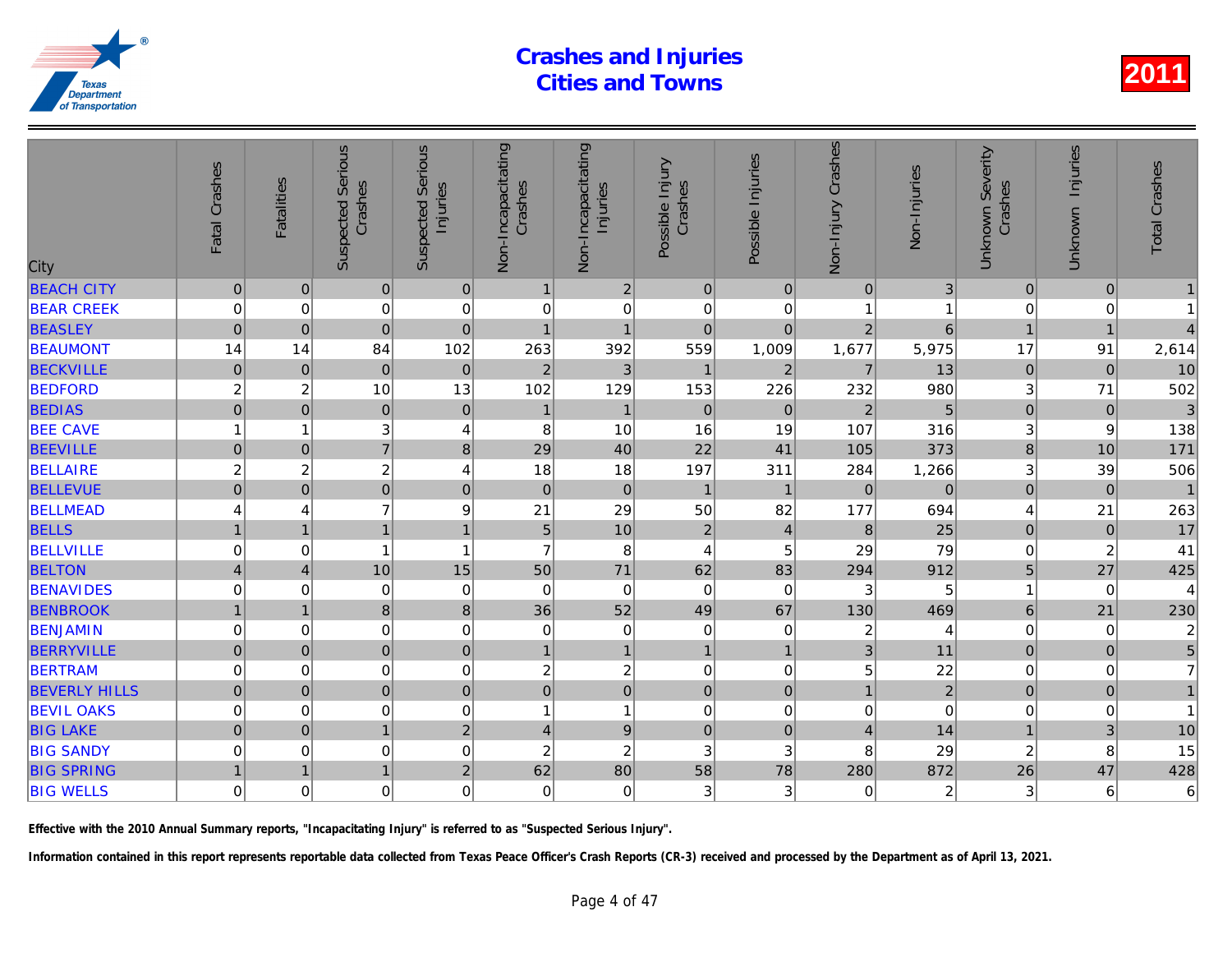# Crashes and Injuries Cities and Towns

**2011**

| City | Fatal Crashes | Fatalities | Suspected Serious Crashes | Suspected Serious Injuries | Non-Incapacitating Crashes | Non-Incapacitating Injuries | Possible Injury Crashes | Possible Injuries | Non-Injury Crashes | Non-Injuries | Unknown Severity Crashes | Unknown Injuries | Total Crashes |
|---|---|---|---|---|---|---|---|---|---|---|---|---|---|
| BEACH CITY | 0 | 0 | 0 | 0 | 1 | 2 | 0 | 0 | 0 | 3 | 0 | 0 | 1 |
| BEAR CREEK | 0 | 0 | 0 | 0 | 0 | 0 | 0 | 0 | 1 | 1 | 0 | 0 | 1 |
| BEASLEY | 0 | 0 | 0 | 0 | 1 | 1 | 0 | 0 | 2 | 6 | 1 | 1 | 4 |
| BEAUMONT | 14 | 14 | 84 | 102 | 263 | 392 | 559 | 1,009 | 1,677 | 5,975 | 17 | 91 | 2,614 |
| BECKVILLE | 0 | 0 | 0 | 0 | 2 | 3 | 1 | 2 | 7 | 13 | 0 | 0 | 10 |
| BEDFORD | 2 | 2 | 10 | 13 | 102 | 129 | 153 | 226 | 232 | 980 | 3 | 71 | 502 |
| BEDIAS | 0 | 0 | 0 | 0 | 1 | 1 | 0 | 0 | 2 | 5 | 0 | 0 | 3 |
| BEE CAVE | 1 | 1 | 3 | 4 | 8 | 10 | 16 | 19 | 107 | 316 | 3 | 9 | 138 |
| BEEVILLE | 0 | 0 | 7 | 8 | 29 | 40 | 22 | 41 | 105 | 373 | 8 | 10 | 171 |
| BELLAIRE | 2 | 2 | 2 | 4 | 18 | 18 | 197 | 311 | 284 | 1,266 | 3 | 39 | 506 |
| BELLEVUE | 0 | 0 | 0 | 0 | 0 | 0 | 1 | 1 | 0 | 0 | 0 | 0 | 1 |
| BELLMEAD | 4 | 4 | 7 | 9 | 21 | 29 | 50 | 82 | 177 | 694 | 4 | 21 | 263 |
| BELLS | 1 | 1 | 1 | 1 | 5 | 10 | 2 | 4 | 8 | 25 | 0 | 0 | 17 |
| BELLVILLE | 0 | 0 | 1 | 1 | 7 | 8 | 4 | 5 | 29 | 79 | 0 | 2 | 41 |
| BELTON | 4 | 4 | 10 | 15 | 50 | 71 | 62 | 83 | 294 | 912 | 5 | 27 | 425 |
| BENAVIDES | 0 | 0 | 0 | 0 | 0 | 0 | 0 | 0 | 3 | 5 | 1 | 0 | 4 |
| BENBROOK | 1 | 1 | 8 | 8 | 36 | 52 | 49 | 67 | 130 | 469 | 6 | 21 | 230 |
| BENJAMIN | 0 | 0 | 0 | 0 | 0 | 0 | 0 | 0 | 2 | 4 | 0 | 0 | 2 |
| BERRYVILLE | 0 | 0 | 0 | 0 | 1 | 1 | 1 | 1 | 3 | 11 | 0 | 0 | 5 |
| BERTRAM | 0 | 0 | 0 | 0 | 2 | 2 | 0 | 0 | 5 | 22 | 0 | 0 | 7 |
| BEVERLY HILLS | 0 | 0 | 0 | 0 | 0 | 0 | 0 | 0 | 1 | 2 | 0 | 0 | 1 |
| BEVIL OAKS | 0 | 0 | 0 | 0 | 1 | 1 | 0 | 0 | 0 | 0 | 0 | 0 | 1 |
| BIG LAKE | 0 | 0 | 1 | 2 | 4 | 9 | 0 | 0 | 4 | 14 | 1 | 3 | 10 |
| BIG SANDY | 0 | 0 | 0 | 0 | 2 | 2 | 3 | 3 | 8 | 29 | 2 | 8 | 15 |
| BIG SPRING | 1 | 1 | 1 | 2 | 62 | 80 | 58 | 78 | 280 | 872 | 26 | 47 | 428 |
| BIG WELLS | 0 | 0 | 0 | 0 | 0 | 0 | 3 | 3 | 0 | 2 | 3 | 6 | 6 |

**Effective with the 2010 Annual Summary reports, "Incapacitating Injury" is referred to as "Suspected Serious Injury".**

**Information contained in this report represents reportable data collected from Texas Peace Officer's Crash Reports (CR-3) received and processed by the Department as of April 13, 2021.**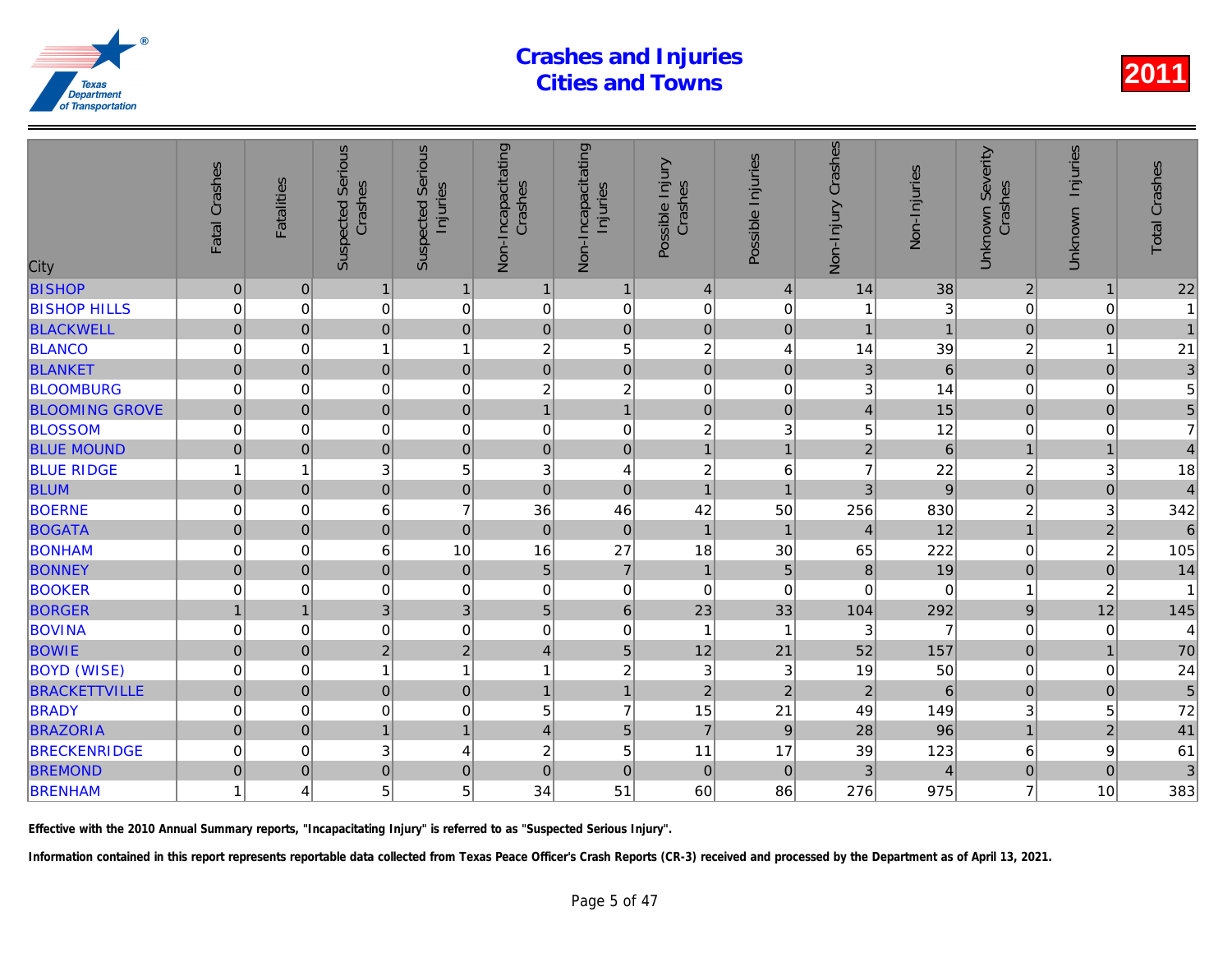# Crashes and Injuries Cities and Towns

**2011**

| City | Fatal Crashes | Fatalities | Suspected Serious Crashes | Suspected Serious Injuries | Non-Incapacitating Crashes | Non-Incapacitating Injuries | Possible Injury Crashes | Possible Injuries | Non-Injury Crashes | Non-Injuries | Unknown Severity Crashes | Unknown Injuries | Total Crashes |
|---|---|---|---|---|---|---|---|---|---|---|---|---|---|
| BISHOP | 0 | 0 | 1 | 1 | 1 | 1 | 4 | 4 | 14 | 38 | 2 | 1 | 22 |
| BISHOP HILLS | 0 | 0 | 0 | 0 | 0 | 0 | 0 | 0 | 1 | 3 | 0 | 0 | 1 |
| BLACKWELL | 0 | 0 | 0 | 0 | 0 | 0 | 0 | 0 | 1 | 1 | 0 | 0 | 1 |
| BLANCO | 0 | 0 | 1 | 1 | 2 | 5 | 2 | 4 | 14 | 39 | 2 | 1 | 21 |
| BLANKET | 0 | 0 | 0 | 0 | 0 | 0 | 0 | 0 | 3 | 6 | 0 | 0 | 3 |
| BLOOMBURG | 0 | 0 | 0 | 0 | 2 | 2 | 0 | 0 | 3 | 14 | 0 | 0 | 5 |
| BLOOMING GROVE | 0 | 0 | 0 | 0 | 1 | 1 | 0 | 0 | 4 | 15 | 0 | 0 | 5 |
| BLOSSOM | 0 | 0 | 0 | 0 | 0 | 0 | 2 | 3 | 5 | 12 | 0 | 0 | 7 |
| BLUE MOUND | 0 | 0 | 0 | 0 | 0 | 0 | 1 | 1 | 2 | 6 | 1 | 1 | 4 |
| BLUE RIDGE | 1 | 1 | 3 | 5 | 3 | 4 | 2 | 6 | 7 | 22 | 2 | 3 | 18 |
| BLUM | 0 | 0 | 0 | 0 | 0 | 0 | 1 | 1 | 3 | 9 | 0 | 0 | 4 |
| BOERNE | 0 | 0 | 6 | 7 | 36 | 46 | 42 | 50 | 256 | 830 | 2 | 3 | 342 |
| BOGATA | 0 | 0 | 0 | 0 | 0 | 0 | 1 | 1 | 4 | 12 | 1 | 2 | 6 |
| BONHAM | 0 | 0 | 6 | 10 | 16 | 27 | 18 | 30 | 65 | 222 | 0 | 2 | 105 |
| BONNEY | 0 | 0 | 0 | 0 | 5 | 7 | 1 | 5 | 8 | 19 | 0 | 0 | 14 |
| BOOKER | 0 | 0 | 0 | 0 | 0 | 0 | 0 | 0 | 0 | 0 | 1 | 2 | 1 |
| BORGER | 1 | 1 | 3 | 3 | 5 | 6 | 23 | 33 | 104 | 292 | 9 | 12 | 145 |
| BOVINA | 0 | 0 | 0 | 0 | 0 | 0 | 1 | 1 | 3 | 7 | 0 | 0 | 4 |
| BOWIE | 0 | 0 | 2 | 2 | 4 | 5 | 12 | 21 | 52 | 157 | 0 | 1 | 70 |
| BOYD (WISE) | 0 | 0 | 1 | 1 | 1 | 2 | 3 | 3 | 19 | 50 | 0 | 0 | 24 |
| BRACKETTVILLE | 0 | 0 | 0 | 0 | 1 | 1 | 2 | 2 | 2 | 6 | 0 | 0 | 5 |
| BRADY | 0 | 0 | 0 | 0 | 5 | 7 | 15 | 21 | 49 | 149 | 3 | 5 | 72 |
| BRAZORIA | 0 | 0 | 1 | 1 | 4 | 5 | 7 | 9 | 28 | 96 | 1 | 2 | 41 |
| BRECKENRIDGE | 0 | 0 | 3 | 4 | 2 | 5 | 11 | 17 | 39 | 123 | 6 | 9 | 61 |
| BREMOND | 0 | 0 | 0 | 0 | 0 | 0 | 0 | 0 | 3 | 4 | 0 | 0 | 3 |
| BRENHAM | 1 | 4 | 5 | 5 | 34 | 51 | 60 | 86 | 276 | 975 | 7 | 10 | 383 |

**Effective with the 2010 Annual Summary reports, "Incapacitating Injury" is referred to as "Suspected Serious Injury".**

**Information contained in this report represents reportable data collected from Texas Peace Officer's Crash Reports (CR-3) received and processed by the Department as of April 13, 2021.**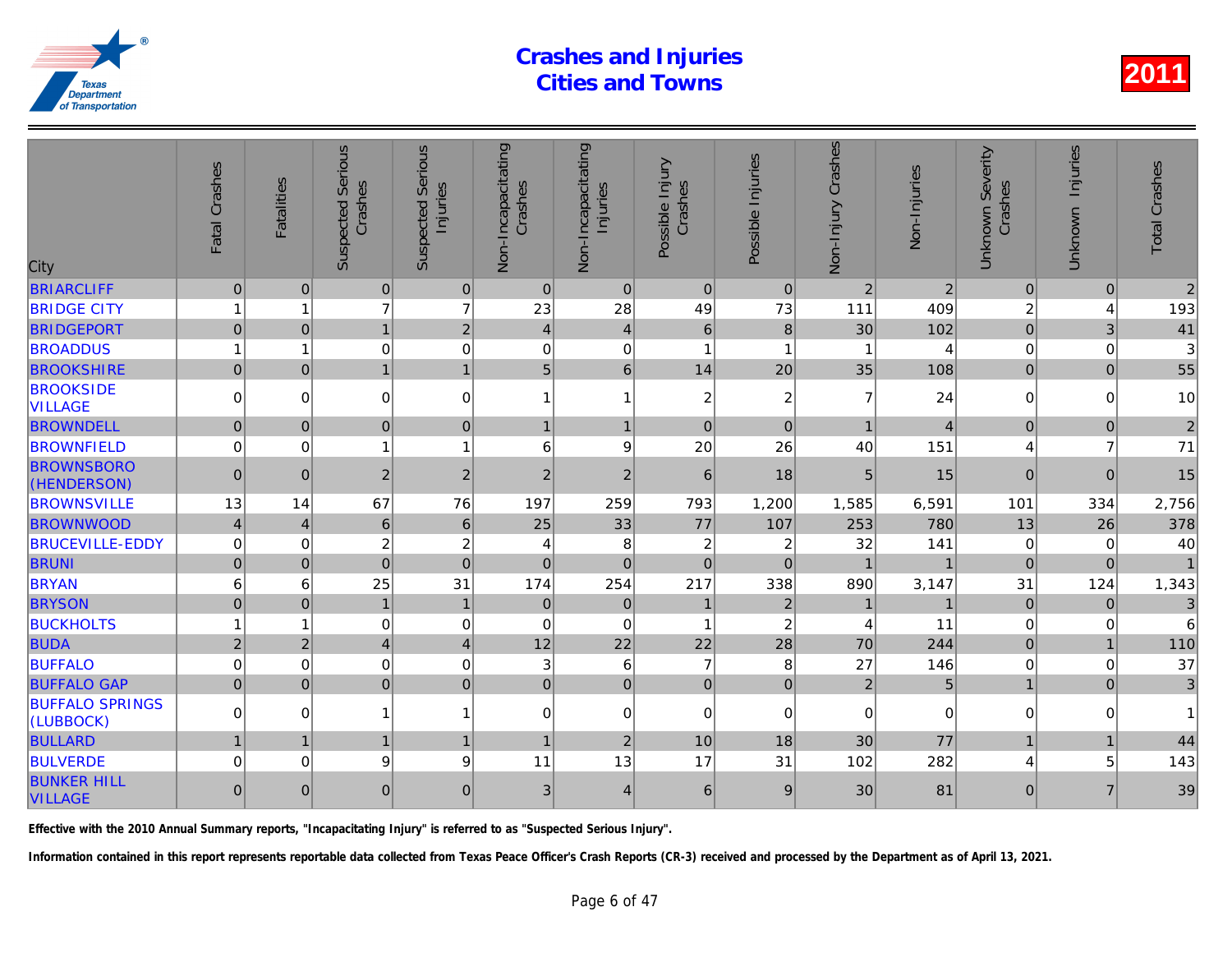# Crashes and Injuries Cities and Towns

2011

| City | Fatal Crashes | Fatalities | Suspected Serious Crashes | Suspected Serious Injuries | Non-Incapacitating Crashes | Non-Incapacitating Injuries | Possible Injury Crashes | Possible Injuries | Non-Injury Crashes | Non-Injuries | Unknown Severity Crashes | Unknown Injuries | Total Crashes |
|---|---|---|---|---|---|---|---|---|---|---|---|---|---|
| BRIARCLIFF | 0 | 0 | 0 | 0 | 0 | 0 | 0 | 0 | 2 | 2 | 0 | 0 | 2 |
| BRIDGE CITY | 1 | 1 | 7 | 7 | 23 | 28 | 49 | 73 | 111 | 409 | 2 | 4 | 193 |
| BRIDGEPORT | 0 | 0 | 1 | 2 | 4 | 4 | 6 | 8 | 30 | 102 | 0 | 3 | 41 |
| BROADDUS | 1 | 1 | 0 | 0 | 0 | 0 | 1 | 1 | 1 | 4 | 0 | 0 | 3 |
| BROOKSHIRE | 0 | 0 | 1 | 1 | 5 | 6 | 14 | 20 | 35 | 108 | 0 | 0 | 55 |
| BROOKSIDE VILLAGE | 0 | 0 | 0 | 0 | 1 | 1 | 2 | 2 | 7 | 24 | 0 | 0 | 10 |
| BROWNDELL | 0 | 0 | 0 | 0 | 1 | 1 | 0 | 0 | 1 | 4 | 0 | 0 | 2 |
| BROWNFIELD | 0 | 0 | 1 | 1 | 6 | 9 | 20 | 26 | 40 | 151 | 4 | 7 | 71 |
| BROWNSBORO (HENDERSON) | 0 | 0 | 2 | 2 | 2 | 2 | 6 | 18 | 5 | 15 | 0 | 0 | 15 |
| BROWNSVILLE | 13 | 14 | 67 | 76 | 197 | 259 | 793 | 1,200 | 1,585 | 6,591 | 101 | 334 | 2,756 |
| BROWNWOOD | 4 | 4 | 6 | 6 | 25 | 33 | 77 | 107 | 253 | 780 | 13 | 26 | 378 |
| BRUCEVILLE-EDDY | 0 | 0 | 2 | 2 | 4 | 8 | 2 | 2 | 32 | 141 | 0 | 0 | 40 |
| BRUNI | 0 | 0 | 0 | 0 | 0 | 0 | 0 | 0 | 1 | 1 | 0 | 0 | 1 |
| BRYAN | 6 | 6 | 25 | 31 | 174 | 254 | 217 | 338 | 890 | 3,147 | 31 | 124 | 1,343 |
| BRYSON | 0 | 0 | 1 | 1 | 0 | 0 | 1 | 2 | 1 | 1 | 0 | 0 | 3 |
| BUCKHOLTS | 1 | 1 | 0 | 0 | 0 | 0 | 1 | 2 | 4 | 11 | 0 | 0 | 6 |
| BUDA | 2 | 2 | 4 | 4 | 12 | 22 | 22 | 28 | 70 | 244 | 0 | 1 | 110 |
| BUFFALO | 0 | 0 | 0 | 0 | 3 | 6 | 7 | 8 | 27 | 146 | 0 | 0 | 37 |
| BUFFALO GAP | 0 | 0 | 0 | 0 | 0 | 0 | 0 | 0 | 2 | 5 | 1 | 0 | 3 |
| BUFFALO SPRINGS (LUBBOCK) | 0 | 0 | 1 | 1 | 0 | 0 | 0 | 0 | 0 | 0 | 0 | 0 | 1 |
| BULLARD | 1 | 1 | 1 | 1 | 1 | 2 | 10 | 18 | 30 | 77 | 1 | 1 | 44 |
| BULVERDE | 0 | 0 | 9 | 9 | 11 | 13 | 17 | 31 | 102 | 282 | 4 | 5 | 143 |
| BUNKER HILL VILLAGE | 0 | 0 | 0 | 0 | 3 | 4 | 6 | 9 | 30 | 81 | 0 | 7 | 39 |

**Effective with the 2010 Annual Summary reports, "Incapacitating Injury" is referred to as "Suspected Serious Injury".**

**Information contained in this report represents reportable data collected from Texas Peace Officer's Crash Reports (CR-3) received and processed by the Department as of April 13, 2021.**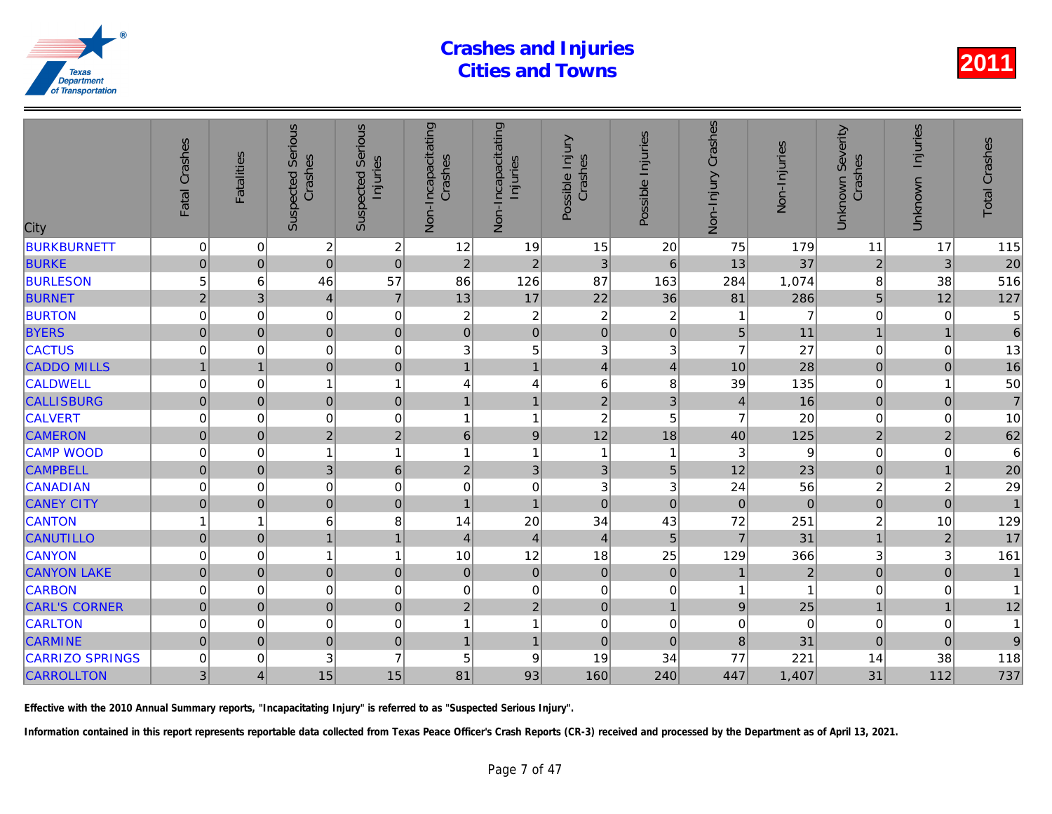# Crashes and Injuries Cities and Towns

**2011**

| City | Fatal Crashes | Fatalities | Suspected Serious Crashes | Suspected Serious Injuries | Non-Incapacitating Crashes | Non-Incapacitating Injuries | Possible Injury Crashes | Possible Injuries | Non-Injury Crashes | Non-Injuries | Unknown Severity Crashes | Unknown Injuries | Total Crashes |
|---|---|---|---|---|---|---|---|---|---|---|---|---|---|
| BURKBURNETT | 0 | 0 | 2 | 2 | 12 | 19 | 15 | 20 | 75 | 179 | 11 | 17 | 115 |
| BURKE | 0 | 0 | 0 | 0 | 2 | 2 | 3 | 6 | 13 | 37 | 2 | 3 | 20 |
| BURLESON | 5 | 6 | 46 | 57 | 86 | 126 | 87 | 163 | 284 | 1,074 | 8 | 38 | 516 |
| BURNET | 2 | 3 | 4 | 7 | 13 | 17 | 22 | 36 | 81 | 286 | 5 | 12 | 127 |
| BURTON | 0 | 0 | 0 | 0 | 2 | 2 | 2 | 2 | 1 | 7 | 0 | 0 | 5 |
| BYERS | 0 | 0 | 0 | 0 | 0 | 0 | 0 | 0 | 5 | 11 | 1 | 1 | 6 |
| CACTUS | 0 | 0 | 0 | 0 | 3 | 5 | 3 | 3 | 7 | 27 | 0 | 0 | 13 |
| CADDO MILLS | 1 | 1 | 0 | 0 | 1 | 1 | 4 | 4 | 10 | 28 | 0 | 0 | 16 |
| CALDWELL | 0 | 0 | 1 | 1 | 4 | 4 | 6 | 8 | 39 | 135 | 0 | 1 | 50 |
| CALLISBURG | 0 | 0 | 0 | 0 | 1 | 1 | 2 | 3 | 4 | 16 | 0 | 0 | 7 |
| CALVERT | 0 | 0 | 0 | 0 | 1 | 1 | 2 | 5 | 7 | 20 | 0 | 0 | 10 |
| CAMERON | 0 | 0 | 2 | 2 | 6 | 9 | 12 | 18 | 40 | 125 | 2 | 2 | 62 |
| CAMP WOOD | 0 | 0 | 1 | 1 | 1 | 1 | 1 | 1 | 3 | 9 | 0 | 0 | 6 |
| CAMPBELL | 0 | 0 | 3 | 6 | 2 | 3 | 3 | 5 | 12 | 23 | 0 | 1 | 20 |
| CANADIAN | 0 | 0 | 0 | 0 | 0 | 0 | 3 | 3 | 24 | 56 | 2 | 2 | 29 |
| CANEY CITY | 0 | 0 | 0 | 0 | 1 | 1 | 0 | 0 | 0 | 0 | 0 | 0 | 1 |
| CANTON | 1 | 1 | 6 | 8 | 14 | 20 | 34 | 43 | 72 | 251 | 2 | 10 | 129 |
| CANUTILLO | 0 | 0 | 1 | 1 | 4 | 4 | 4 | 5 | 7 | 31 | 1 | 2 | 17 |
| CANYON | 0 | 0 | 1 | 1 | 10 | 12 | 18 | 25 | 129 | 366 | 3 | 3 | 161 |
| CANYON LAKE | 0 | 0 | 0 | 0 | 0 | 0 | 0 | 0 | 1 | 2 | 0 | 0 | 1 |
| CARBON | 0 | 0 | 0 | 0 | 0 | 0 | 0 | 0 | 1 | 1 | 0 | 0 | 1 |
| CARL'S CORNER | 0 | 0 | 0 | 0 | 2 | 2 | 0 | 1 | 9 | 25 | 1 | 1 | 12 |
| CARLTON | 0 | 0 | 0 | 0 | 1 | 1 | 0 | 0 | 0 | 0 | 0 | 0 | 1 |
| CARMINE | 0 | 0 | 0 | 0 | 1 | 1 | 0 | 0 | 8 | 31 | 0 | 0 | 9 |
| CARRIZO SPRINGS | 0 | 0 | 3 | 7 | 5 | 9 | 19 | 34 | 77 | 221 | 14 | 38 | 118 |
| CARROLLTON | 3 | 4 | 15 | 15 | 81 | 93 | 160 | 240 | 447 | 1,407 | 31 | 112 | 737 |

**Effective with the 2010 Annual Summary reports, "Incapacitating Injury" is referred to as "Suspected Serious Injury".**

**Information contained in this report represents reportable data collected from Texas Peace Officer's Crash Reports (CR-3) received and processed by the Department as of April 13, 2021.**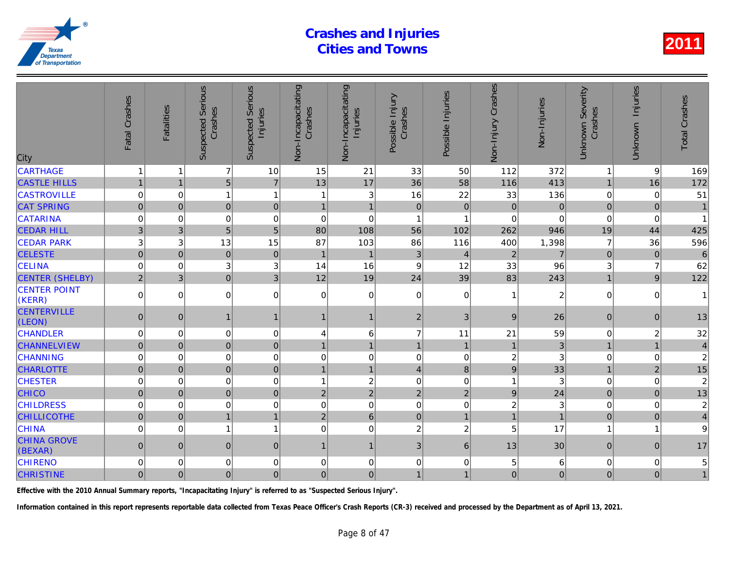# Crashes and Injuries Cities and Towns

2011

| City | Fatal Crashes | Fatalities | Suspected Serious Crashes | Suspected Serious Injuries | Non-Incapacitating Crashes | Non-Incapacitating Injuries | Possible Injury Crashes | Possible Injuries | Non-Injury Crashes | Non-Injuries | Unknown Severity Crashes | Unknown Injuries | Total Crashes |
|---|---|---|---|---|---|---|---|---|---|---|---|---|---|
| CARTHAGE | 1 | 1 | 7 | 10 | 15 | 21 | 33 | 50 | 112 | 372 | 1 | 9 | 169 |
| CASTLE HILLS | 1 | 1 | 5 | 7 | 13 | 17 | 36 | 58 | 116 | 413 | 1 | 16 | 172 |
| CASTROVILLE | 0 | 0 | 1 | 1 | 1 | 3 | 16 | 22 | 33 | 136 | 0 | 0 | 51 |
| CAT SPRING | 0 | 0 | 0 | 0 | 1 | 1 | 0 | 0 | 0 | 0 | 0 | 0 | 1 |
| CATARINA | 0 | 0 | 0 | 0 | 0 | 0 | 1 | 1 | 0 | 0 | 0 | 0 | 1 |
| CEDAR HILL | 3 | 3 | 5 | 5 | 80 | 108 | 56 | 102 | 262 | 946 | 19 | 44 | 425 |
| CEDAR PARK | 3 | 3 | 13 | 15 | 87 | 103 | 86 | 116 | 400 | 1,398 | 7 | 36 | 596 |
| CELESTE | 0 | 0 | 0 | 0 | 1 | 1 | 3 | 4 | 2 | 7 | 0 | 0 | 6 |
| CELINA | 0 | 0 | 3 | 3 | 14 | 16 | 9 | 12 | 33 | 96 | 3 | 7 | 62 |
| CENTER (SHELBY) | 2 | 3 | 0 | 3 | 12 | 19 | 24 | 39 | 83 | 243 | 1 | 9 | 122 |
| CENTER POINT (KERR) | 0 | 0 | 0 | 0 | 0 | 0 | 0 | 0 | 1 | 2 | 0 | 0 | 1 |
| CENTERVILLE (LEON) | 0 | 0 | 1 | 1 | 1 | 1 | 2 | 3 | 9 | 26 | 0 | 0 | 13 |
| CHANDLER | 0 | 0 | 0 | 0 | 4 | 6 | 7 | 11 | 21 | 59 | 0 | 2 | 32 |
| CHANNELVIEW | 0 | 0 | 0 | 0 | 1 | 1 | 1 | 1 | 1 | 3 | 1 | 1 | 4 |
| CHANNING | 0 | 0 | 0 | 0 | 0 | 0 | 0 | 0 | 2 | 3 | 0 | 0 | 2 |
| CHARLOTTE | 0 | 0 | 0 | 0 | 1 | 1 | 4 | 8 | 9 | 33 | 1 | 2 | 15 |
| CHESTER | 0 | 0 | 0 | 0 | 1 | 2 | 0 | 0 | 1 | 3 | 0 | 0 | 2 |
| CHICO | 0 | 0 | 0 | 0 | 2 | 2 | 2 | 2 | 9 | 24 | 0 | 0 | 13 |
| CHILDRESS | 0 | 0 | 0 | 0 | 0 | 0 | 0 | 0 | 2 | 3 | 0 | 0 | 2 |
| CHILLICOTHE | 0 | 0 | 1 | 1 | 2 | 6 | 0 | 1 | 1 | 1 | 0 | 0 | 4 |
| CHINA | 0 | 0 | 1 | 1 | 0 | 0 | 2 | 2 | 5 | 17 | 1 | 1 | 9 |
| CHINA GROVE (BEXAR) | 0 | 0 | 0 | 0 | 1 | 1 | 3 | 6 | 13 | 30 | 0 | 0 | 17 |
| CHIRENO | 0 | 0 | 0 | 0 | 0 | 0 | 0 | 0 | 5 | 6 | 0 | 0 | 5 |
| CHRISTINE | 0 | 0 | 0 | 0 | 0 | 0 | 1 | 1 | 0 | 0 | 0 | 0 | 1 |

**Effective with the 2010 Annual Summary reports, "Incapacitating Injury" is referred to as "Suspected Serious Injury".**

**Information contained in this report represents reportable data collected from Texas Peace Officer's Crash Reports (CR-3) received and processed by the Department as of April 13, 2021.**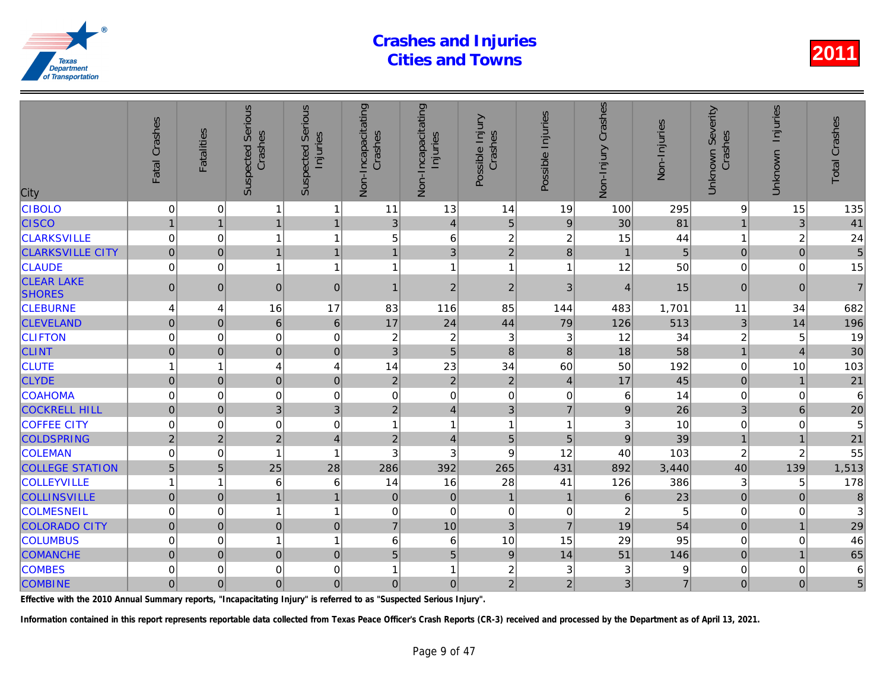# Crashes and Injuries Cities and Towns

2011

| City | Fatal Crashes | Fatalities | Suspected Serious Crashes | Suspected Serious Injuries | Non-Incapacitating Crashes | Non-Incapacitating Injuries | Possible Injury Crashes | Possible Injuries | Non-Injury Crashes | Non-Injuries | Unknown Severity Crashes | Unknown Injuries | Total Crashes |
|---|---|---|---|---|---|---|---|---|---|---|---|---|---|
| CIBOLO | 0 | 0 | 1 | 1 | 11 | 13 | 14 | 19 | 100 | 295 | 9 | 15 | 135 |
| CISCO | 1 | 1 | 1 | 1 | 3 | 4 | 5 | 9 | 30 | 81 | 1 | 3 | 41 |
| CLARKSVILLE | 0 | 0 | 1 | 1 | 5 | 6 | 2 | 2 | 15 | 44 | 1 | 2 | 24 |
| CLARKSVILLE CITY | 0 | 0 | 1 | 1 | 1 | 3 | 2 | 8 | 1 | 5 | 0 | 0 | 5 |
| CLAUDE | 0 | 0 | 1 | 1 | 1 | 1 | 1 | 1 | 12 | 50 | 0 | 0 | 15 |
| CLEAR LAKE SHORES | 0 | 0 | 0 | 0 | 1 | 2 | 2 | 3 | 4 | 15 | 0 | 0 | 7 |
| CLEBURNE | 4 | 4 | 16 | 17 | 83 | 116 | 85 | 144 | 483 | 1,701 | 11 | 34 | 682 |
| CLEVELAND | 0 | 0 | 6 | 6 | 17 | 24 | 44 | 79 | 126 | 513 | 3 | 14 | 196 |
| CLIFTON | 0 | 0 | 0 | 0 | 2 | 2 | 3 | 3 | 12 | 34 | 2 | 5 | 19 |
| CLINT | 0 | 0 | 0 | 0 | 3 | 5 | 8 | 8 | 18 | 58 | 1 | 4 | 30 |
| CLUTE | 1 | 1 | 4 | 4 | 14 | 23 | 34 | 60 | 50 | 192 | 0 | 10 | 103 |
| CLYDE | 0 | 0 | 0 | 0 | 2 | 2 | 2 | 4 | 17 | 45 | 0 | 1 | 21 |
| COAHOMA | 0 | 0 | 0 | 0 | 0 | 0 | 0 | 0 | 6 | 14 | 0 | 0 | 6 |
| COCKRELL HILL | 0 | 0 | 3 | 3 | 2 | 4 | 3 | 7 | 9 | 26 | 3 | 6 | 20 |
| COFFEE CITY | 0 | 0 | 0 | 0 | 1 | 1 | 1 | 1 | 3 | 10 | 0 | 0 | 5 |
| COLDSPRING | 2 | 2 | 2 | 4 | 2 | 4 | 5 | 5 | 9 | 39 | 1 | 1 | 21 |
| COLEMAN | 0 | 0 | 1 | 1 | 3 | 3 | 9 | 12 | 40 | 103 | 2 | 2 | 55 |
| COLLEGE STATION | 5 | 5 | 25 | 28 | 286 | 392 | 265 | 431 | 892 | 3,440 | 40 | 139 | 1,513 |
| COLLEYVILLE | 1 | 1 | 6 | 6 | 14 | 16 | 28 | 41 | 126 | 386 | 3 | 5 | 178 |
| COLLINSVILLE | 0 | 0 | 1 | 1 | 0 | 0 | 1 | 1 | 6 | 23 | 0 | 0 | 8 |
| COLMESNEIL | 0 | 0 | 1 | 1 | 0 | 0 | 0 | 0 | 2 | 5 | 0 | 0 | 3 |
| COLORADO CITY | 0 | 0 | 0 | 0 | 7 | 10 | 3 | 7 | 19 | 54 | 0 | 1 | 29 |
| COLUMBUS | 0 | 0 | 1 | 1 | 6 | 6 | 10 | 15 | 29 | 95 | 0 | 0 | 46 |
| COMANCHE | 0 | 0 | 0 | 0 | 5 | 5 | 9 | 14 | 51 | 146 | 0 | 1 | 65 |
| COMBES | 0 | 0 | 0 | 0 | 1 | 1 | 2 | 3 | 3 | 9 | 0 | 0 | 6 |
| COMBINE | 0 | 0 | 0 | 0 | 0 | 0 | 2 | 2 | 3 | 7 | 0 | 0 | 5 |

**Effective with the 2010 Annual Summary reports, "Incapacitating Injury" is referred to as "Suspected Serious Injury".**

**Information contained in this report represents reportable data collected from Texas Peace Officer's Crash Reports (CR-3) received and processed by the Department as of April 13, 2021.**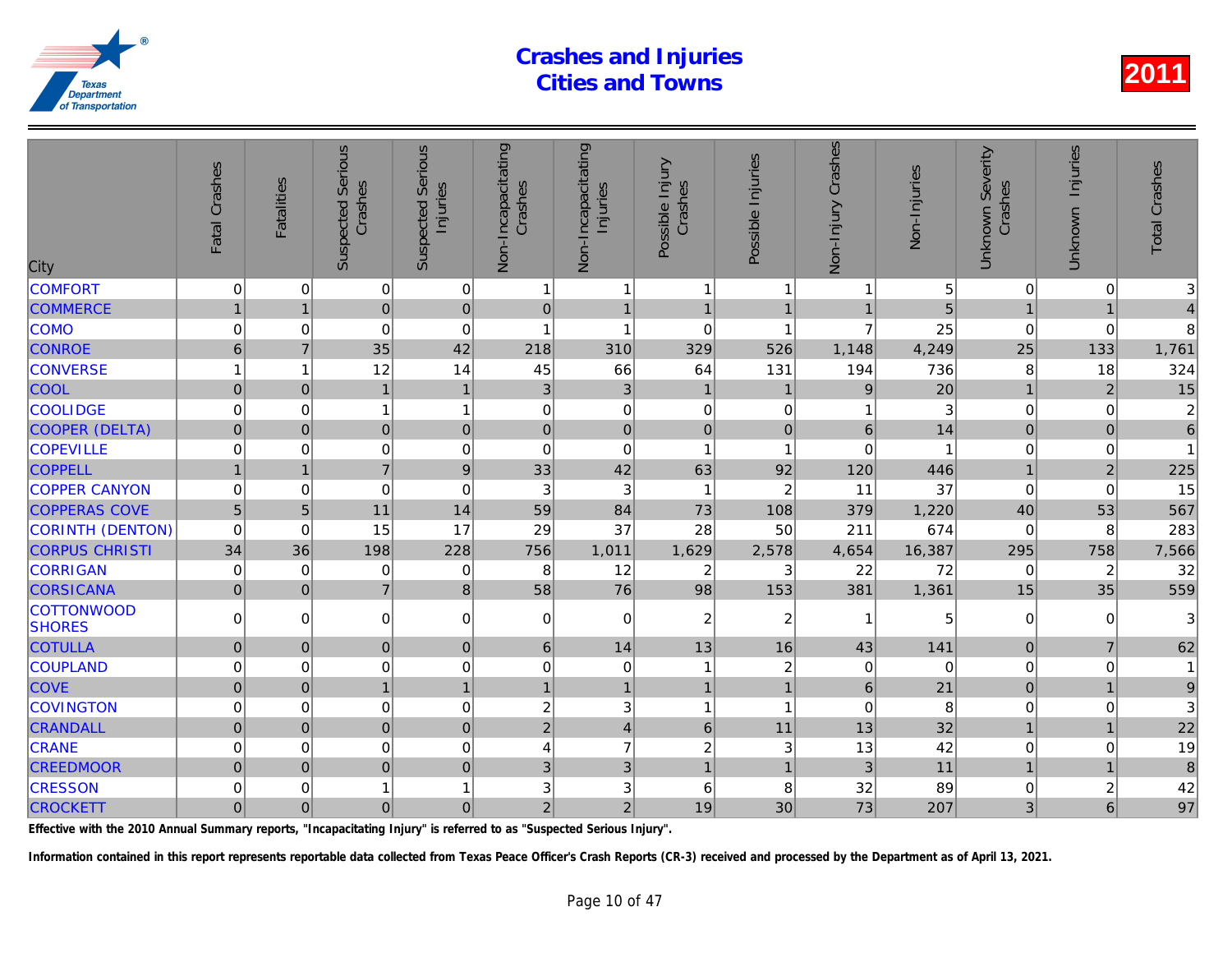# Crashes and Injuries Cities and Towns

2011

| City | Fatal Crashes | Fatalities | Suspected Serious Crashes | Suspected Serious Injuries | Non-Incapacitating Crashes | Non-Incapacitating Injuries | Possible Injury Crashes | Possible Injuries | Non-Injury Crashes | Non-Injuries | Unknown Severity Crashes | Unknown Injuries | Total Crashes |
|---|---|---|---|---|---|---|---|---|---|---|---|---|---|
| COMFORT | 0 | 0 | 0 | 0 | 1 | 1 | 1 | 1 | 1 | 5 | 0 | 0 | 3 |
| COMMERCE | 1 | 1 | 0 | 0 | 0 | 1 | 1 | 1 | 1 | 5 | 1 | 1 | 4 |
| COMO | 0 | 0 | 0 | 0 | 1 | 1 | 0 | 1 | 7 | 25 | 0 | 0 | 8 |
| CONROE | 6 | 7 | 35 | 42 | 218 | 310 | 329 | 526 | 1,148 | 4,249 | 25 | 133 | 1,761 |
| CONVERSE | 1 | 1 | 12 | 14 | 45 | 66 | 64 | 131 | 194 | 736 | 8 | 18 | 324 |
| COOL | 0 | 0 | 1 | 1 | 3 | 3 | 1 | 1 | 9 | 20 | 1 | 2 | 15 |
| COOLIDGE | 0 | 0 | 1 | 1 | 0 | 0 | 0 | 0 | 1 | 3 | 0 | 0 | 2 |
| COOPER (DELTA) | 0 | 0 | 0 | 0 | 0 | 0 | 0 | 0 | 6 | 14 | 0 | 0 | 6 |
| COPEVILLE | 0 | 0 | 0 | 0 | 0 | 0 | 1 | 1 | 0 | 1 | 0 | 0 | 1 |
| COPPELL | 1 | 1 | 7 | 9 | 33 | 42 | 63 | 92 | 120 | 446 | 1 | 2 | 225 |
| COPPER CANYON | 0 | 0 | 0 | 0 | 3 | 3 | 1 | 2 | 11 | 37 | 0 | 0 | 15 |
| COPPERAS COVE | 5 | 5 | 11 | 14 | 59 | 84 | 73 | 108 | 379 | 1,220 | 40 | 53 | 567 |
| CORINTH (DENTON) | 0 | 0 | 15 | 17 | 29 | 37 | 28 | 50 | 211 | 674 | 0 | 8 | 283 |
| CORPUS CHRISTI | 34 | 36 | 198 | 228 | 756 | 1,011 | 1,629 | 2,578 | 4,654 | 16,387 | 295 | 758 | 7,566 |
| CORRIGAN | 0 | 0 | 0 | 0 | 8 | 12 | 2 | 3 | 22 | 72 | 0 | 2 | 32 |
| CORSICANA | 0 | 0 | 7 | 8 | 58 | 76 | 98 | 153 | 381 | 1,361 | 15 | 35 | 559 |
| COTTONWOOD SHORES | 0 | 0 | 0 | 0 | 0 | 0 | 2 | 2 | 1 | 5 | 0 | 0 | 3 |
| COTULLA | 0 | 0 | 0 | 0 | 6 | 14 | 13 | 16 | 43 | 141 | 0 | 7 | 62 |
| COUPLAND | 0 | 0 | 0 | 0 | 0 | 0 | 1 | 2 | 0 | 0 | 0 | 0 | 1 |
| COVE | 0 | 0 | 1 | 1 | 1 | 1 | 1 | 1 | 6 | 21 | 0 | 1 | 9 |
| COVINGTON | 0 | 0 | 0 | 0 | 2 | 3 | 1 | 1 | 0 | 8 | 0 | 0 | 3 |
| CRANDALL | 0 | 0 | 0 | 0 | 2 | 4 | 6 | 11 | 13 | 32 | 1 | 1 | 22 |
| CRANE | 0 | 0 | 0 | 0 | 4 | 7 | 2 | 3 | 13 | 42 | 0 | 0 | 19 |
| CREEDMOOR | 0 | 0 | 0 | 0 | 3 | 3 | 1 | 1 | 3 | 11 | 1 | 1 | 8 |
| CRESSON | 0 | 0 | 1 | 1 | 3 | 3 | 6 | 8 | 32 | 89 | 0 | 2 | 42 |
| CROCKETT | 0 | 0 | 0 | 0 | 2 | 2 | 19 | 30 | 73 | 207 | 3 | 6 | 97 |

**Effective with the 2010 Annual Summary reports, "Incapacitating Injury" is referred to as "Suspected Serious Injury".**

**Information contained in this report represents reportable data collected from Texas Peace Officer's Crash Reports (CR-3) received and processed by the Department as of April 13, 2021.**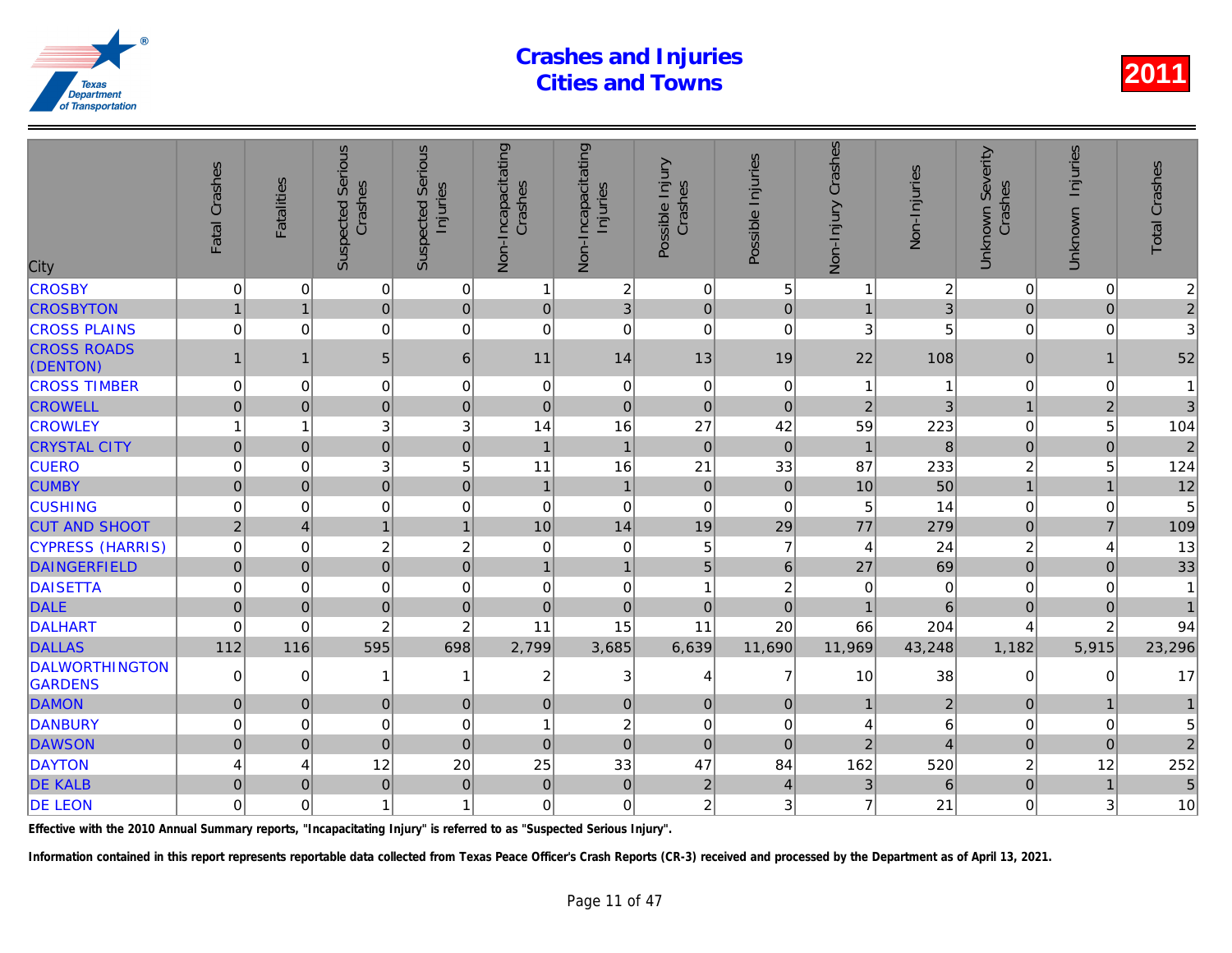# Crashes and Injuries Cities and Towns

**2011**

| City | Fatal Crashes | Fatalities | Suspected Serious Crashes | Suspected Serious Injuries | Non-Incapacitating Crashes | Non-Incapacitating Injuries | Possible Injury Crashes | Possible Injuries | Non-Injury Crashes | Non-Injuries | Unknown Severity Crashes | Unknown Injuries | Total Crashes |
|---|---|---|---|---|---|---|---|---|---|---|---|---|---|
| CROSBY | 0 | 0 | 0 | 0 | 1 | 2 | 0 | 5 | 1 | 2 | 0 | 0 | 2 |
| CROSBYTON | 1 | 1 | 0 | 0 | 0 | 3 | 0 | 0 | 1 | 3 | 0 | 0 | 2 |
| CROSS PLAINS | 0 | 0 | 0 | 0 | 0 | 0 | 0 | 0 | 3 | 5 | 0 | 0 | 3 |
| CROSS ROADS (DENTON) | 1 | 1 | 5 | 6 | 11 | 14 | 13 | 19 | 22 | 108 | 0 | 1 | 52 |
| CROSS TIMBER | 0 | 0 | 0 | 0 | 0 | 0 | 0 | 0 | 1 | 1 | 0 | 0 | 1 |
| CROWELL | 0 | 0 | 0 | 0 | 0 | 0 | 0 | 0 | 2 | 3 | 1 | 2 | 3 |
| CROWLEY | 1 | 1 | 3 | 3 | 14 | 16 | 27 | 42 | 59 | 223 | 0 | 5 | 104 |
| CRYSTAL CITY | 0 | 0 | 0 | 0 | 1 | 1 | 0 | 0 | 1 | 8 | 0 | 0 | 2 |
| CUERO | 0 | 0 | 3 | 5 | 11 | 16 | 21 | 33 | 87 | 233 | 2 | 5 | 124 |
| CUMBY | 0 | 0 | 0 | 0 | 1 | 1 | 0 | 0 | 10 | 50 | 1 | 1 | 12 |
| CUSHING | 0 | 0 | 0 | 0 | 0 | 0 | 0 | 0 | 5 | 14 | 0 | 0 | 5 |
| CUT AND SHOOT | 2 | 4 | 1 | 1 | 10 | 14 | 19 | 29 | 77 | 279 | 0 | 7 | 109 |
| CYPRESS (HARRIS) | 0 | 0 | 2 | 2 | 0 | 0 | 5 | 7 | 4 | 24 | 2 | 4 | 13 |
| DAINGERFIELD | 0 | 0 | 0 | 0 | 1 | 1 | 5 | 6 | 27 | 69 | 0 | 0 | 33 |
| DAISETTA | 0 | 0 | 0 | 0 | 0 | 0 | 1 | 2 | 0 | 0 | 0 | 0 | 1 |
| DALE | 0 | 0 | 0 | 0 | 0 | 0 | 0 | 0 | 1 | 6 | 0 | 0 | 1 |
| DALHART | 0 | 0 | 2 | 2 | 11 | 15 | 11 | 20 | 66 | 204 | 4 | 2 | 94 |
| DALLAS | 112 | 116 | 595 | 698 | 2,799 | 3,685 | 6,639 | 11,690 | 11,969 | 43,248 | 1,182 | 5,915 | 23,296 |
| DALWORTHINGTON GARDENS | 0 | 0 | 1 | 1 | 2 | 3 | 4 | 7 | 10 | 38 | 0 | 0 | 17 |
| DAMON | 0 | 0 | 0 | 0 | 0 | 0 | 0 | 0 | 1 | 2 | 0 | 1 | 1 |
| DANBURY | 0 | 0 | 0 | 0 | 1 | 2 | 0 | 0 | 4 | 6 | 0 | 0 | 5 |
| DAWSON | 0 | 0 | 0 | 0 | 0 | 0 | 0 | 0 | 2 | 4 | 0 | 0 | 2 |
| DAYTON | 4 | 4 | 12 | 20 | 25 | 33 | 47 | 84 | 162 | 520 | 2 | 12 | 252 |
| DE KALB | 0 | 0 | 0 | 0 | 0 | 0 | 2 | 4 | 3 | 6 | 0 | 1 | 5 |
| DE LEON | 0 | 0 | 1 | 1 | 0 | 0 | 2 | 3 | 7 | 21 | 0 | 3 | 10 |

**Effective with the 2010 Annual Summary reports, "Incapacitating Injury" is referred to as "Suspected Serious Injury".**

**Information contained in this report represents reportable data collected from Texas Peace Officer's Crash Reports (CR-3) received and processed by the Department as of April 13, 2021.**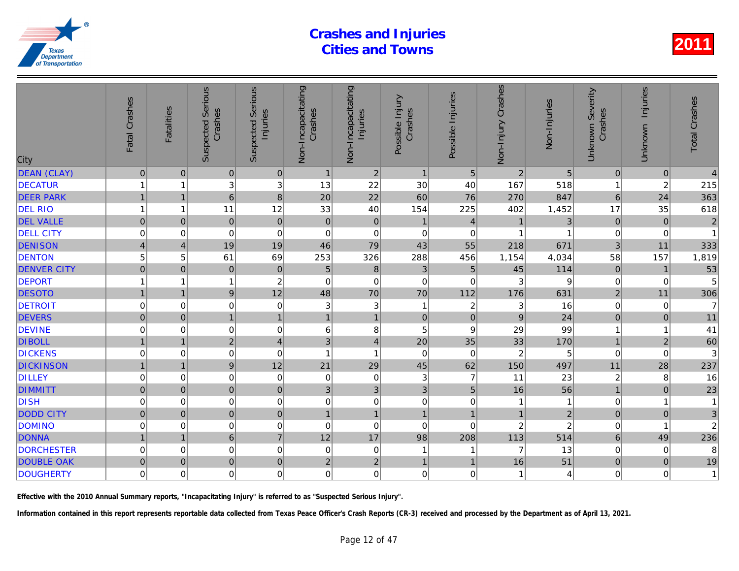# Crashes and Injuries
# Cities and Towns

**2011**

| City | Fatal Crashes | Fatalities | Suspected Serious Crashes | Suspected Serious Injuries | Non-Incapacitating Crashes | Non-Incapacitating Injuries | Possible Injury Crashes | Possible Injuries | Non-Injury Crashes | Non-Injuries | Unknown Severity Crashes | Unknown Injuries | Total Crashes |
|---|---|---|---|---|---|---|---|---|---|---|---|---|---|
| DEAN (CLAY) | 0 | 0 | 0 | 0 | 1 | 2 | 1 | 5 | 2 | 5 | 0 | 0 | 4 |
| DECATUR | 1 | 1 | 3 | 3 | 13 | 22 | 30 | 40 | 167 | 518 | 1 | 2 | 215 |
| DEER PARK | 1 | 1 | 6 | 8 | 20 | 22 | 60 | 76 | 270 | 847 | 6 | 24 | 363 |
| DEL RIO | 1 | 1 | 11 | 12 | 33 | 40 | 154 | 225 | 402 | 1,452 | 17 | 35 | 618 |
| DEL VALLE | 0 | 0 | 0 | 0 | 0 | 0 | 1 | 4 | 1 | 3 | 0 | 0 | 2 |
| DELL CITY | 0 | 0 | 0 | 0 | 0 | 0 | 0 | 0 | 1 | 1 | 0 | 0 | 1 |
| DENISON | 4 | 4 | 19 | 19 | 46 | 79 | 43 | 55 | 218 | 671 | 3 | 11 | 333 |
| DENTON | 5 | 5 | 61 | 69 | 253 | 326 | 288 | 456 | 1,154 | 4,034 | 58 | 157 | 1,819 |
| DENVER CITY | 0 | 0 | 0 | 0 | 5 | 8 | 3 | 5 | 45 | 114 | 0 | 1 | 53 |
| DEPORT | 1 | 1 | 1 | 2 | 0 | 0 | 0 | 0 | 3 | 9 | 0 | 0 | 5 |
| DESOTO | 1 | 1 | 9 | 12 | 48 | 70 | 70 | 112 | 176 | 631 | 2 | 11 | 306 |
| DETROIT | 0 | 0 | 0 | 0 | 3 | 3 | 1 | 2 | 3 | 16 | 0 | 0 | 7 |
| DEVERS | 0 | 0 | 1 | 1 | 1 | 1 | 0 | 0 | 9 | 24 | 0 | 0 | 11 |
| DEVINE | 0 | 0 | 0 | 0 | 6 | 8 | 5 | 9 | 29 | 99 | 1 | 1 | 41 |
| DIBOLL | 1 | 1 | 2 | 4 | 3 | 4 | 20 | 35 | 33 | 170 | 1 | 2 | 60 |
| DICKENS | 0 | 0 | 0 | 0 | 1 | 1 | 0 | 0 | 2 | 5 | 0 | 0 | 3 |
| DICKINSON | 1 | 1 | 9 | 12 | 21 | 29 | 45 | 62 | 150 | 497 | 11 | 28 | 237 |
| DILLEY | 0 | 0 | 0 | 0 | 0 | 0 | 3 | 7 | 11 | 23 | 2 | 8 | 16 |
| DIMMITT | 0 | 0 | 0 | 0 | 3 | 3 | 3 | 5 | 16 | 56 | 1 | 0 | 23 |
| DISH | 0 | 0 | 0 | 0 | 0 | 0 | 0 | 0 | 1 | 1 | 0 | 1 | 1 |
| DODD CITY | 0 | 0 | 0 | 0 | 1 | 1 | 1 | 1 | 1 | 2 | 0 | 0 | 3 |
| DOMINO | 0 | 0 | 0 | 0 | 0 | 0 | 0 | 0 | 2 | 2 | 0 | 1 | 2 |
| DONNA | 1 | 1 | 6 | 7 | 12 | 17 | 98 | 208 | 113 | 514 | 6 | 49 | 236 |
| DORCHESTER | 0 | 0 | 0 | 0 | 0 | 0 | 1 | 1 | 7 | 13 | 0 | 0 | 8 |
| DOUBLE OAK | 0 | 0 | 0 | 0 | 2 | 2 | 1 | 1 | 16 | 51 | 0 | 0 | 19 |
| DOUGHERTY | 0 | 0 | 0 | 0 | 0 | 0 | 0 | 0 | 1 | 4 | 0 | 0 | 1 |

**Effective with the 2010 Annual Summary reports, "Incapacitating Injury" is referred to as "Suspected Serious Injury".**

**Information contained in this report represents reportable data collected from Texas Peace Officer's Crash Reports (CR-3) received and processed by the Department as of April 13, 2021.**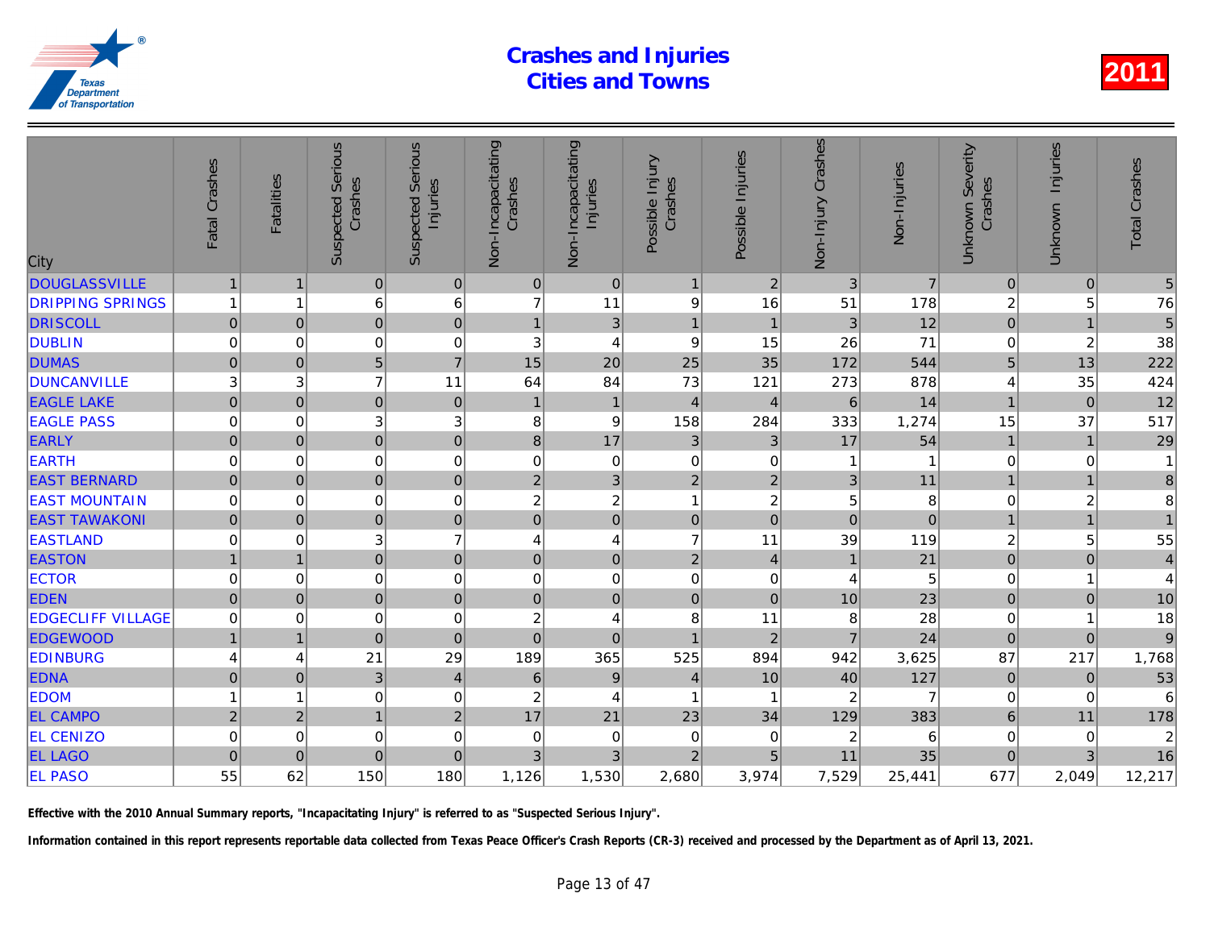# Crashes and Injuries Cities and Towns

2011

| City | Fatal Crashes | Fatalities | Suspected Serious Crashes | Suspected Serious Injuries | Non-Incapacitating Crashes | Non-Incapacitating Injuries | Possible Injury Crashes | Possible Injuries | Non-Injury Crashes | Non-Injuries | Unknown Severity Crashes | Unknown Injuries | Total Crashes |
|---|---|---|---|---|---|---|---|---|---|---|---|---|---|
| DOUGLASSVILLE | 1 | 1 | 0 | 0 | 0 | 0 | 1 | 2 | 3 | 7 | 0 | 0 | 5 |
| DRIPPING SPRINGS | 1 | 1 | 6 | 6 | 7 | 11 | 9 | 16 | 51 | 178 | 2 | 5 | 76 |
| DRISCOLL | 0 | 0 | 0 | 0 | 1 | 3 | 1 | 1 | 3 | 12 | 0 | 1 | 5 |
| DUBLIN | 0 | 0 | 0 | 0 | 3 | 4 | 9 | 15 | 26 | 71 | 0 | 2 | 38 |
| DUMAS | 0 | 0 | 5 | 7 | 15 | 20 | 25 | 35 | 172 | 544 | 5 | 13 | 222 |
| DUNCANVILLE | 3 | 3 | 7 | 11 | 64 | 84 | 73 | 121 | 273 | 878 | 4 | 35 | 424 |
| EAGLE LAKE | 0 | 0 | 0 | 0 | 1 | 1 | 4 | 4 | 6 | 14 | 1 | 0 | 12 |
| EAGLE PASS | 0 | 0 | 3 | 3 | 8 | 9 | 158 | 284 | 333 | 1,274 | 15 | 37 | 517 |
| EARLY | 0 | 0 | 0 | 0 | 8 | 17 | 3 | 3 | 17 | 54 | 1 | 1 | 29 |
| EARTH | 0 | 0 | 0 | 0 | 0 | 0 | 0 | 0 | 1 | 1 | 0 | 0 | 1 |
| EAST BERNARD | 0 | 0 | 0 | 0 | 2 | 3 | 2 | 2 | 3 | 11 | 1 | 1 | 8 |
| EAST MOUNTAIN | 0 | 0 | 0 | 0 | 2 | 2 | 1 | 2 | 5 | 8 | 0 | 2 | 8 |
| EAST TAWAKONI | 0 | 0 | 0 | 0 | 0 | 0 | 0 | 0 | 0 | 0 | 1 | 1 | 1 |
| EASTLAND | 0 | 0 | 3 | 7 | 4 | 4 | 7 | 11 | 39 | 119 | 2 | 5 | 55 |
| EASTON | 1 | 1 | 0 | 0 | 0 | 0 | 2 | 4 | 1 | 21 | 0 | 0 | 4 |
| ECTOR | 0 | 0 | 0 | 0 | 0 | 0 | 0 | 0 | 4 | 5 | 0 | 1 | 4 |
| EDEN | 0 | 0 | 0 | 0 | 0 | 0 | 0 | 0 | 10 | 23 | 0 | 0 | 10 |
| EDGECLIFF VILLAGE | 0 | 0 | 0 | 0 | 2 | 4 | 8 | 11 | 8 | 28 | 0 | 1 | 18 |
| EDGEWOOD | 1 | 1 | 0 | 0 | 0 | 0 | 1 | 2 | 7 | 24 | 0 | 0 | 9 |
| EDINBURG | 4 | 4 | 21 | 29 | 189 | 365 | 525 | 894 | 942 | 3,625 | 87 | 217 | 1,768 |
| EDNA | 0 | 0 | 3 | 4 | 6 | 9 | 4 | 10 | 40 | 127 | 0 | 0 | 53 |
| EDOM | 1 | 1 | 0 | 0 | 2 | 4 | 1 | 1 | 2 | 7 | 0 | 0 | 6 |
| EL CAMPO | 2 | 2 | 1 | 2 | 17 | 21 | 23 | 34 | 129 | 383 | 6 | 11 | 178 |
| EL CENIZO | 0 | 0 | 0 | 0 | 0 | 0 | 0 | 0 | 2 | 6 | 0 | 0 | 2 |
| EL LAGO | 0 | 0 | 0 | 0 | 3 | 3 | 2 | 5 | 11 | 35 | 0 | 3 | 16 |
| EL PASO | 55 | 62 | 150 | 180 | 1,126 | 1,530 | 2,680 | 3,974 | 7,529 | 25,441 | 677 | 2,049 | 12,217 |

**Effective with the 2010 Annual Summary reports, "Incapacitating Injury" is referred to as "Suspected Serious Injury".**

**Information contained in this report represents reportable data collected from Texas Peace Officer's Crash Reports (CR-3) received and processed by the Department as of April 13, 2021.**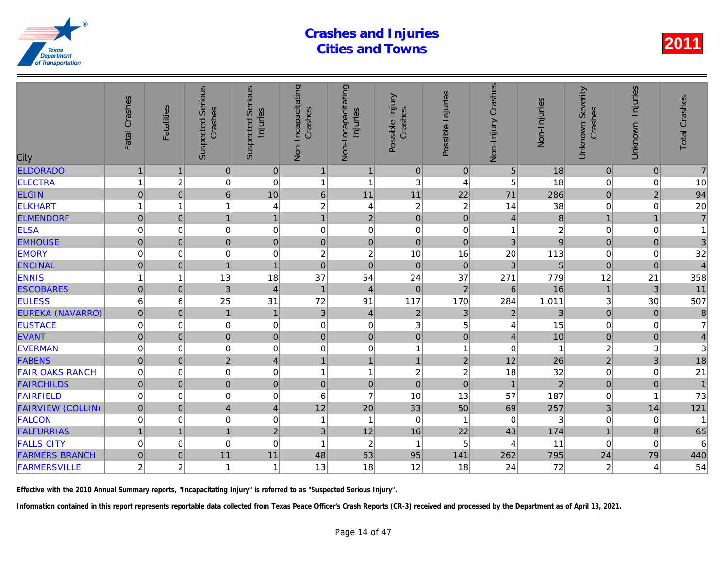# Crashes and Injuries Cities and Towns

2011

| City | Fatal Crashes | Fatalities | Suspected Serious Crashes | Suspected Serious Injuries | Non-Incapacitating Crashes | Non-Incapacitating Injuries | Possible Injury Crashes | Possible Injuries | Non-Injury Crashes | Non-Injuries | Unknown Severity Crashes | Unknown Injuries | Total Crashes |
|---|---|---|---|---|---|---|---|---|---|---|---|---|---|
| ELDORADO | 1 | 1 | 0 | 0 | 1 | 1 | 0 | 0 | 5 | 18 | 0 | 0 | 7 |
| ELECTRA | 1 | 2 | 0 | 0 | 1 | 1 | 3 | 4 | 5 | 18 | 0 | 0 | 10 |
| ELGIN | 0 | 0 | 6 | 10 | 6 | 11 | 11 | 22 | 71 | 286 | 0 | 2 | 94 |
| ELKHART | 1 | 1 | 1 | 4 | 2 | 4 | 2 | 2 | 14 | 38 | 0 | 0 | 20 |
| ELMENDORF | 0 | 0 | 1 | 1 | 1 | 2 | 0 | 0 | 4 | 8 | 1 | 1 | 7 |
| ELSA | 0 | 0 | 0 | 0 | 0 | 0 | 0 | 0 | 1 | 2 | 0 | 0 | 1 |
| EMHOUSE | 0 | 0 | 0 | 0 | 0 | 0 | 0 | 0 | 3 | 9 | 0 | 0 | 3 |
| EMORY | 0 | 0 | 0 | 0 | 2 | 2 | 10 | 16 | 20 | 113 | 0 | 0 | 32 |
| ENCINAL | 0 | 0 | 1 | 1 | 0 | 0 | 0 | 0 | 3 | 5 | 0 | 0 | 4 |
| ENNIS | 1 | 1 | 13 | 18 | 37 | 54 | 24 | 37 | 271 | 779 | 12 | 21 | 358 |
| ESCOBARES | 0 | 0 | 3 | 4 | 1 | 4 | 0 | 2 | 6 | 16 | 1 | 3 | 11 |
| EULESS | 6 | 6 | 25 | 31 | 72 | 91 | 117 | 170 | 284 | 1,011 | 3 | 30 | 507 |
| EUREKA (NAVARRO) | 0 | 0 | 1 | 1 | 3 | 4 | 2 | 3 | 2 | 3 | 0 | 0 | 8 |
| EUSTACE | 0 | 0 | 0 | 0 | 0 | 0 | 3 | 5 | 4 | 15 | 0 | 0 | 7 |
| EVANT | 0 | 0 | 0 | 0 | 0 | 0 | 0 | 0 | 4 | 10 | 0 | 0 | 4 |
| EVERMAN | 0 | 0 | 0 | 0 | 0 | 0 | 1 | 1 | 0 | 1 | 2 | 3 | 3 |
| FABENS | 0 | 0 | 2 | 4 | 1 | 1 | 1 | 2 | 12 | 26 | 2 | 3 | 18 |
| FAIR OAKS RANCH | 0 | 0 | 0 | 0 | 1 | 1 | 2 | 2 | 18 | 32 | 0 | 0 | 21 |
| FAIRCHILDS | 0 | 0 | 0 | 0 | 0 | 0 | 0 | 0 | 1 | 2 | 0 | 0 | 1 |
| FAIRFIELD | 0 | 0 | 0 | 0 | 6 | 7 | 10 | 13 | 57 | 187 | 0 | 1 | 73 |
| FAIRVIEW (COLLIN) | 0 | 0 | 4 | 4 | 12 | 20 | 33 | 50 | 69 | 257 | 3 | 14 | 121 |
| FALCON | 0 | 0 | 0 | 0 | 1 | 1 | 0 | 1 | 0 | 3 | 0 | 0 | 1 |
| FALFURRIAS | 1 | 1 | 1 | 2 | 3 | 12 | 16 | 22 | 43 | 174 | 1 | 8 | 65 |
| FALLS CITY | 0 | 0 | 0 | 0 | 1 | 2 | 1 | 5 | 4 | 11 | 0 | 0 | 6 |
| FARMERS BRANCH | 0 | 0 | 11 | 11 | 48 | 63 | 95 | 141 | 262 | 795 | 24 | 79 | 440 |
| FARMERSVILLE | 2 | 2 | 1 | 1 | 13 | 18 | 12 | 18 | 24 | 72 | 2 | 4 | 54 |

**Effective with the 2010 Annual Summary reports, "Incapacitating Injury" is referred to as "Suspected Serious Injury".**

**Information contained in this report represents reportable data collected from Texas Peace Officer's Crash Reports (CR-3) received and processed by the Department as of April 13, 2021.**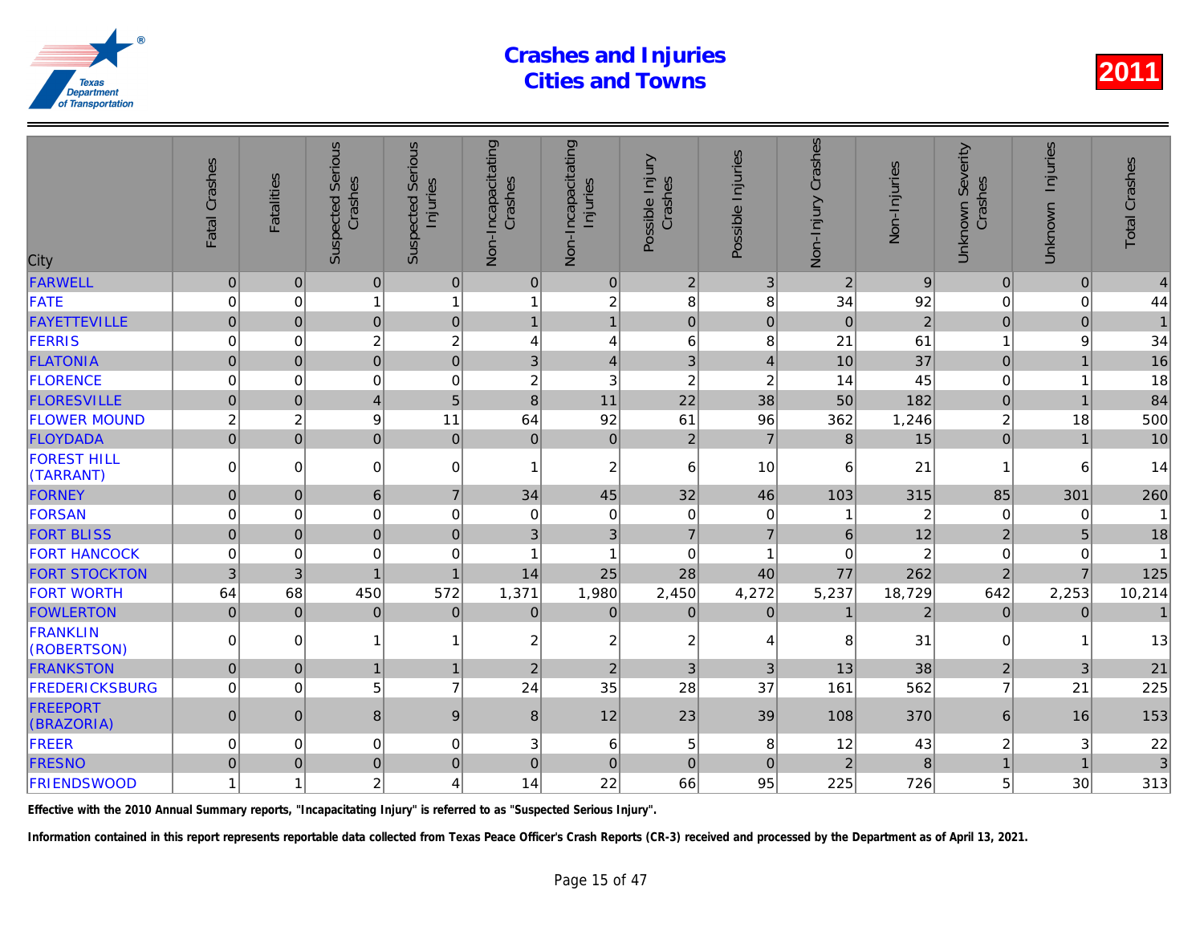# Crashes and Injuries Cities and Towns

**2011**

| City | Fatal Crashes | Fatalities | Suspected Serious Crashes | Suspected Serious Injuries | Non-Incapacitating Crashes | Non-Incapacitating Injuries | Possible Injury Crashes | Possible Injuries | Non-Injury Crashes | Non-Injuries | Unknown Severity Crashes | Unknown Injuries | Total Crashes |
|---|---|---|---|---|---|---|---|---|---|---|---|---|---|
| FARWELL | 0 | 0 | 0 | 0 | 0 | 0 | 2 | 3 | 2 | 9 | 0 | 0 | 4 |
| FATE | 0 | 0 | 1 | 1 | 1 | 2 | 8 | 8 | 34 | 92 | 0 | 0 | 44 |
| FAYETTEVILLE | 0 | 0 | 0 | 0 | 1 | 1 | 0 | 0 | 0 | 2 | 0 | 0 | 1 |
| FERRIS | 0 | 0 | 2 | 2 | 4 | 4 | 6 | 8 | 21 | 61 | 1 | 9 | 34 |
| FLATONIA | 0 | 0 | 0 | 0 | 3 | 4 | 3 | 4 | 10 | 37 | 0 | 1 | 16 |
| FLORENCE | 0 | 0 | 0 | 0 | 2 | 3 | 2 | 2 | 14 | 45 | 0 | 1 | 18 |
| FLORESVILLE | 0 | 0 | 4 | 5 | 8 | 11 | 22 | 38 | 50 | 182 | 0 | 1 | 84 |
| FLOWER MOUND | 2 | 2 | 9 | 11 | 64 | 92 | 61 | 96 | 362 | 1,246 | 2 | 18 | 500 |
| FLOYDADA | 0 | 0 | 0 | 0 | 0 | 0 | 2 | 7 | 8 | 15 | 0 | 1 | 10 |
| FOREST HILL (TARRANT) | 0 | 0 | 0 | 0 | 1 | 2 | 6 | 10 | 6 | 21 | 1 | 6 | 14 |
| FORNEY | 0 | 0 | 6 | 7 | 34 | 45 | 32 | 46 | 103 | 315 | 85 | 301 | 260 |
| FORSAN | 0 | 0 | 0 | 0 | 0 | 0 | 0 | 0 | 1 | 2 | 0 | 0 | 1 |
| FORT BLISS | 0 | 0 | 0 | 0 | 3 | 3 | 7 | 7 | 6 | 12 | 2 | 5 | 18 |
| FORT HANCOCK | 0 | 0 | 0 | 0 | 1 | 1 | 0 | 1 | 0 | 2 | 0 | 0 | 1 |
| FORT STOCKTON | 3 | 3 | 1 | 1 | 14 | 25 | 28 | 40 | 77 | 262 | 2 | 7 | 125 |
| FORT WORTH | 64 | 68 | 450 | 572 | 1,371 | 1,980 | 2,450 | 4,272 | 5,237 | 18,729 | 642 | 2,253 | 10,214 |
| FOWLERTON | 0 | 0 | 0 | 0 | 0 | 0 | 0 | 0 | 1 | 2 | 0 | 0 | 1 |
| FRANKLIN (ROBERTSON) | 0 | 0 | 1 | 1 | 2 | 2 | 2 | 4 | 8 | 31 | 0 | 1 | 13 |
| FRANKSTON | 0 | 0 | 1 | 1 | 2 | 2 | 3 | 3 | 13 | 38 | 2 | 3 | 21 |
| FREDERICKSBURG | 0 | 0 | 5 | 7 | 24 | 35 | 28 | 37 | 161 | 562 | 7 | 21 | 225 |
| FREEPORT (BRAZORIA) | 0 | 0 | 8 | 9 | 8 | 12 | 23 | 39 | 108 | 370 | 6 | 16 | 153 |
| FREER | 0 | 0 | 0 | 0 | 3 | 6 | 5 | 8 | 12 | 43 | 2 | 3 | 22 |
| FRESNO | 0 | 0 | 0 | 0 | 0 | 0 | 0 | 0 | 2 | 8 | 1 | 1 | 3 |
| FRIENDSWOOD | 1 | 1 | 2 | 4 | 14 | 22 | 66 | 95 | 225 | 726 | 5 | 30 | 313 |

**Effective with the 2010 Annual Summary reports, "Incapacitating Injury" is referred to as "Suspected Serious Injury".**

**Information contained in this report represents reportable data collected from Texas Peace Officer's Crash Reports (CR-3) received and processed by the Department as of April 13, 2021.**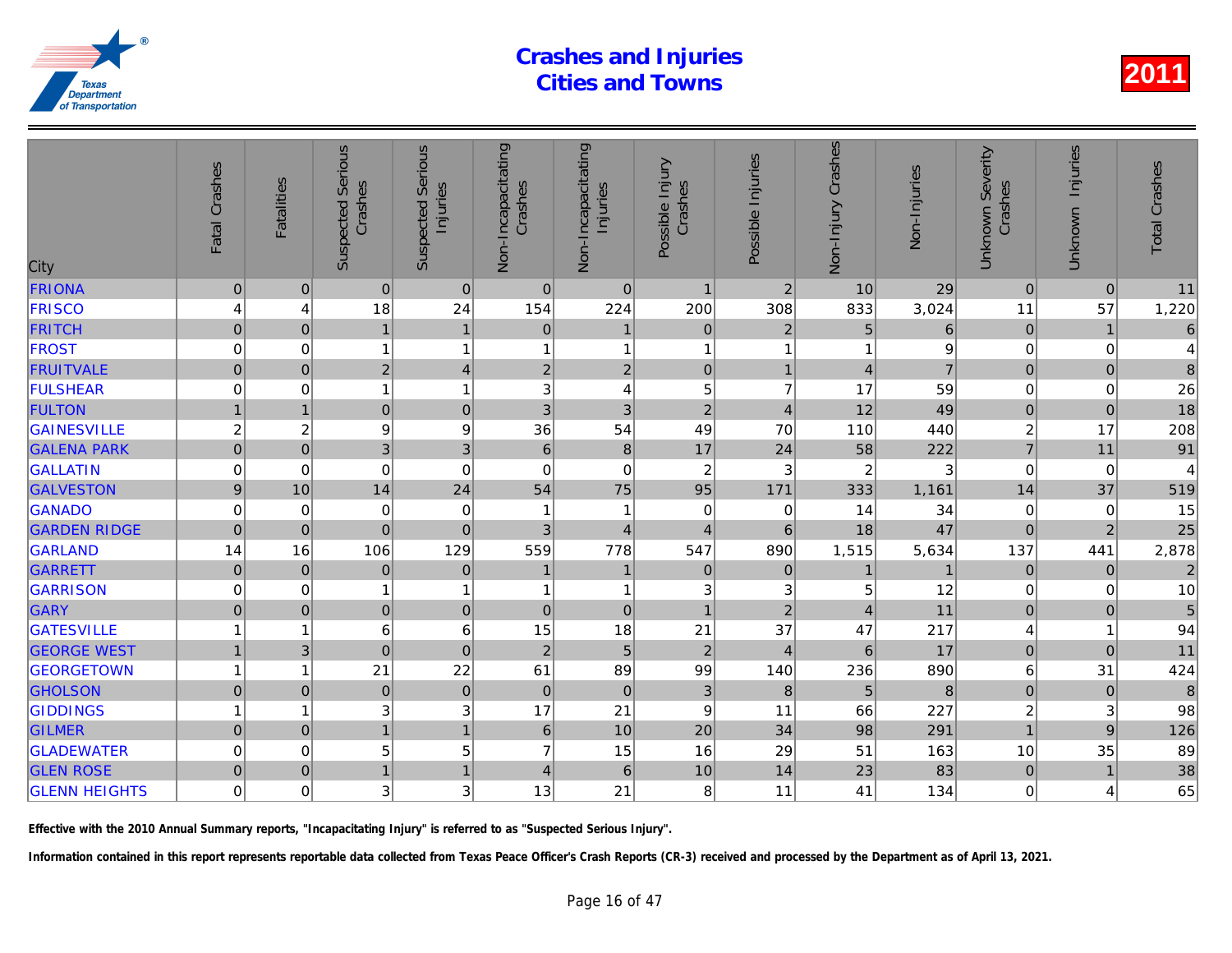# Crashes and Injuries Cities and Towns

2011

| City | Fatal Crashes | Fatalities | Suspected Serious Crashes | Suspected Serious Injuries | Non-Incapacitating Crashes | Non-Incapacitating Injuries | Possible Injury Crashes | Possible Injuries | Non-Injury Crashes | Non-Injuries | Unknown Severity Crashes | Unknown Injuries | Total Crashes |
|---|---|---|---|---|---|---|---|---|---|---|---|---|---|
| FRIONA | 0 | 0 | 0 | 0 | 0 | 0 | 1 | 2 | 10 | 29 | 0 | 0 | 11 |
| FRISCO | 4 | 4 | 18 | 24 | 154 | 224 | 200 | 308 | 833 | 3,024 | 11 | 57 | 1,220 |
| FRITCH | 0 | 0 | 1 | 1 | 0 | 1 | 0 | 2 | 5 | 6 | 0 | 1 | 6 |
| FROST | 0 | 0 | 1 | 1 | 1 | 1 | 1 | 1 | 1 | 9 | 0 | 0 | 4 |
| FRUITVALE | 0 | 0 | 2 | 4 | 2 | 2 | 0 | 1 | 4 | 7 | 0 | 0 | 8 |
| FULSHEAR | 0 | 0 | 1 | 1 | 3 | 4 | 5 | 7 | 17 | 59 | 0 | 0 | 26 |
| FULTON | 1 | 1 | 0 | 0 | 3 | 3 | 2 | 4 | 12 | 49 | 0 | 0 | 18 |
| GAINESVILLE | 2 | 2 | 9 | 9 | 36 | 54 | 49 | 70 | 110 | 440 | 2 | 17 | 208 |
| GALENA PARK | 0 | 0 | 3 | 3 | 6 | 8 | 17 | 24 | 58 | 222 | 7 | 11 | 91 |
| GALLATIN | 0 | 0 | 0 | 0 | 0 | 0 | 2 | 3 | 2 | 3 | 0 | 0 | 4 |
| GALVESTON | 9 | 10 | 14 | 24 | 54 | 75 | 95 | 171 | 333 | 1,161 | 14 | 37 | 519 |
| GANADO | 0 | 0 | 0 | 0 | 1 | 1 | 0 | 0 | 14 | 34 | 0 | 0 | 15 |
| GARDEN RIDGE | 0 | 0 | 0 | 0 | 3 | 4 | 4 | 6 | 18 | 47 | 0 | 2 | 25 |
| GARLAND | 14 | 16 | 106 | 129 | 559 | 778 | 547 | 890 | 1,515 | 5,634 | 137 | 441 | 2,878 |
| GARRETT | 0 | 0 | 0 | 0 | 1 | 1 | 0 | 0 | 1 | 1 | 0 | 0 | 2 |
| GARRISON | 0 | 0 | 1 | 1 | 1 | 1 | 3 | 3 | 5 | 12 | 0 | 0 | 10 |
| GARY | 0 | 0 | 0 | 0 | 0 | 0 | 1 | 2 | 4 | 11 | 0 | 0 | 5 |
| GATESVILLE | 1 | 1 | 6 | 6 | 15 | 18 | 21 | 37 | 47 | 217 | 4 | 1 | 94 |
| GEORGE WEST | 1 | 3 | 0 | 0 | 2 | 5 | 2 | 4 | 6 | 17 | 0 | 0 | 11 |
| GEORGETOWN | 1 | 1 | 21 | 22 | 61 | 89 | 99 | 140 | 236 | 890 | 6 | 31 | 424 |
| GHOLSON | 0 | 0 | 0 | 0 | 0 | 0 | 3 | 8 | 5 | 8 | 0 | 0 | 8 |
| GIDDINGS | 1 | 1 | 3 | 3 | 17 | 21 | 9 | 11 | 66 | 227 | 2 | 3 | 98 |
| GILMER | 0 | 0 | 1 | 1 | 6 | 10 | 20 | 34 | 98 | 291 | 1 | 9 | 126 |
| GLADEWATER | 0 | 0 | 5 | 5 | 7 | 15 | 16 | 29 | 51 | 163 | 10 | 35 | 89 |
| GLEN ROSE | 0 | 0 | 1 | 1 | 4 | 6 | 10 | 14 | 23 | 83 | 0 | 1 | 38 |
| GLENN HEIGHTS | 0 | 0 | 3 | 3 | 13 | 21 | 8 | 11 | 41 | 134 | 0 | 4 | 65 |

**Effective with the 2010 Annual Summary reports, "Incapacitating Injury" is referred to as "Suspected Serious Injury".**

**Information contained in this report represents reportable data collected from Texas Peace Officer's Crash Reports (CR-3) received and processed by the Department as of April 13, 2021.**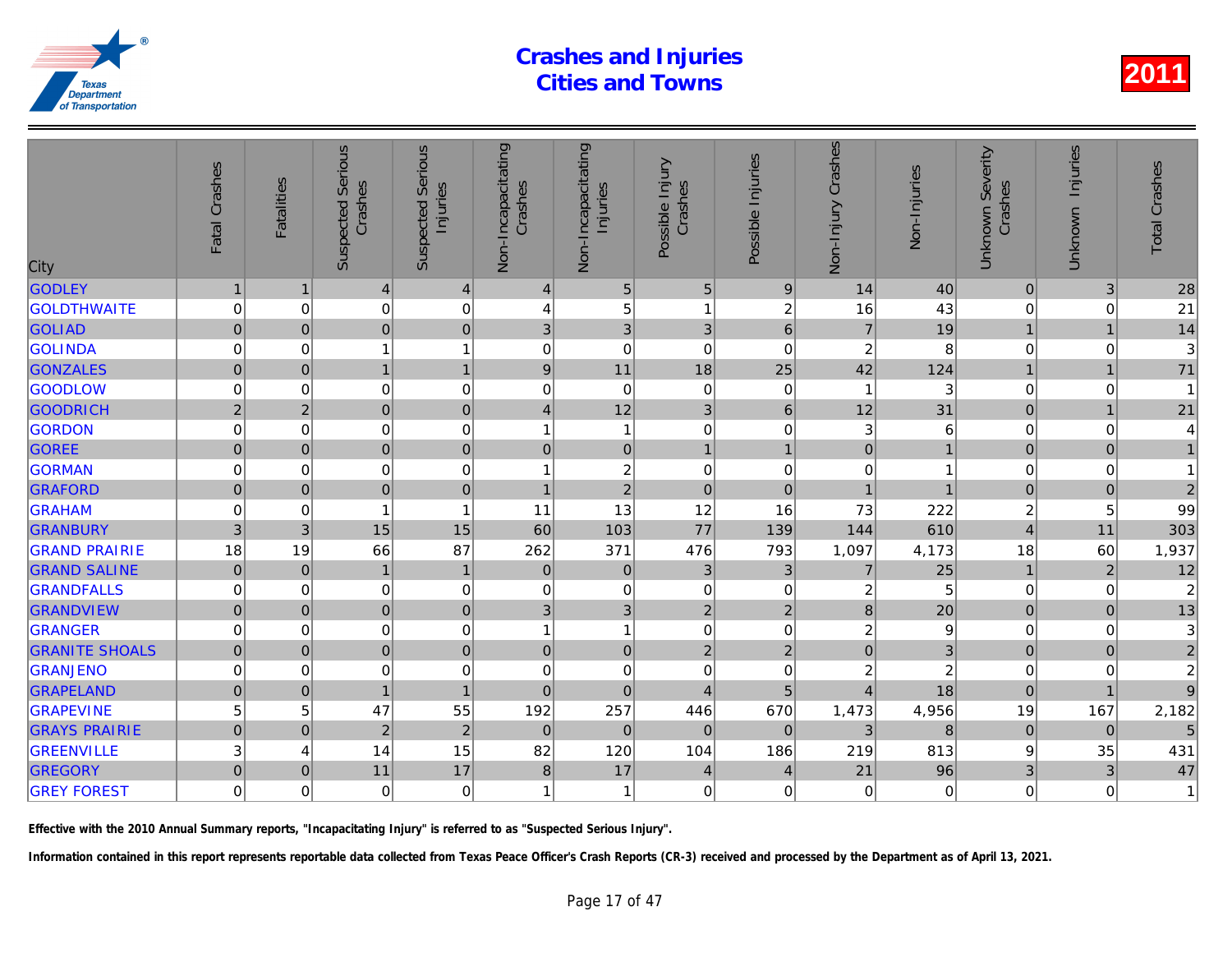# Crashes and Injuries Cities and Towns

**2011**

| City | Fatal Crashes | Fatalities | Suspected Serious Crashes | Suspected Serious Injuries | Non-Incapacitating Crashes | Non-Incapacitating Injuries | Possible Injury Crashes | Possible Injuries | Non-Injury Crashes | Non-Injuries | Unknown Severity Crashes | Unknown Injuries | Total Crashes |
|---|---|---|---|---|---|---|---|---|---|---|---|---|---|
| GODLEY | 1 | 1 | 4 | 4 | 4 | 5 | 5 | 9 | 14 | 40 | 0 | 3 | 28 |
| GOLDTHWAITE | 0 | 0 | 0 | 0 | 4 | 5 | 1 | 2 | 16 | 43 | 0 | 0 | 21 |
| GOLIAD | 0 | 0 | 0 | 0 | 3 | 3 | 3 | 6 | 7 | 19 | 1 | 1 | 14 |
| GOLINDA | 0 | 0 | 1 | 1 | 0 | 0 | 0 | 0 | 2 | 8 | 0 | 0 | 3 |
| GONZALES | 0 | 0 | 1 | 1 | 9 | 11 | 18 | 25 | 42 | 124 | 1 | 1 | 71 |
| GOODLOW | 0 | 0 | 0 | 0 | 0 | 0 | 0 | 0 | 1 | 3 | 0 | 0 | 1 |
| GOODRICH | 2 | 2 | 0 | 0 | 4 | 12 | 3 | 6 | 12 | 31 | 0 | 1 | 21 |
| GORDON | 0 | 0 | 0 | 0 | 1 | 1 | 0 | 0 | 3 | 6 | 0 | 0 | 4 |
| GOREE | 0 | 0 | 0 | 0 | 0 | 0 | 1 | 1 | 0 | 1 | 0 | 0 | 1 |
| GORMAN | 0 | 0 | 0 | 0 | 1 | 2 | 0 | 0 | 0 | 1 | 0 | 0 | 1 |
| GRAFORD | 0 | 0 | 0 | 0 | 1 | 2 | 0 | 0 | 1 | 1 | 0 | 0 | 2 |
| GRAHAM | 0 | 0 | 1 | 1 | 11 | 13 | 12 | 16 | 73 | 222 | 2 | 5 | 99 |
| GRANBURY | 3 | 3 | 15 | 15 | 60 | 103 | 77 | 139 | 144 | 610 | 4 | 11 | 303 |
| GRAND PRAIRIE | 18 | 19 | 66 | 87 | 262 | 371 | 476 | 793 | 1,097 | 4,173 | 18 | 60 | 1,937 |
| GRAND SALINE | 0 | 0 | 1 | 1 | 0 | 0 | 3 | 3 | 7 | 25 | 1 | 2 | 12 |
| GRANDFALLS | 0 | 0 | 0 | 0 | 0 | 0 | 0 | 0 | 2 | 5 | 0 | 0 | 2 |
| GRANDVIEW | 0 | 0 | 0 | 0 | 3 | 3 | 2 | 2 | 8 | 20 | 0 | 0 | 13 |
| GRANGER | 0 | 0 | 0 | 0 | 1 | 1 | 0 | 0 | 2 | 9 | 0 | 0 | 3 |
| GRANITE SHOALS | 0 | 0 | 0 | 0 | 0 | 0 | 2 | 2 | 0 | 3 | 0 | 0 | 2 |
| GRANJENO | 0 | 0 | 0 | 0 | 0 | 0 | 0 | 0 | 2 | 2 | 0 | 0 | 2 |
| GRAPELAND | 0 | 0 | 1 | 1 | 0 | 0 | 4 | 5 | 4 | 18 | 0 | 1 | 9 |
| GRAPEVINE | 5 | 5 | 47 | 55 | 192 | 257 | 446 | 670 | 1,473 | 4,956 | 19 | 167 | 2,182 |
| GRAYS PRAIRIE | 0 | 0 | 2 | 2 | 0 | 0 | 0 | 0 | 3 | 8 | 0 | 0 | 5 |
| GREENVILLE | 3 | 4 | 14 | 15 | 82 | 120 | 104 | 186 | 219 | 813 | 9 | 35 | 431 |
| GREGORY | 0 | 0 | 11 | 17 | 8 | 17 | 4 | 4 | 21 | 96 | 3 | 3 | 47 |
| GREY FOREST | 0 | 0 | 0 | 0 | 1 | 1 | 0 | 0 | 0 | 0 | 0 | 0 | 1 |

**Effective with the 2010 Annual Summary reports, "Incapacitating Injury" is referred to as "Suspected Serious Injury".**

**Information contained in this report represents reportable data collected from Texas Peace Officer's Crash Reports (CR-3) received and processed by the Department as of April 13, 2021.**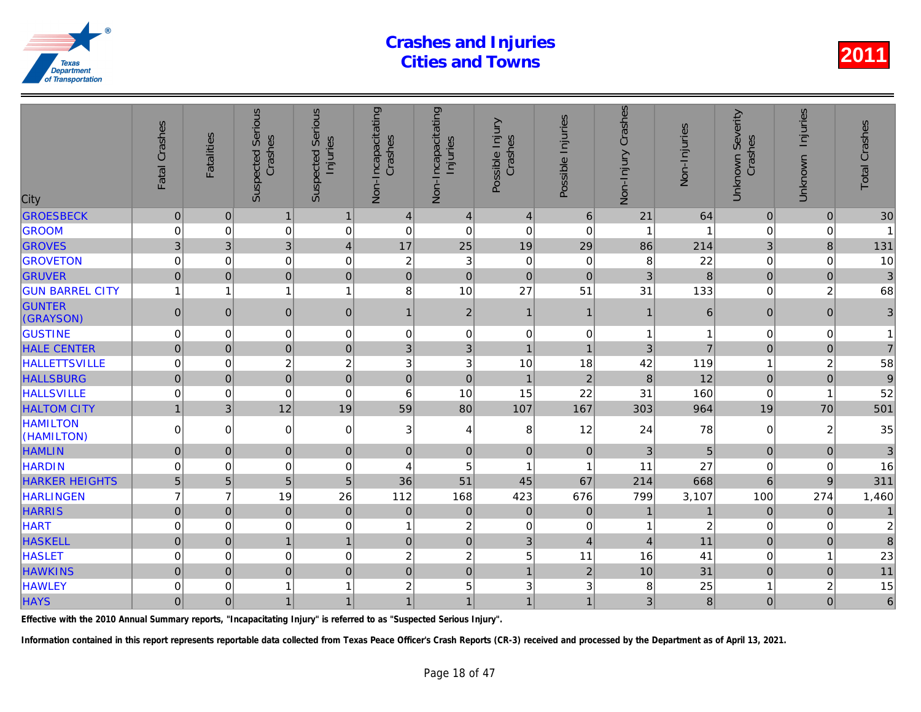# Crashes and Injuries Cities and Towns

2011

| City | Fatal Crashes | Fatalities | Suspected Serious Crashes | Suspected Serious Injuries | Non-Incapacitating Crashes | Non-Incapacitating Injuries | Possible Injury Crashes | Possible Injuries | Non-Injury Crashes | Non-Injuries | Unknown Severity Crashes | Unknown Injuries | Total Crashes |
|---|---|---|---|---|---|---|---|---|---|---|---|---|---|
| GROESBECK | 0 | 0 | 1 | 1 | 4 | 4 | 4 | 6 | 21 | 64 | 0 | 0 | 30 |
| GROOM | 0 | 0 | 0 | 0 | 0 | 0 | 0 | 0 | 1 | 1 | 0 | 0 | 1 |
| GROVES | 3 | 3 | 3 | 4 | 17 | 25 | 19 | 29 | 86 | 214 | 3 | 8 | 131 |
| GROVETON | 0 | 0 | 0 | 0 | 2 | 3 | 0 | 0 | 8 | 22 | 0 | 0 | 10 |
| GRUVER | 0 | 0 | 0 | 0 | 0 | 0 | 0 | 0 | 3 | 8 | 0 | 0 | 3 |
| GUN BARREL CITY | 1 | 1 | 1 | 1 | 8 | 10 | 27 | 51 | 31 | 133 | 0 | 2 | 68 |
| GUNTER (GRAYSON) | 0 | 0 | 0 | 0 | 1 | 2 | 1 | 1 | 1 | 6 | 0 | 0 | 3 |
| GUSTINE | 0 | 0 | 0 | 0 | 0 | 0 | 0 | 0 | 1 | 1 | 0 | 0 | 1 |
| HALE CENTER | 0 | 0 | 0 | 0 | 3 | 3 | 1 | 1 | 3 | 7 | 0 | 0 | 7 |
| HALLETTSVILLE | 0 | 0 | 2 | 2 | 3 | 3 | 10 | 18 | 42 | 119 | 1 | 2 | 58 |
| HALLSBURG | 0 | 0 | 0 | 0 | 0 | 0 | 1 | 2 | 8 | 12 | 0 | 0 | 9 |
| HALLSVILLE | 0 | 0 | 0 | 0 | 6 | 10 | 15 | 22 | 31 | 160 | 0 | 1 | 52 |
| HALTOM CITY | 1 | 3 | 12 | 19 | 59 | 80 | 107 | 167 | 303 | 964 | 19 | 70 | 501 |
| HAMILTON (HAMILTON) | 0 | 0 | 0 | 0 | 3 | 4 | 8 | 12 | 24 | 78 | 0 | 2 | 35 |
| HAMLIN | 0 | 0 | 0 | 0 | 0 | 0 | 0 | 0 | 3 | 5 | 0 | 0 | 3 |
| HARDIN | 0 | 0 | 0 | 0 | 4 | 5 | 1 | 1 | 11 | 27 | 0 | 0 | 16 |
| HARKER HEIGHTS | 5 | 5 | 5 | 5 | 36 | 51 | 45 | 67 | 214 | 668 | 6 | 9 | 311 |
| HARLINGEN | 7 | 7 | 19 | 26 | 112 | 168 | 423 | 676 | 799 | 3,107 | 100 | 274 | 1,460 |
| HARRIS | 0 | 0 | 0 | 0 | 0 | 0 | 0 | 0 | 1 | 1 | 0 | 0 | 1 |
| HART | 0 | 0 | 0 | 0 | 1 | 2 | 0 | 0 | 1 | 2 | 0 | 0 | 2 |
| HASKELL | 0 | 0 | 1 | 1 | 0 | 0 | 3 | 4 | 4 | 11 | 0 | 0 | 8 |
| HASLET | 0 | 0 | 0 | 0 | 2 | 2 | 5 | 11 | 16 | 41 | 0 | 1 | 23 |
| HAWKINS | 0 | 0 | 0 | 0 | 0 | 0 | 1 | 2 | 10 | 31 | 0 | 0 | 11 |
| HAWLEY | 0 | 0 | 1 | 1 | 2 | 5 | 3 | 3 | 8 | 25 | 1 | 2 | 15 |
| HAYS | 0 | 0 | 1 | 1 | 1 | 1 | 1 | 1 | 3 | 8 | 0 | 0 | 6 |

**Effective with the 2010 Annual Summary reports, "Incapacitating Injury" is referred to as "Suspected Serious Injury".**

**Information contained in this report represents reportable data collected from Texas Peace Officer's Crash Reports (CR-3) received and processed by the Department as of April 13, 2021.**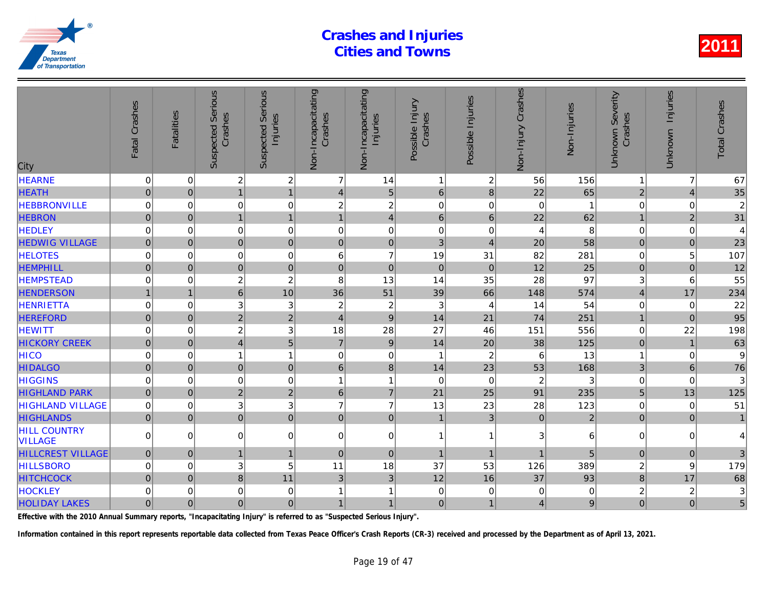# Crashes and Injuries Cities and Towns

2011

| City | Fatal Crashes | Fatalities | Suspected Serious Crashes | Suspected Serious Injuries | Non-Incapacitating Crashes | Non-Incapacitating Injuries | Possible Injury Crashes | Possible Injuries | Non-Injury Crashes | Non-Injuries | Unknown Severity Crashes | Unknown Injuries | Total Crashes |
|---|---|---|---|---|---|---|---|---|---|---|---|---|---|
| HEARNE | 0 | 0 | 2 | 2 | 7 | 14 | 1 | 2 | 56 | 156 | 1 | 7 | 67 |
| HEATH | 0 | 0 | 1 | 1 | 4 | 5 | 6 | 8 | 22 | 65 | 2 | 4 | 35 |
| HEBBRONVILLE | 0 | 0 | 0 | 0 | 2 | 2 | 0 | 0 | 0 | 1 | 0 | 0 | 2 |
| HEBRON | 0 | 0 | 1 | 1 | 1 | 4 | 6 | 6 | 22 | 62 | 1 | 2 | 31 |
| HEDLEY | 0 | 0 | 0 | 0 | 0 | 0 | 0 | 0 | 4 | 8 | 0 | 0 | 4 |
| HEDWIG VILLAGE | 0 | 0 | 0 | 0 | 0 | 0 | 3 | 4 | 20 | 58 | 0 | 0 | 23 |
| HELOTES | 0 | 0 | 0 | 0 | 6 | 7 | 19 | 31 | 82 | 281 | 0 | 5 | 107 |
| HEMPHILL | 0 | 0 | 0 | 0 | 0 | 0 | 0 | 0 | 12 | 25 | 0 | 0 | 12 |
| HEMPSTEAD | 0 | 0 | 2 | 2 | 8 | 13 | 14 | 35 | 28 | 97 | 3 | 6 | 55 |
| HENDERSON | 1 | 1 | 6 | 10 | 36 | 51 | 39 | 66 | 148 | 574 | 4 | 17 | 234 |
| HENRIETTA | 0 | 0 | 3 | 3 | 2 | 2 | 3 | 4 | 14 | 54 | 0 | 0 | 22 |
| HEREFORD | 0 | 0 | 2 | 2 | 4 | 9 | 14 | 21 | 74 | 251 | 1 | 0 | 95 |
| HEWITT | 0 | 0 | 2 | 3 | 18 | 28 | 27 | 46 | 151 | 556 | 0 | 22 | 198 |
| HICKORY CREEK | 0 | 0 | 4 | 5 | 7 | 9 | 14 | 20 | 38 | 125 | 0 | 1 | 63 |
| HICO | 0 | 0 | 1 | 1 | 0 | 0 | 1 | 2 | 6 | 13 | 1 | 0 | 9 |
| HIDALGO | 0 | 0 | 0 | 0 | 6 | 8 | 14 | 23 | 53 | 168 | 3 | 6 | 76 |
| HIGGINS | 0 | 0 | 0 | 0 | 1 | 1 | 0 | 0 | 2 | 3 | 0 | 0 | 3 |
| HIGHLAND PARK | 0 | 0 | 2 | 2 | 6 | 7 | 21 | 25 | 91 | 235 | 5 | 13 | 125 |
| HIGHLAND VILLAGE | 0 | 0 | 3 | 3 | 7 | 7 | 13 | 23 | 28 | 123 | 0 | 0 | 51 |
| HIGHLANDS | 0 | 0 | 0 | 0 | 0 | 0 | 1 | 3 | 0 | 2 | 0 | 0 | 1 |
| HILL COUNTRY VILLAGE | 0 | 0 | 0 | 0 | 0 | 0 | 1 | 1 | 3 | 6 | 0 | 0 | 4 |
| HILLCREST VILLAGE | 0 | 0 | 1 | 1 | 0 | 0 | 1 | 1 | 1 | 5 | 0 | 0 | 3 |
| HILLSBORO | 0 | 0 | 3 | 5 | 11 | 18 | 37 | 53 | 126 | 389 | 2 | 9 | 179 |
| HITCHCOCK | 0 | 0 | 8 | 11 | 3 | 3 | 12 | 16 | 37 | 93 | 8 | 17 | 68 |
| HOCKLEY | 0 | 0 | 0 | 0 | 1 | 1 | 0 | 0 | 0 | 0 | 2 | 2 | 3 |
| HOLIDAY LAKES | 0 | 0 | 0 | 0 | 1 | 1 | 0 | 1 | 4 | 9 | 0 | 0 | 5 |

**Effective with the 2010 Annual Summary reports, "Incapacitating Injury" is referred to as "Suspected Serious Injury".**

**Information contained in this report represents reportable data collected from Texas Peace Officer's Crash Reports (CR-3) received and processed by the Department as of April 13, 2021.**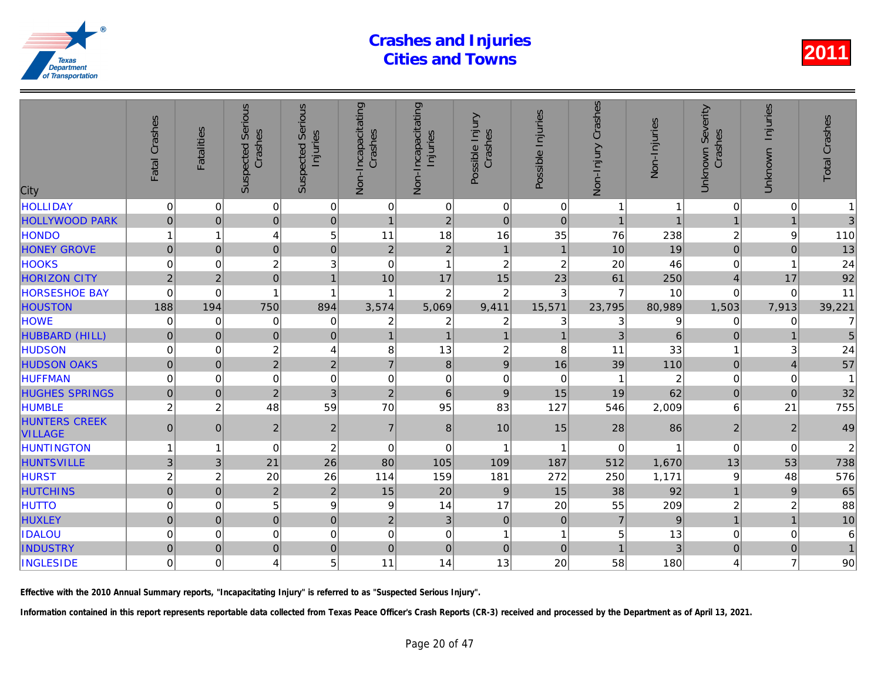# Crashes and Injuries Cities and Towns

2011

| City | Fatal Crashes | Fatalities | Suspected Serious Crashes | Suspected Serious Injuries | Non-Incapacitating Crashes | Non-Incapacitating Injuries | Possible Injury Crashes | Possible Injuries | Non-Injury Crashes | Non-Injuries | Unknown Severity Crashes | Unknown Injuries | Total Crashes |
|---|---|---|---|---|---|---|---|---|---|---|---|---|---|
| HOLLIDAY | 0 | 0 | 0 | 0 | 0 | 0 | 0 | 0 | 1 | 1 | 0 | 0 | 1 |
| HOLLYWOOD PARK | 0 | 0 | 0 | 0 | 1 | 2 | 0 | 0 | 1 | 1 | 1 | 1 | 3 |
| HONDO | 1 | 1 | 4 | 5 | 11 | 18 | 16 | 35 | 76 | 238 | 2 | 9 | 110 |
| HONEY GROVE | 0 | 0 | 0 | 0 | 2 | 2 | 1 | 1 | 10 | 19 | 0 | 0 | 13 |
| HOOKS | 0 | 0 | 2 | 3 | 0 | 1 | 2 | 2 | 20 | 46 | 0 | 1 | 24 |
| HORIZON CITY | 2 | 2 | 0 | 1 | 10 | 17 | 15 | 23 | 61 | 250 | 4 | 17 | 92 |
| HORSESHOE BAY | 0 | 0 | 1 | 1 | 1 | 2 | 2 | 3 | 7 | 10 | 0 | 0 | 11 |
| HOUSTON | 188 | 194 | 750 | 894 | 3,574 | 5,069 | 9,411 | 15,571 | 23,795 | 80,989 | 1,503 | 7,913 | 39,221 |
| HOWE | 0 | 0 | 0 | 0 | 2 | 2 | 2 | 3 | 3 | 9 | 0 | 0 | 7 |
| HUBBARD (HILL) | 0 | 0 | 0 | 0 | 1 | 1 | 1 | 1 | 3 | 6 | 0 | 1 | 5 |
| HUDSON | 0 | 0 | 2 | 4 | 8 | 13 | 2 | 8 | 11 | 33 | 1 | 3 | 24 |
| HUDSON OAKS | 0 | 0 | 2 | 2 | 7 | 8 | 9 | 16 | 39 | 110 | 0 | 4 | 57 |
| HUFFMAN | 0 | 0 | 0 | 0 | 0 | 0 | 0 | 0 | 1 | 2 | 0 | 0 | 1 |
| HUGHES SPRINGS | 0 | 0 | 2 | 3 | 2 | 6 | 9 | 15 | 19 | 62 | 0 | 0 | 32 |
| HUMBLE | 2 | 2 | 48 | 59 | 70 | 95 | 83 | 127 | 546 | 2,009 | 6 | 21 | 755 |
| HUNTERS CREEK VILLAGE | 0 | 0 | 2 | 2 | 7 | 8 | 10 | 15 | 28 | 86 | 2 | 2 | 49 |
| HUNTINGTON | 1 | 1 | 0 | 2 | 0 | 0 | 1 | 1 | 0 | 1 | 0 | 0 | 2 |
| HUNTSVILLE | 3 | 3 | 21 | 26 | 80 | 105 | 109 | 187 | 512 | 1,670 | 13 | 53 | 738 |
| HURST | 2 | 2 | 20 | 26 | 114 | 159 | 181 | 272 | 250 | 1,171 | 9 | 48 | 576 |
| HUTCHINS | 0 | 0 | 2 | 2 | 15 | 20 | 9 | 15 | 38 | 92 | 1 | 9 | 65 |
| HUTTO | 0 | 0 | 5 | 9 | 9 | 14 | 17 | 20 | 55 | 209 | 2 | 2 | 88 |
| HUXLEY | 0 | 0 | 0 | 0 | 2 | 3 | 0 | 0 | 7 | 9 | 1 | 1 | 10 |
| IDALOU | 0 | 0 | 0 | 0 | 0 | 0 | 1 | 1 | 5 | 13 | 0 | 0 | 6 |
| INDUSTRY | 0 | 0 | 0 | 0 | 0 | 0 | 0 | 0 | 1 | 3 | 0 | 0 | 1 |
| INGLESIDE | 0 | 0 | 4 | 5 | 11 | 14 | 13 | 20 | 58 | 180 | 4 | 7 | 90 |

**Effective with the 2010 Annual Summary reports, "Incapacitating Injury" is referred to as "Suspected Serious Injury".**

**Information contained in this report represents reportable data collected from Texas Peace Officer's Crash Reports (CR-3) received and processed by the Department as of April 13, 2021.**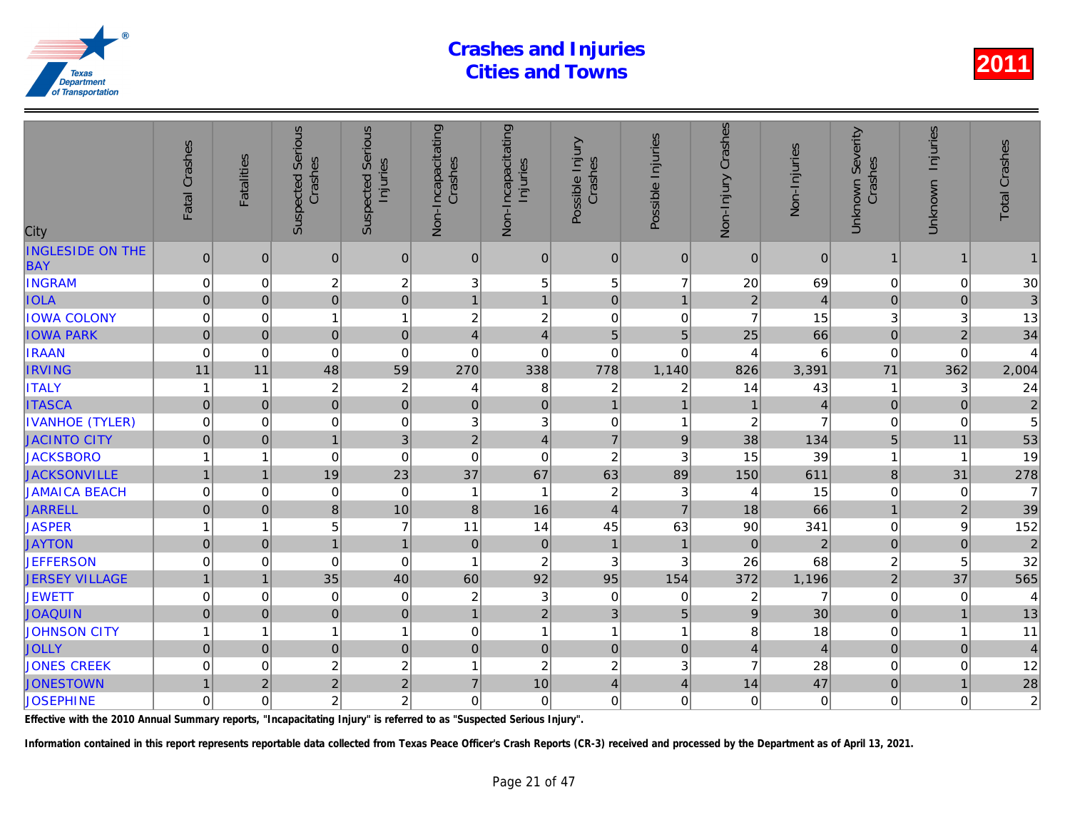# Crashes and Injuries
# Cities and Towns

2011

| City | Fatal Crashes | Fatalities | Suspected Serious Crashes | Suspected Serious Injuries | Non-Incapacitating Crashes | Non-Incapacitating Injuries | Possible Injury Crashes | Possible Injuries | Non-Injury Crashes | Non-Injuries | Unknown Severity Crashes | Unknown Injuries | Total Crashes |
|---|---|---|---|---|---|---|---|---|---|---|---|---|---|
| INGLESIDE ON THE BAY | 0 | 0 | 0 | 0 | 0 | 0 | 0 | 0 | 0 | 0 | 1 | 1 | 1 |
| INGRAM | 0 | 0 | 2 | 2 | 3 | 5 | 5 | 7 | 20 | 69 | 0 | 0 | 30 |
| IOLA | 0 | 0 | 0 | 0 | 1 | 1 | 0 | 1 | 2 | 4 | 0 | 0 | 3 |
| IOWA COLONY | 0 | 0 | 1 | 1 | 2 | 2 | 0 | 0 | 7 | 15 | 3 | 3 | 13 |
| IOWA PARK | 0 | 0 | 0 | 0 | 4 | 4 | 5 | 5 | 25 | 66 | 0 | 2 | 34 |
| IRAAN | 0 | 0 | 0 | 0 | 0 | 0 | 0 | 0 | 4 | 6 | 0 | 0 | 4 |
| IRVING | 11 | 11 | 48 | 59 | 270 | 338 | 778 | 1,140 | 826 | 3,391 | 71 | 362 | 2,004 |
| ITALY | 1 | 1 | 2 | 2 | 4 | 8 | 2 | 2 | 14 | 43 | 1 | 3 | 24 |
| ITASCA | 0 | 0 | 0 | 0 | 0 | 0 | 1 | 1 | 1 | 4 | 0 | 0 | 2 |
| IVANHOE (TYLER) | 0 | 0 | 0 | 0 | 3 | 3 | 0 | 1 | 2 | 7 | 0 | 0 | 5 |
| JACINTO CITY | 0 | 0 | 1 | 3 | 2 | 4 | 7 | 9 | 38 | 134 | 5 | 11 | 53 |
| JACKSBORO | 1 | 1 | 0 | 0 | 0 | 0 | 2 | 3 | 15 | 39 | 1 | 1 | 19 |
| JACKSONVILLE | 1 | 1 | 19 | 23 | 37 | 67 | 63 | 89 | 150 | 611 | 8 | 31 | 278 |
| JAMAICA BEACH | 0 | 0 | 0 | 0 | 1 | 1 | 2 | 3 | 4 | 15 | 0 | 0 | 7 |
| JARRELL | 0 | 0 | 8 | 10 | 8 | 16 | 4 | 7 | 18 | 66 | 1 | 2 | 39 |
| JASPER | 1 | 1 | 5 | 7 | 11 | 14 | 45 | 63 | 90 | 341 | 0 | 9 | 152 |
| JAYTON | 0 | 0 | 1 | 1 | 0 | 0 | 1 | 1 | 0 | 2 | 0 | 0 | 2 |
| JEFFERSON | 0 | 0 | 0 | 0 | 1 | 2 | 3 | 3 | 26 | 68 | 2 | 5 | 32 |
| JERSEY VILLAGE | 1 | 1 | 35 | 40 | 60 | 92 | 95 | 154 | 372 | 1,196 | 2 | 37 | 565 |
| JEWETT | 0 | 0 | 0 | 0 | 2 | 3 | 0 | 0 | 2 | 7 | 0 | 0 | 4 |
| JOAQUIN | 0 | 0 | 0 | 0 | 1 | 2 | 3 | 5 | 9 | 30 | 0 | 1 | 13 |
| JOHNSON CITY | 1 | 1 | 1 | 1 | 0 | 1 | 1 | 1 | 8 | 18 | 0 | 1 | 11 |
| JOLLY | 0 | 0 | 0 | 0 | 0 | 0 | 0 | 0 | 4 | 4 | 0 | 0 | 4 |
| JONES CREEK | 0 | 0 | 2 | 2 | 1 | 2 | 2 | 3 | 7 | 28 | 0 | 0 | 12 |
| JONESTOWN | 1 | 2 | 2 | 2 | 7 | 10 | 4 | 4 | 14 | 47 | 0 | 1 | 28 |
| JOSEPHINE | 0 | 0 | 2 | 2 | 0 | 0 | 0 | 0 | 0 | 0 | 0 | 0 | 2 |

**Effective with the 2010 Annual Summary reports, "Incapacitating Injury" is referred to as "Suspected Serious Injury".**

**Information contained in this report represents reportable data collected from Texas Peace Officer's Crash Reports (CR-3) received and processed by the Department as of April 13, 2021.**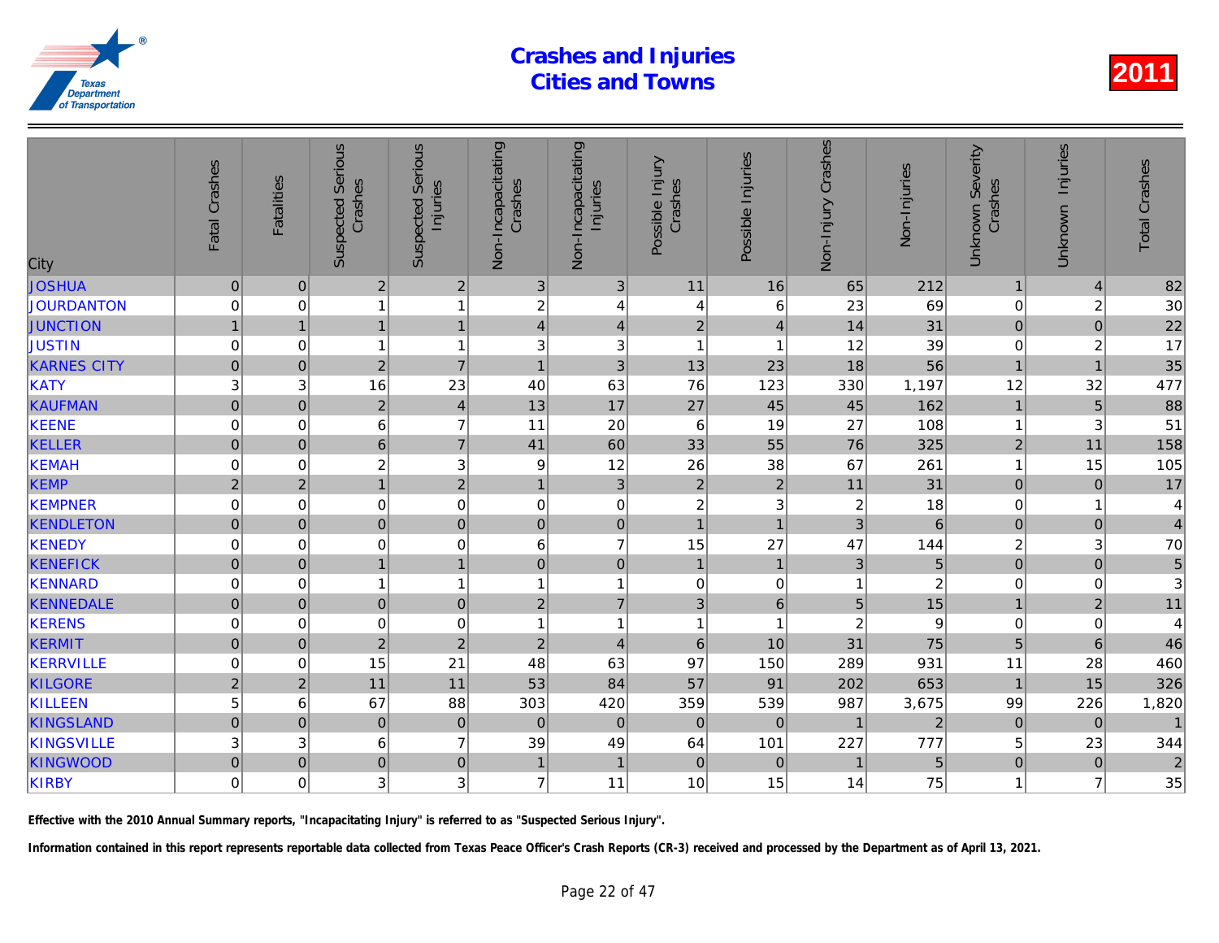# Crashes and Injuries
## Cities and Towns

**2011**

| City | Fatal Crashes | Fatalities | Suspected Serious Crashes | Suspected Serious Injuries | Non-Incapacitating Crashes | Non-Incapacitating Injuries | Possible Injury Crashes | Possible Injuries | Non-Injury Crashes | Non-Injuries | Unknown Severity Crashes | Unknown Injuries | Total Crashes |
|---|---|---|---|---|---|---|---|---|---|---|---|---|---|
| JOSHUA | 0 | 0 | 2 | 2 | 3 | 3 | 11 | 16 | 65 | 212 | 1 | 4 | 82 |
| JOURDANTON | 0 | 0 | 1 | 1 | 2 | 4 | 4 | 6 | 23 | 69 | 0 | 2 | 30 |
| JUNCTION | 1 | 1 | 1 | 1 | 4 | 4 | 2 | 4 | 14 | 31 | 0 | 0 | 22 |
| JUSTIN | 0 | 0 | 1 | 1 | 3 | 3 | 1 | 1 | 12 | 39 | 0 | 2 | 17 |
| KARNES CITY | 0 | 0 | 2 | 7 | 1 | 3 | 13 | 23 | 18 | 56 | 1 | 1 | 35 |
| KATY | 3 | 3 | 16 | 23 | 40 | 63 | 76 | 123 | 330 | 1,197 | 12 | 32 | 477 |
| KAUFMAN | 0 | 0 | 2 | 4 | 13 | 17 | 27 | 45 | 45 | 162 | 1 | 5 | 88 |
| KEENE | 0 | 0 | 6 | 7 | 11 | 20 | 6 | 19 | 27 | 108 | 1 | 3 | 51 |
| KELLER | 0 | 0 | 6 | 7 | 41 | 60 | 33 | 55 | 76 | 325 | 2 | 11 | 158 |
| KEMAH | 0 | 0 | 2 | 3 | 9 | 12 | 26 | 38 | 67 | 261 | 1 | 15 | 105 |
| KEMP | 2 | 2 | 1 | 2 | 1 | 3 | 2 | 2 | 11 | 31 | 0 | 0 | 17 |
| KEMPNER | 0 | 0 | 0 | 0 | 0 | 0 | 2 | 3 | 2 | 18 | 0 | 1 | 4 |
| KENDLETON | 0 | 0 | 0 | 0 | 0 | 0 | 1 | 1 | 3 | 6 | 0 | 0 | 4 |
| KENEDY | 0 | 0 | 0 | 0 | 6 | 7 | 15 | 27 | 47 | 144 | 2 | 3 | 70 |
| KENEFICK | 0 | 0 | 1 | 1 | 0 | 0 | 1 | 1 | 3 | 5 | 0 | 0 | 5 |
| KENNARD | 0 | 0 | 1 | 1 | 1 | 1 | 0 | 0 | 1 | 2 | 0 | 0 | 3 |
| KENNEDALE | 0 | 0 | 0 | 0 | 2 | 7 | 3 | 6 | 5 | 15 | 1 | 2 | 11 |
| KERENS | 0 | 0 | 0 | 0 | 1 | 1 | 1 | 1 | 2 | 9 | 0 | 0 | 4 |
| KERMIT | 0 | 0 | 2 | 2 | 2 | 4 | 6 | 10 | 31 | 75 | 5 | 6 | 46 |
| KERRVILLE | 0 | 0 | 15 | 21 | 48 | 63 | 97 | 150 | 289 | 931 | 11 | 28 | 460 |
| KILGORE | 2 | 2 | 11 | 11 | 53 | 84 | 57 | 91 | 202 | 653 | 1 | 15 | 326 |
| KILLEEN | 5 | 6 | 67 | 88 | 303 | 420 | 359 | 539 | 987 | 3,675 | 99 | 226 | 1,820 |
| KINGSLAND | 0 | 0 | 0 | 0 | 0 | 0 | 0 | 0 | 1 | 2 | 0 | 0 | 1 |
| KINGSVILLE | 3 | 3 | 6 | 7 | 39 | 49 | 64 | 101 | 227 | 777 | 5 | 23 | 344 |
| KINGWOOD | 0 | 0 | 0 | 0 | 1 | 1 | 0 | 0 | 1 | 5 | 0 | 0 | 2 |
| KIRBY | 0 | 0 | 3 | 3 | 7 | 11 | 10 | 15 | 14 | 75 | 1 | 7 | 35 |

**Effective with the 2010 Annual Summary reports, "Incapacitating Injury" is referred to as "Suspected Serious Injury".**

**Information contained in this report represents reportable data collected from Texas Peace Officer's Crash Reports (CR-3) received and processed by the Department as of April 13, 2021.**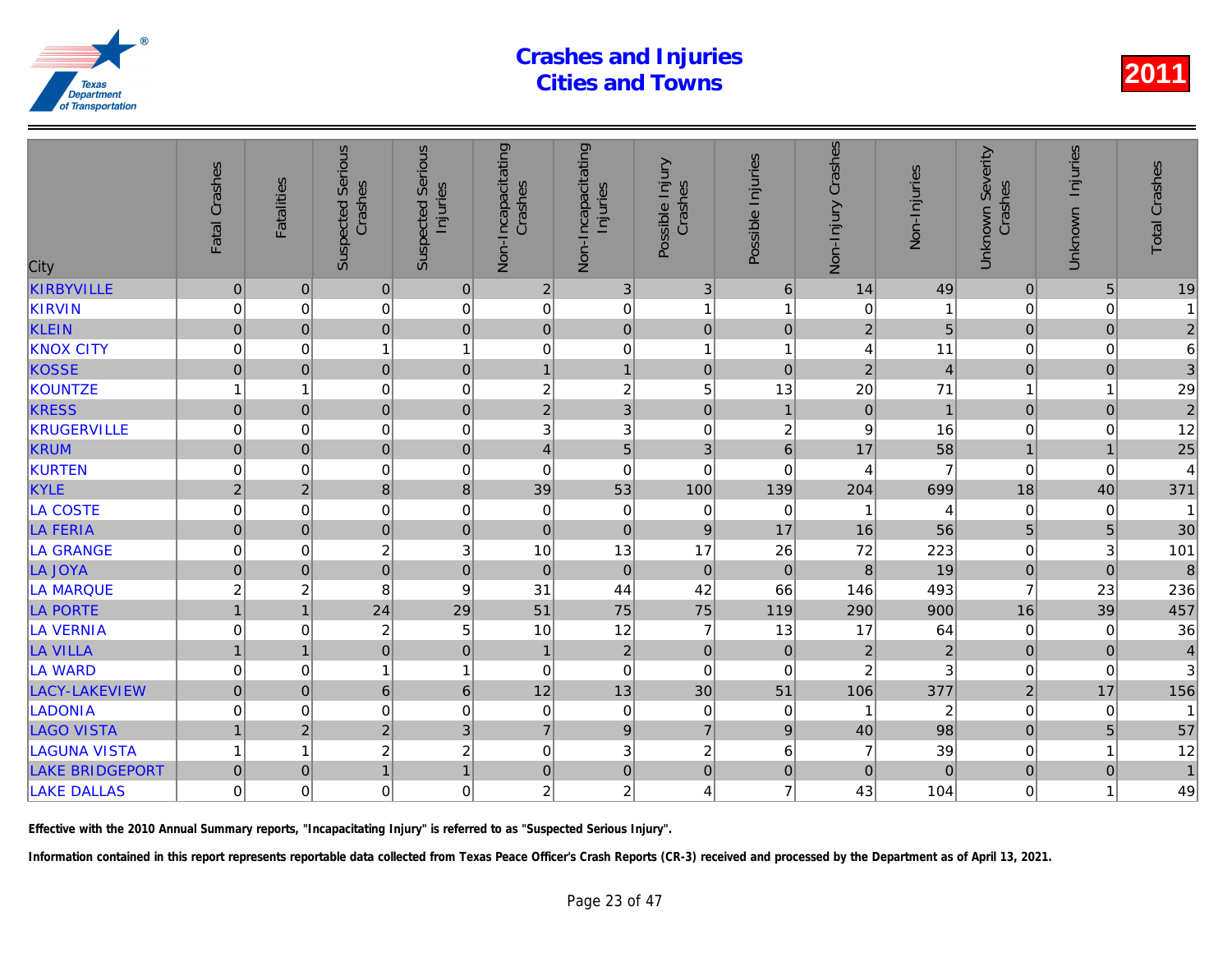# Crashes and Injuries Cities and Towns

2011

| City | Fatal Crashes | Fatalities | Suspected Serious Crashes | Suspected Serious Injuries | Non-Incapacitating Crashes | Non-Incapacitating Injuries | Possible Injury Crashes | Possible Injuries | Non-Injury Crashes | Non-Injuries | Unknown Severity Crashes | Unknown Injuries | Total Crashes |
|---|---|---|---|---|---|---|---|---|---|---|---|---|---|
| KIRBYVILLE | 0 | 0 | 0 | 0 | 2 | 3 | 3 | 6 | 14 | 49 | 0 | 5 | 19 |
| KIRVIN | 0 | 0 | 0 | 0 | 0 | 0 | 1 | 1 | 0 | 1 | 0 | 0 | 1 |
| KLEIN | 0 | 0 | 0 | 0 | 0 | 0 | 0 | 0 | 2 | 5 | 0 | 0 | 2 |
| KNOX CITY | 0 | 0 | 1 | 1 | 0 | 0 | 1 | 1 | 4 | 11 | 0 | 0 | 6 |
| KOSSE | 0 | 0 | 0 | 0 | 1 | 1 | 0 | 0 | 2 | 4 | 0 | 0 | 3 |
| KOUNTZE | 1 | 1 | 0 | 0 | 2 | 2 | 5 | 13 | 20 | 71 | 1 | 1 | 29 |
| KRESS | 0 | 0 | 0 | 0 | 2 | 3 | 0 | 1 | 0 | 1 | 0 | 0 | 2 |
| KRUGERVILLE | 0 | 0 | 0 | 0 | 3 | 3 | 0 | 2 | 9 | 16 | 0 | 0 | 12 |
| KRUM | 0 | 0 | 0 | 0 | 4 | 5 | 3 | 6 | 17 | 58 | 1 | 1 | 25 |
| KURTEN | 0 | 0 | 0 | 0 | 0 | 0 | 0 | 0 | 4 | 7 | 0 | 0 | 4 |
| KYLE | 2 | 2 | 8 | 8 | 39 | 53 | 100 | 139 | 204 | 699 | 18 | 40 | 371 |
| LA COSTE | 0 | 0 | 0 | 0 | 0 | 0 | 0 | 0 | 1 | 4 | 0 | 0 | 1 |
| LA FERIA | 0 | 0 | 0 | 0 | 0 | 0 | 9 | 17 | 16 | 56 | 5 | 5 | 30 |
| LA GRANGE | 0 | 0 | 2 | 3 | 10 | 13 | 17 | 26 | 72 | 223 | 0 | 3 | 101 |
| LA JOYA | 0 | 0 | 0 | 0 | 0 | 0 | 0 | 0 | 8 | 19 | 0 | 0 | 8 |
| LA MARQUE | 2 | 2 | 8 | 9 | 31 | 44 | 42 | 66 | 146 | 493 | 7 | 23 | 236 |
| LA PORTE | 1 | 1 | 24 | 29 | 51 | 75 | 75 | 119 | 290 | 900 | 16 | 39 | 457 |
| LA VERNIA | 0 | 0 | 2 | 5 | 10 | 12 | 7 | 13 | 17 | 64 | 0 | 0 | 36 |
| LA VILLA | 1 | 1 | 0 | 0 | 1 | 2 | 0 | 0 | 2 | 2 | 0 | 0 | 4 |
| LA WARD | 0 | 0 | 1 | 1 | 0 | 0 | 0 | 0 | 2 | 3 | 0 | 0 | 3 |
| LACY-LAKEVIEW | 0 | 0 | 6 | 6 | 12 | 13 | 30 | 51 | 106 | 377 | 2 | 17 | 156 |
| LADONIA | 0 | 0 | 0 | 0 | 0 | 0 | 0 | 0 | 1 | 2 | 0 | 0 | 1 |
| LAGO VISTA | 1 | 2 | 2 | 3 | 7 | 9 | 7 | 9 | 40 | 98 | 0 | 5 | 57 |
| LAGUNA VISTA | 1 | 1 | 2 | 2 | 0 | 3 | 2 | 6 | 7 | 39 | 0 | 1 | 12 |
| LAKE BRIDGEPORT | 0 | 0 | 1 | 1 | 0 | 0 | 0 | 0 | 0 | 0 | 0 | 0 | 1 |
| LAKE DALLAS | 0 | 0 | 0 | 0 | 2 | 2 | 4 | 7 | 43 | 104 | 0 | 1 | 49 |

**Effective with the 2010 Annual Summary reports, "Incapacitating Injury" is referred to as "Suspected Serious Injury".**

**Information contained in this report represents reportable data collected from Texas Peace Officer's Crash Reports (CR-3) received and processed by the Department as of April 13, 2021.**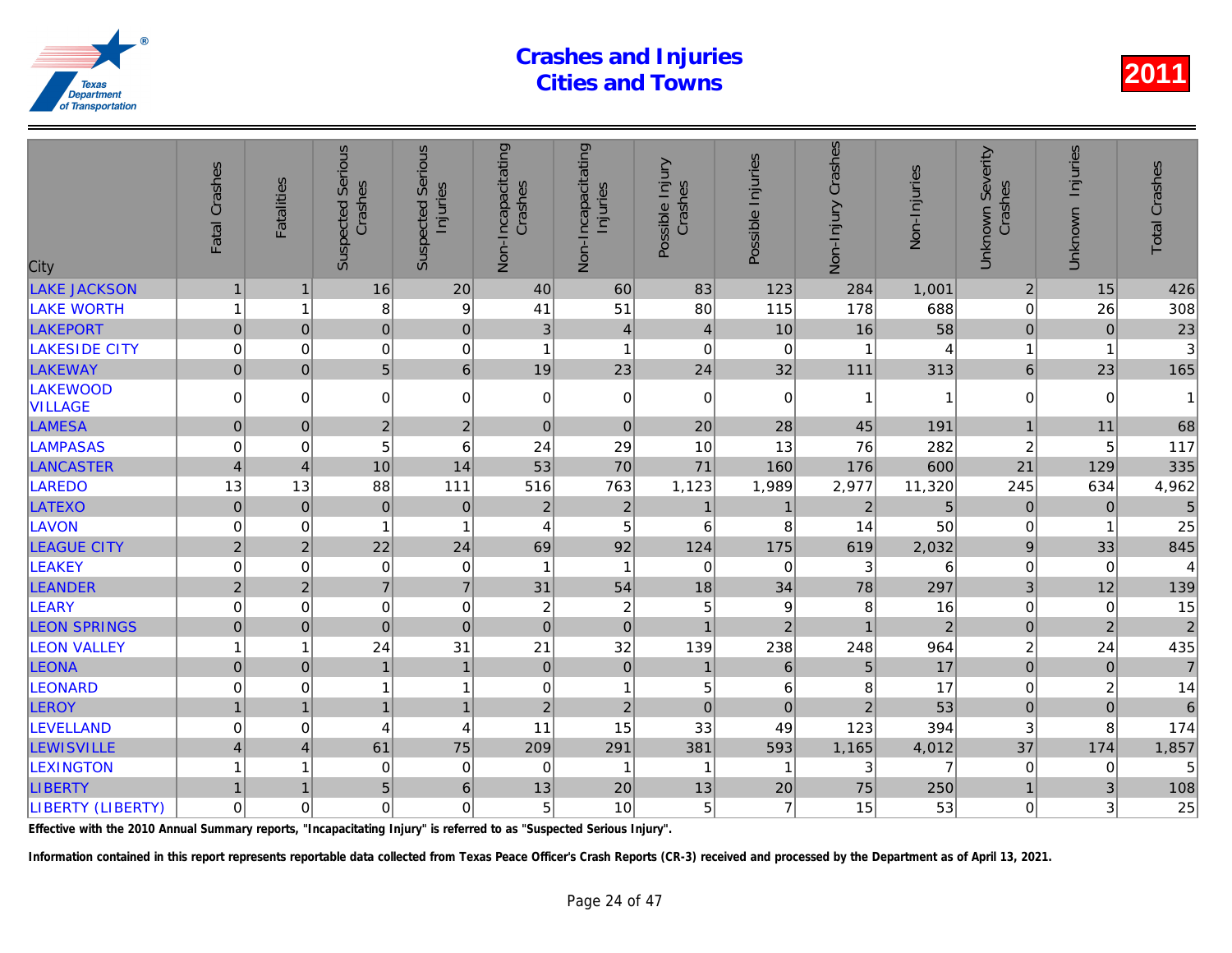# Crashes and Injuries Cities and Towns

**2011**

| City | Fatal Crashes | Fatalities | Suspected Serious Crashes | Suspected Serious Injuries | Non-Incapacitating Crashes | Non-Incapacitating Injuries | Possible Injury Crashes | Possible Injuries | Non-Injury Crashes | Non-Injuries | Unknown Severity Crashes | Unknown Injuries | Total Crashes |
|---|---|---|---|---|---|---|---|---|---|---|---|---|---|
| LAKE JACKSON | 1 | 1 | 16 | 20 | 40 | 60 | 83 | 123 | 284 | 1,001 | 2 | 15 | 426 |
| LAKE WORTH | 1 | 1 | 8 | 9 | 41 | 51 | 80 | 115 | 178 | 688 | 0 | 26 | 308 |
| LAKEPORT | 0 | 0 | 0 | 0 | 3 | 4 | 4 | 10 | 16 | 58 | 0 | 0 | 23 |
| LAKESIDE CITY | 0 | 0 | 0 | 0 | 1 | 1 | 0 | 0 | 1 | 4 | 1 | 1 | 3 |
| LAKEWAY | 0 | 0 | 5 | 6 | 19 | 23 | 24 | 32 | 111 | 313 | 6 | 23 | 165 |
| LAKEWOOD VILLAGE | 0 | 0 | 0 | 0 | 0 | 0 | 0 | 0 | 1 | 1 | 0 | 0 | 1 |
| LAMESA | 0 | 0 | 2 | 2 | 0 | 0 | 20 | 28 | 45 | 191 | 1 | 11 | 68 |
| LAMPASAS | 0 | 0 | 5 | 6 | 24 | 29 | 10 | 13 | 76 | 282 | 2 | 5 | 117 |
| LANCASTER | 4 | 4 | 10 | 14 | 53 | 70 | 71 | 160 | 176 | 600 | 21 | 129 | 335 |
| LAREDO | 13 | 13 | 88 | 111 | 516 | 763 | 1,123 | 1,989 | 2,977 | 11,320 | 245 | 634 | 4,962 |
| LATEXO | 0 | 0 | 0 | 0 | 2 | 2 | 1 | 1 | 2 | 5 | 0 | 0 | 5 |
| LAVON | 0 | 0 | 1 | 1 | 4 | 5 | 6 | 8 | 14 | 50 | 0 | 1 | 25 |
| LEAGUE CITY | 2 | 2 | 22 | 24 | 69 | 92 | 124 | 175 | 619 | 2,032 | 9 | 33 | 845 |
| LEAKEY | 0 | 0 | 0 | 0 | 1 | 1 | 0 | 0 | 3 | 6 | 0 | 0 | 4 |
| LEANDER | 2 | 2 | 7 | 7 | 31 | 54 | 18 | 34 | 78 | 297 | 3 | 12 | 139 |
| LEARY | 0 | 0 | 0 | 0 | 2 | 2 | 5 | 9 | 8 | 16 | 0 | 0 | 15 |
| LEON SPRINGS | 0 | 0 | 0 | 0 | 0 | 0 | 1 | 2 | 1 | 2 | 0 | 2 | 2 |
| LEON VALLEY | 1 | 1 | 24 | 31 | 21 | 32 | 139 | 238 | 248 | 964 | 2 | 24 | 435 |
| LEONA | 0 | 0 | 1 | 1 | 0 | 0 | 1 | 6 | 5 | 17 | 0 | 0 | 7 |
| LEONARD | 0 | 0 | 1 | 1 | 0 | 1 | 5 | 6 | 8 | 17 | 0 | 2 | 14 |
| LEROY | 1 | 1 | 1 | 1 | 2 | 2 | 0 | 0 | 2 | 53 | 0 | 0 | 6 |
| LEVELLAND | 0 | 0 | 4 | 4 | 11 | 15 | 33 | 49 | 123 | 394 | 3 | 8 | 174 |
| LEWISVILLE | 4 | 4 | 61 | 75 | 209 | 291 | 381 | 593 | 1,165 | 4,012 | 37 | 174 | 1,857 |
| LEXINGTON | 1 | 1 | 0 | 0 | 0 | 1 | 1 | 1 | 3 | 7 | 0 | 0 | 5 |
| LIBERTY | 1 | 1 | 5 | 6 | 13 | 20 | 13 | 20 | 75 | 250 | 1 | 3 | 108 |
| LIBERTY (LIBERTY) | 0 | 0 | 0 | 0 | 5 | 10 | 5 | 7 | 15 | 53 | 0 | 3 | 25 |

**Effective with the 2010 Annual Summary reports, "Incapacitating Injury" is referred to as "Suspected Serious Injury".**

**Information contained in this report represents reportable data collected from Texas Peace Officer's Crash Reports (CR-3) received and processed by the Department as of April 13, 2021.**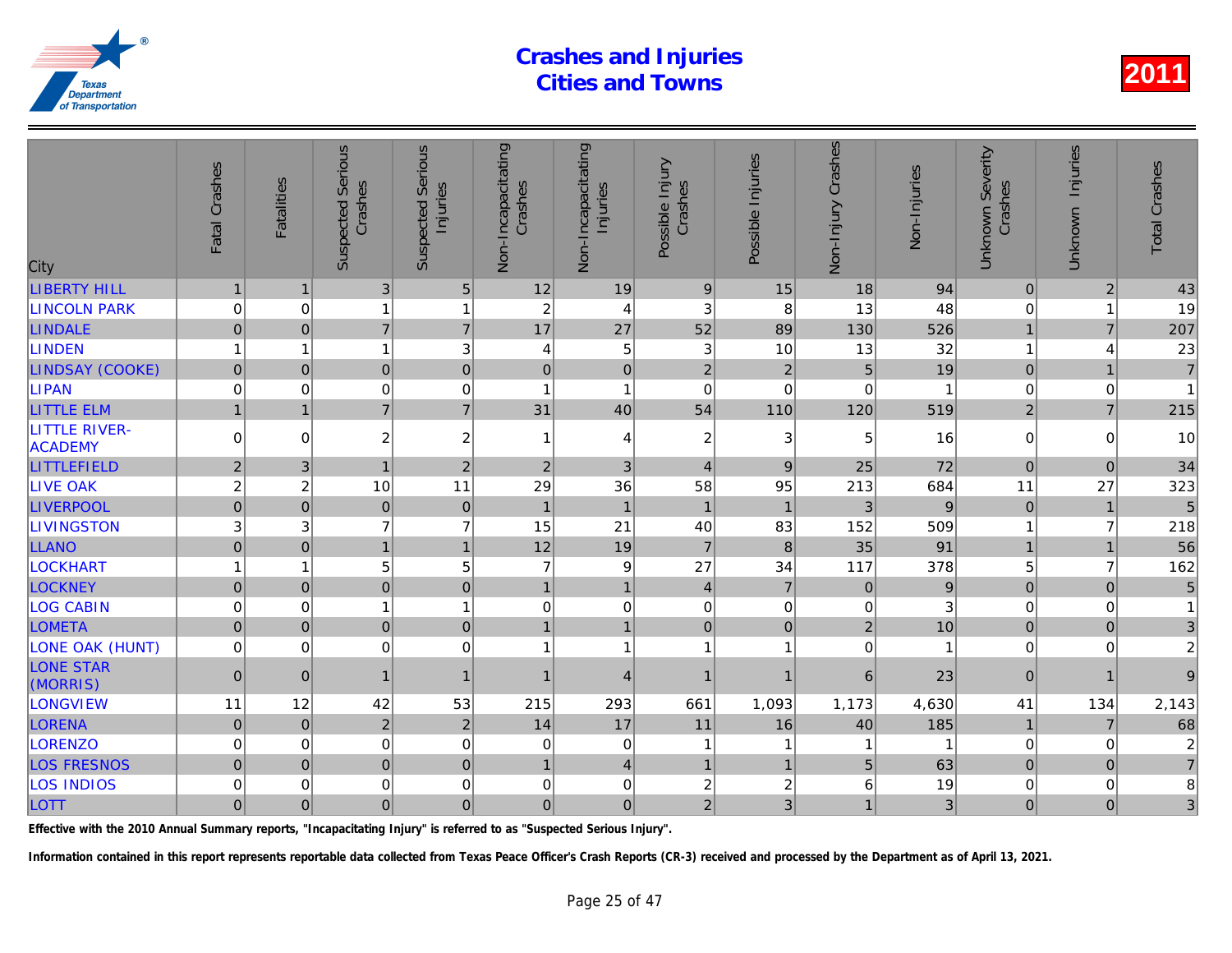# Crashes and Injuries Cities and Towns

2011

| City | Fatal Crashes | Fatalities | Suspected Serious Crashes | Suspected Serious Injuries | Non-Incapacitating Crashes | Non-Incapacitating Injuries | Possible Injury Crashes | Possible Injuries | Non-Injury Crashes | Non-Injuries | Unknown Severity Crashes | Unknown Injuries | Total Crashes |
|---|---|---|---|---|---|---|---|---|---|---|---|---|---|
| LIBERTY HILL | 1 | 1 | 3 | 5 | 12 | 19 | 9 | 15 | 18 | 94 | 0 | 2 | 43 |
| LINCOLN PARK | 0 | 0 | 1 | 1 | 2 | 4 | 3 | 8 | 13 | 48 | 0 | 1 | 19 |
| LINDALE | 0 | 0 | 7 | 7 | 17 | 27 | 52 | 89 | 130 | 526 | 1 | 7 | 207 |
| LINDEN | 1 | 1 | 1 | 3 | 4 | 5 | 3 | 10 | 13 | 32 | 1 | 4 | 23 |
| LINDSAY (COOKE) | 0 | 0 | 0 | 0 | 0 | 0 | 2 | 2 | 5 | 19 | 0 | 1 | 7 |
| LIPAN | 0 | 0 | 0 | 0 | 1 | 1 | 0 | 0 | 0 | 1 | 0 | 0 | 1 |
| LITTLE ELM | 1 | 1 | 7 | 7 | 31 | 40 | 54 | 110 | 120 | 519 | 2 | 7 | 215 |
| LITTLE RIVER-ACADEMY | 0 | 0 | 2 | 2 | 1 | 4 | 2 | 3 | 5 | 16 | 0 | 0 | 10 |
| LITTLEFIELD | 2 | 3 | 1 | 2 | 2 | 3 | 4 | 9 | 25 | 72 | 0 | 0 | 34 |
| LIVE OAK | 2 | 2 | 10 | 11 | 29 | 36 | 58 | 95 | 213 | 684 | 11 | 27 | 323 |
| LIVERPOOL | 0 | 0 | 0 | 0 | 1 | 1 | 1 | 1 | 3 | 9 | 0 | 1 | 5 |
| LIVINGSTON | 3 | 3 | 7 | 7 | 15 | 21 | 40 | 83 | 152 | 509 | 1 | 7 | 218 |
| LLANO | 0 | 0 | 1 | 1 | 12 | 19 | 7 | 8 | 35 | 91 | 1 | 1 | 56 |
| LOCKHART | 1 | 1 | 5 | 5 | 7 | 9 | 27 | 34 | 117 | 378 | 5 | 7 | 162 |
| LOCKNEY | 0 | 0 | 0 | 0 | 1 | 1 | 4 | 7 | 0 | 9 | 0 | 0 | 5 |
| LOG CABIN | 0 | 0 | 1 | 1 | 0 | 0 | 0 | 0 | 0 | 3 | 0 | 0 | 1 |
| LOMETA | 0 | 0 | 0 | 0 | 1 | 1 | 0 | 0 | 2 | 10 | 0 | 0 | 3 |
| LONE OAK (HUNT) | 0 | 0 | 0 | 0 | 1 | 1 | 1 | 1 | 0 | 1 | 0 | 0 | 2 |
| LONE STAR (MORRIS) | 0 | 0 | 1 | 1 | 1 | 4 | 1 | 1 | 6 | 23 | 0 | 1 | 9 |
| LONGVIEW | 11 | 12 | 42 | 53 | 215 | 293 | 661 | 1,093 | 1,173 | 4,630 | 41 | 134 | 2,143 |
| LORENA | 0 | 0 | 2 | 2 | 14 | 17 | 11 | 16 | 40 | 185 | 1 | 7 | 68 |
| LORENZO | 0 | 0 | 0 | 0 | 0 | 0 | 1 | 1 | 1 | 1 | 0 | 0 | 2 |
| LOS FRESNOS | 0 | 0 | 0 | 0 | 1 | 4 | 1 | 1 | 5 | 63 | 0 | 0 | 7 |
| LOS INDIOS | 0 | 0 | 0 | 0 | 0 | 0 | 2 | 2 | 6 | 19 | 0 | 0 | 8 |
| LOTT | 0 | 0 | 0 | 0 | 0 | 0 | 2 | 3 | 1 | 3 | 0 | 0 | 3 |

**Effective with the 2010 Annual Summary reports, "Incapacitating Injury" is referred to as "Suspected Serious Injury".**

**Information contained in this report represents reportable data collected from Texas Peace Officer's Crash Reports (CR-3) received and processed by the Department as of April 13, 2021.**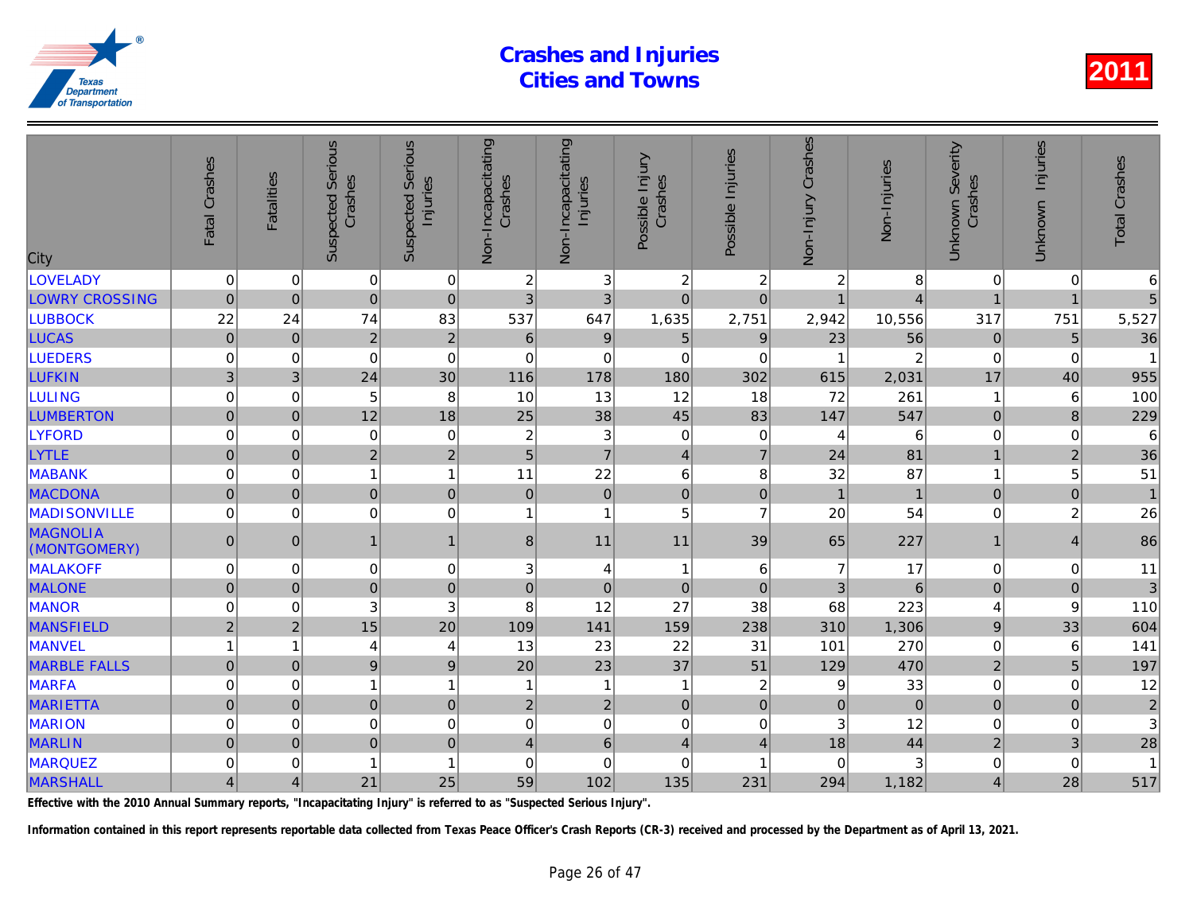# Crashes and Injuries Cities and Towns

2011

| City | Fatal Crashes | Fatalities | Suspected Serious Crashes | Suspected Serious Injuries | Non-Incapacitating Crashes | Non-Incapacitating Injuries | Possible Injury Crashes | Possible Injuries | Non-Injury Crashes | Non-Injuries | Unknown Severity Crashes | Unknown Injuries | Total Crashes |
|---|---|---|---|---|---|---|---|---|---|---|---|---|---|
| LOVELADY | 0 | 0 | 0 | 0 | 2 | 3 | 2 | 2 | 2 | 8 | 0 | 0 | 6 |
| LOWRY CROSSING | 0 | 0 | 0 | 0 | 3 | 3 | 0 | 0 | 1 | 4 | 1 | 1 | 5 |
| LUBBOCK | 22 | 24 | 74 | 83 | 537 | 647 | 1,635 | 2,751 | 2,942 | 10,556 | 317 | 751 | 5,527 |
| LUCAS | 0 | 0 | 2 | 2 | 6 | 9 | 5 | 9 | 23 | 56 | 0 | 5 | 36 |
| LUEDERS | 0 | 0 | 0 | 0 | 0 | 0 | 0 | 0 | 1 | 2 | 0 | 0 | 1 |
| LUFKIN | 3 | 3 | 24 | 30 | 116 | 178 | 180 | 302 | 615 | 2,031 | 17 | 40 | 955 |
| LULING | 0 | 0 | 5 | 8 | 10 | 13 | 12 | 18 | 72 | 261 | 1 | 6 | 100 |
| LUMBERTON | 0 | 0 | 12 | 18 | 25 | 38 | 45 | 83 | 147 | 547 | 0 | 8 | 229 |
| LYFORD | 0 | 0 | 0 | 0 | 2 | 3 | 0 | 0 | 4 | 6 | 0 | 0 | 6 |
| LYTLE | 0 | 0 | 2 | 2 | 5 | 7 | 4 | 7 | 24 | 81 | 1 | 2 | 36 |
| MABANK | 0 | 0 | 1 | 1 | 11 | 22 | 6 | 8 | 32 | 87 | 1 | 5 | 51 |
| MACDONA | 0 | 0 | 0 | 0 | 0 | 0 | 0 | 0 | 1 | 1 | 0 | 0 | 1 |
| MADISONVILLE | 0 | 0 | 0 | 0 | 1 | 1 | 5 | 7 | 20 | 54 | 0 | 2 | 26 |
| MAGNOLIA (MONTGOMERY) | 0 | 0 | 1 | 1 | 8 | 11 | 11 | 39 | 65 | 227 | 1 | 4 | 86 |
| MALAKOFF | 0 | 0 | 0 | 0 | 3 | 4 | 1 | 6 | 7 | 17 | 0 | 0 | 11 |
| MALONE | 0 | 0 | 0 | 0 | 0 | 0 | 0 | 0 | 3 | 6 | 0 | 0 | 3 |
| MANOR | 0 | 0 | 3 | 3 | 8 | 12 | 27 | 38 | 68 | 223 | 4 | 9 | 110 |
| MANSFIELD | 2 | 2 | 15 | 20 | 109 | 141 | 159 | 238 | 310 | 1,306 | 9 | 33 | 604 |
| MANVEL | 1 | 1 | 4 | 4 | 13 | 23 | 22 | 31 | 101 | 270 | 0 | 6 | 141 |
| MARBLE FALLS | 0 | 0 | 9 | 9 | 20 | 23 | 37 | 51 | 129 | 470 | 2 | 5 | 197 |
| MARFA | 0 | 0 | 1 | 1 | 1 | 1 | 1 | 2 | 9 | 33 | 0 | 0 | 12 |
| MARIETTA | 0 | 0 | 0 | 0 | 2 | 2 | 0 | 0 | 0 | 0 | 0 | 0 | 2 |
| MARION | 0 | 0 | 0 | 0 | 0 | 0 | 0 | 0 | 3 | 12 | 0 | 0 | 3 |
| MARLIN | 0 | 0 | 0 | 0 | 4 | 6 | 4 | 4 | 18 | 44 | 2 | 3 | 28 |
| MARQUEZ | 0 | 0 | 1 | 1 | 0 | 0 | 0 | 1 | 0 | 3 | 0 | 0 | 1 |
| MARSHALL | 4 | 4 | 21 | 25 | 59 | 102 | 135 | 231 | 294 | 1,182 | 4 | 28 | 517 |

**Effective with the 2010 Annual Summary reports, "Incapacitating Injury" is referred to as "Suspected Serious Injury".**

**Information contained in this report represents reportable data collected from Texas Peace Officer's Crash Reports (CR-3) received and processed by the Department as of April 13, 2021.**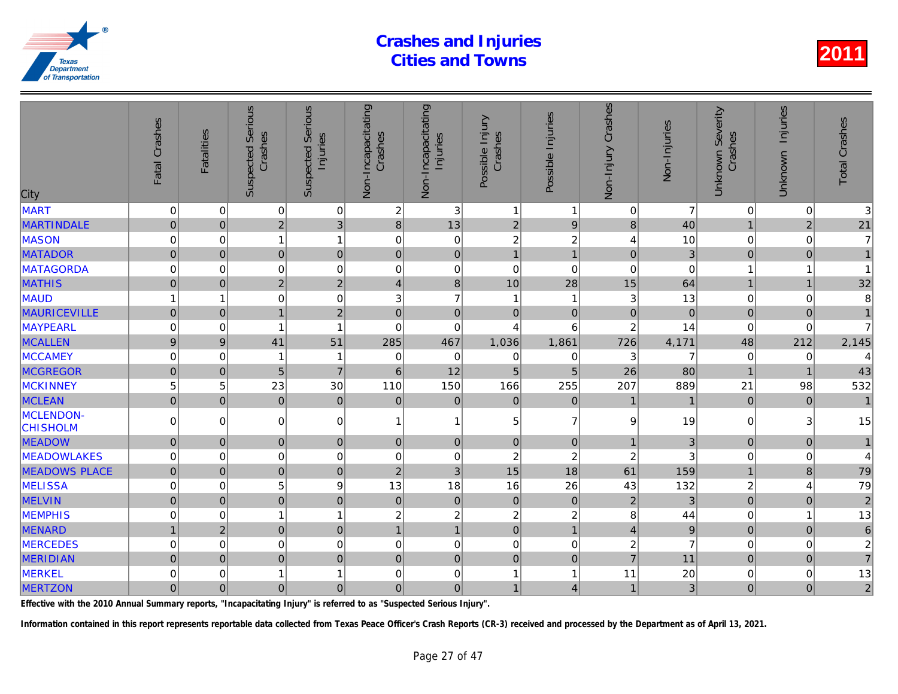# Crashes and Injuries
# Cities and Towns

**2011**

| City | Fatal Crashes | Fatalities | Suspected Serious Crashes | Suspected Serious Injuries | Non-Incapacitating Crashes | Non-Incapacitating Injuries | Possible Injury Crashes | Possible Injuries | Non-Injury Crashes | Non-Injuries | Unknown Severity Crashes | Unknown Injuries | Total Crashes |
|---|---|---|---|---|---|---|---|---|---|---|---|---|---|
| MART | 0 | 0 | 0 | 0 | 2 | 3 | 1 | 1 | 0 | 7 | 0 | 0 | 3 |
| MARTINDALE | 0 | 0 | 2 | 3 | 8 | 13 | 2 | 9 | 8 | 40 | 1 | 2 | 21 |
| MASON | 0 | 0 | 1 | 1 | 0 | 0 | 2 | 2 | 4 | 10 | 0 | 0 | 7 |
| MATADOR | 0 | 0 | 0 | 0 | 0 | 0 | 1 | 1 | 0 | 3 | 0 | 0 | 1 |
| MATAGORDA | 0 | 0 | 0 | 0 | 0 | 0 | 0 | 0 | 0 | 0 | 1 | 1 | 1 |
| MATHIS | 0 | 0 | 2 | 2 | 4 | 8 | 10 | 28 | 15 | 64 | 1 | 1 | 32 |
| MAUD | 1 | 1 | 0 | 0 | 3 | 7 | 1 | 1 | 3 | 13 | 0 | 0 | 8 |
| MAURICEVILLE | 0 | 0 | 1 | 2 | 0 | 0 | 0 | 0 | 0 | 0 | 0 | 0 | 1 |
| MAYPEARL | 0 | 0 | 1 | 1 | 0 | 0 | 4 | 6 | 2 | 14 | 0 | 0 | 7 |
| MCALLEN | 9 | 9 | 41 | 51 | 285 | 467 | 1,036 | 1,861 | 726 | 4,171 | 48 | 212 | 2,145 |
| MCCAMEY | 0 | 0 | 1 | 1 | 0 | 0 | 0 | 0 | 3 | 7 | 0 | 0 | 4 |
| MCGREGOR | 0 | 0 | 5 | 7 | 6 | 12 | 5 | 5 | 26 | 80 | 1 | 1 | 43 |
| MCKINNEY | 5 | 5 | 23 | 30 | 110 | 150 | 166 | 255 | 207 | 889 | 21 | 98 | 532 |
| MCLEAN | 0 | 0 | 0 | 0 | 0 | 0 | 0 | 0 | 1 | 1 | 0 | 0 | 1 |
| MCLENDON-CHISHOLM | 0 | 0 | 0 | 0 | 1 | 1 | 5 | 7 | 9 | 19 | 0 | 3 | 15 |
| MEADOW | 0 | 0 | 0 | 0 | 0 | 0 | 0 | 0 | 1 | 3 | 0 | 0 | 1 |
| MEADOWLAKES | 0 | 0 | 0 | 0 | 0 | 0 | 2 | 2 | 2 | 3 | 0 | 0 | 4 |
| MEADOWS PLACE | 0 | 0 | 0 | 0 | 2 | 3 | 15 | 18 | 61 | 159 | 1 | 8 | 79 |
| MELISSA | 0 | 0 | 5 | 9 | 13 | 18 | 16 | 26 | 43 | 132 | 2 | 4 | 79 |
| MELVIN | 0 | 0 | 0 | 0 | 0 | 0 | 0 | 0 | 2 | 3 | 0 | 0 | 2 |
| MEMPHIS | 0 | 0 | 1 | 1 | 2 | 2 | 2 | 2 | 8 | 44 | 0 | 1 | 13 |
| MENARD | 1 | 2 | 0 | 0 | 1 | 1 | 0 | 1 | 4 | 9 | 0 | 0 | 6 |
| MERCEDES | 0 | 0 | 0 | 0 | 0 | 0 | 0 | 0 | 2 | 7 | 0 | 0 | 2 |
| MERIDIAN | 0 | 0 | 0 | 0 | 0 | 0 | 0 | 0 | 7 | 11 | 0 | 0 | 7 |
| MERKEL | 0 | 0 | 1 | 1 | 0 | 0 | 1 | 1 | 11 | 20 | 0 | 0 | 13 |
| MERTZON | 0 | 0 | 0 | 0 | 0 | 0 | 1 | 4 | 1 | 3 | 0 | 0 | 2 |

**Effective with the 2010 Annual Summary reports, "Incapacitating Injury" is referred to as "Suspected Serious Injury".**

**Information contained in this report represents reportable data collected from Texas Peace Officer's Crash Reports (CR-3) received and processed by the Department as of April 13, 2021.**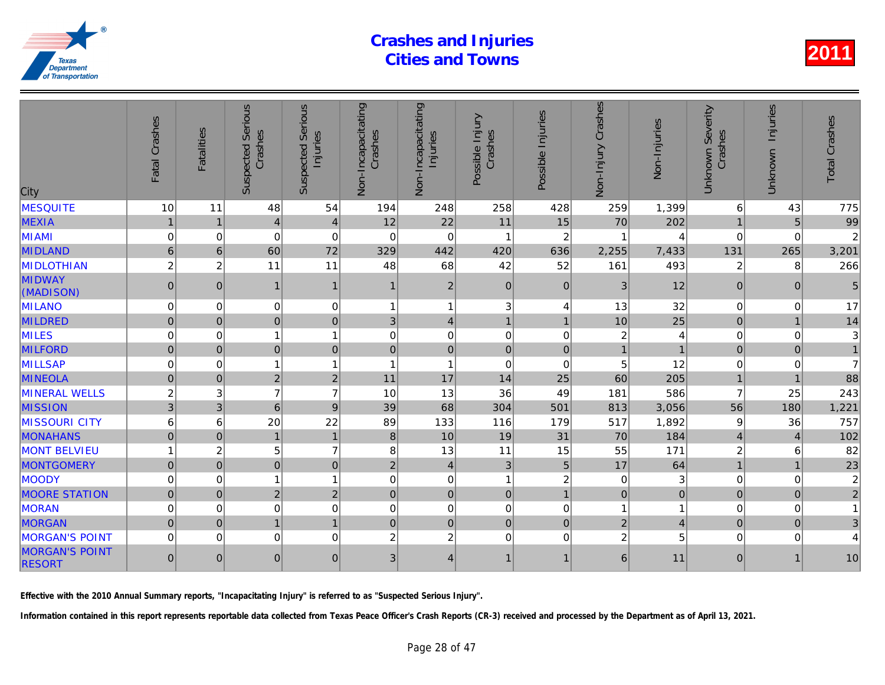# Crashes and Injuries
# Cities and Towns

**2011**

| City | Fatal Crashes | Fatalities | Suspected Serious Crashes | Suspected Serious Injuries | Non-Incapacitating Crashes | Non-Incapacitating Injuries | Possible Injury Crashes | Possible Injuries | Non-Injury Crashes | Non-Injuries | Unknown Severity Crashes | Unknown Injuries | Total Crashes |
|---|---|---|---|---|---|---|---|---|---|---|---|---|---|
| MESQUITE | 10 | 11 | 48 | 54 | 194 | 248 | 258 | 428 | 259 | 1,399 | 6 | 43 | 775 |
| MEXIA | 1 | 1 | 4 | 4 | 12 | 22 | 11 | 15 | 70 | 202 | 1 | 5 | 99 |
| MIAMI | 0 | 0 | 0 | 0 | 0 | 0 | 1 | 2 | 1 | 4 | 0 | 0 | 2 |
| MIDLAND | 6 | 6 | 60 | 72 | 329 | 442 | 420 | 636 | 2,255 | 7,433 | 131 | 265 | 3,201 |
| MIDLOTHIAN | 2 | 2 | 11 | 11 | 48 | 68 | 42 | 52 | 161 | 493 | 2 | 8 | 266 |
| MIDWAY (MADISON) | 0 | 0 | 1 | 1 | 1 | 2 | 0 | 0 | 3 | 12 | 0 | 0 | 5 |
| MILANO | 0 | 0 | 0 | 0 | 1 | 1 | 3 | 4 | 13 | 32 | 0 | 0 | 17 |
| MILDRED | 0 | 0 | 0 | 0 | 3 | 4 | 1 | 1 | 10 | 25 | 0 | 1 | 14 |
| MILES | 0 | 0 | 1 | 1 | 0 | 0 | 0 | 0 | 2 | 4 | 0 | 0 | 3 |
| MILFORD | 0 | 0 | 0 | 0 | 0 | 0 | 0 | 0 | 1 | 1 | 0 | 0 | 1 |
| MILLSAP | 0 | 0 | 1 | 1 | 1 | 1 | 0 | 0 | 5 | 12 | 0 | 0 | 7 |
| MINEOLA | 0 | 0 | 2 | 2 | 11 | 17 | 14 | 25 | 60 | 205 | 1 | 1 | 88 |
| MINERAL WELLS | 2 | 3 | 7 | 7 | 10 | 13 | 36 | 49 | 181 | 586 | 7 | 25 | 243 |
| MISSION | 3 | 3 | 6 | 9 | 39 | 68 | 304 | 501 | 813 | 3,056 | 56 | 180 | 1,221 |
| MISSOURI CITY | 6 | 6 | 20 | 22 | 89 | 133 | 116 | 179 | 517 | 1,892 | 9 | 36 | 757 |
| MONAHANS | 0 | 0 | 1 | 1 | 8 | 10 | 19 | 31 | 70 | 184 | 4 | 4 | 102 |
| MONT BELVIEU | 1 | 2 | 5 | 7 | 8 | 13 | 11 | 15 | 55 | 171 | 2 | 6 | 82 |
| MONTGOMERY | 0 | 0 | 0 | 0 | 2 | 4 | 3 | 5 | 17 | 64 | 1 | 1 | 23 |
| MOODY | 0 | 0 | 1 | 1 | 0 | 0 | 1 | 2 | 0 | 3 | 0 | 0 | 2 |
| MOORE STATION | 0 | 0 | 2 | 2 | 0 | 0 | 0 | 1 | 0 | 0 | 0 | 0 | 2 |
| MORAN | 0 | 0 | 0 | 0 | 0 | 0 | 0 | 0 | 1 | 1 | 0 | 0 | 1 |
| MORGAN | 0 | 0 | 1 | 1 | 0 | 0 | 0 | 0 | 2 | 4 | 0 | 0 | 3 |
| MORGAN'S POINT | 0 | 0 | 0 | 0 | 2 | 2 | 0 | 0 | 2 | 5 | 0 | 0 | 4 |
| MORGAN'S POINT RESORT | 0 | 0 | 0 | 0 | 3 | 4 | 1 | 1 | 6 | 11 | 0 | 1 | 10 |

**Effective with the 2010 Annual Summary reports, "Incapacitating Injury" is referred to as "Suspected Serious Injury".**

**Information contained in this report represents reportable data collected from Texas Peace Officer's Crash Reports (CR-3) received and processed by the Department as of April 13, 2021.**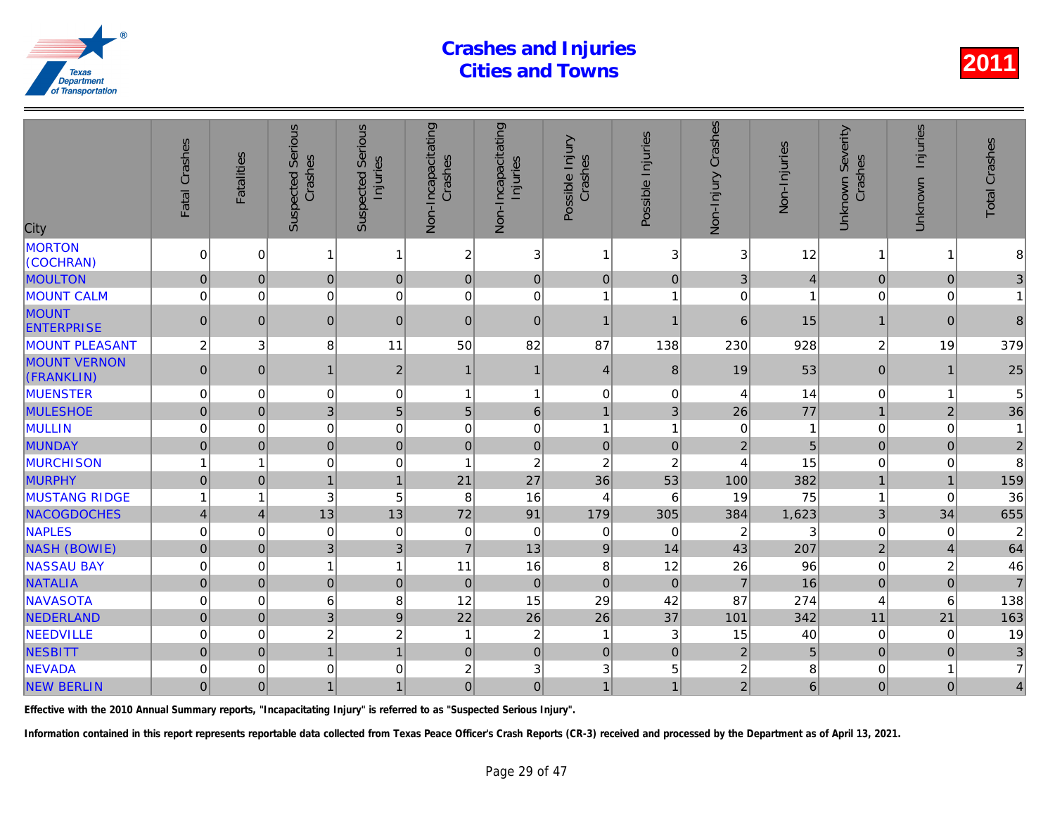# Crashes and Injuries Cities and Towns

2011

| City | Fatal Crashes | Fatalities | Suspected Serious Crashes | Suspected Serious Injuries | Non-Incapacitating Crashes | Non-Incapacitating Injuries | Possible Injury Crashes | Possible Injuries | Non-Injury Crashes | Non-Injuries | Unknown Severity Crashes | Unknown Injuries | Total Crashes |
|---|---|---|---|---|---|---|---|---|---|---|---|---|---|
| MORTON (COCHRAN) | 0 | 0 | 1 | 1 | 2 | 3 | 1 | 3 | 3 | 12 | 1 | 1 | 8 |
| MOULTON | 0 | 0 | 0 | 0 | 0 | 0 | 0 | 0 | 3 | 4 | 0 | 0 | 3 |
| MOUNT CALM | 0 | 0 | 0 | 0 | 0 | 0 | 1 | 1 | 0 | 1 | 0 | 0 | 1 |
| MOUNT ENTERPRISE | 0 | 0 | 0 | 0 | 0 | 0 | 1 | 1 | 6 | 15 | 1 | 0 | 8 |
| MOUNT PLEASANT | 2 | 3 | 8 | 11 | 50 | 82 | 87 | 138 | 230 | 928 | 2 | 19 | 379 |
| MOUNT VERNON (FRANKLIN) | 0 | 0 | 1 | 2 | 1 | 1 | 4 | 8 | 19 | 53 | 0 | 1 | 25 |
| MUENSTER | 0 | 0 | 0 | 0 | 1 | 1 | 0 | 0 | 4 | 14 | 0 | 1 | 5 |
| MULESHOE | 0 | 0 | 3 | 5 | 5 | 6 | 1 | 3 | 26 | 77 | 1 | 2 | 36 |
| MULLIN | 0 | 0 | 0 | 0 | 0 | 0 | 1 | 1 | 0 | 1 | 0 | 0 | 1 |
| MUNDAY | 0 | 0 | 0 | 0 | 0 | 0 | 0 | 0 | 2 | 5 | 0 | 0 | 2 |
| MURCHISON | 1 | 1 | 0 | 0 | 1 | 2 | 2 | 2 | 4 | 15 | 0 | 0 | 8 |
| MURPHY | 0 | 0 | 1 | 1 | 21 | 27 | 36 | 53 | 100 | 382 | 1 | 1 | 159 |
| MUSTANG RIDGE | 1 | 1 | 3 | 5 | 8 | 16 | 4 | 6 | 19 | 75 | 1 | 0 | 36 |
| NACOGDOCHES | 4 | 4 | 13 | 13 | 72 | 91 | 179 | 305 | 384 | 1,623 | 3 | 34 | 655 |
| NAPLES | 0 | 0 | 0 | 0 | 0 | 0 | 0 | 0 | 2 | 3 | 0 | 0 | 2 |
| NASH (BOWIE) | 0 | 0 | 3 | 3 | 7 | 13 | 9 | 14 | 43 | 207 | 2 | 4 | 64 |
| NASSAU BAY | 0 | 0 | 1 | 1 | 11 | 16 | 8 | 12 | 26 | 96 | 0 | 2 | 46 |
| NATALIA | 0 | 0 | 0 | 0 | 0 | 0 | 0 | 0 | 7 | 16 | 0 | 0 | 7 |
| NAVASOTA | 0 | 0 | 6 | 8 | 12 | 15 | 29 | 42 | 87 | 274 | 4 | 6 | 138 |
| NEDERLAND | 0 | 0 | 3 | 9 | 22 | 26 | 26 | 37 | 101 | 342 | 11 | 21 | 163 |
| NEEDVILLE | 0 | 0 | 2 | 2 | 1 | 2 | 1 | 3 | 15 | 40 | 0 | 0 | 19 |
| NESBITT | 0 | 0 | 1 | 1 | 0 | 0 | 0 | 0 | 2 | 5 | 0 | 0 | 3 |
| NEVADA | 0 | 0 | 0 | 0 | 2 | 3 | 3 | 5 | 2 | 8 | 0 | 1 | 7 |
| NEW BERLIN | 0 | 0 | 1 | 1 | 0 | 0 | 1 | 1 | 2 | 6 | 0 | 0 | 4 |

**Effective with the 2010 Annual Summary reports, "Incapacitating Injury" is referred to as "Suspected Serious Injury".**

**Information contained in this report represents reportable data collected from Texas Peace Officer's Crash Reports (CR-3) received and processed by the Department as of April 13, 2021.**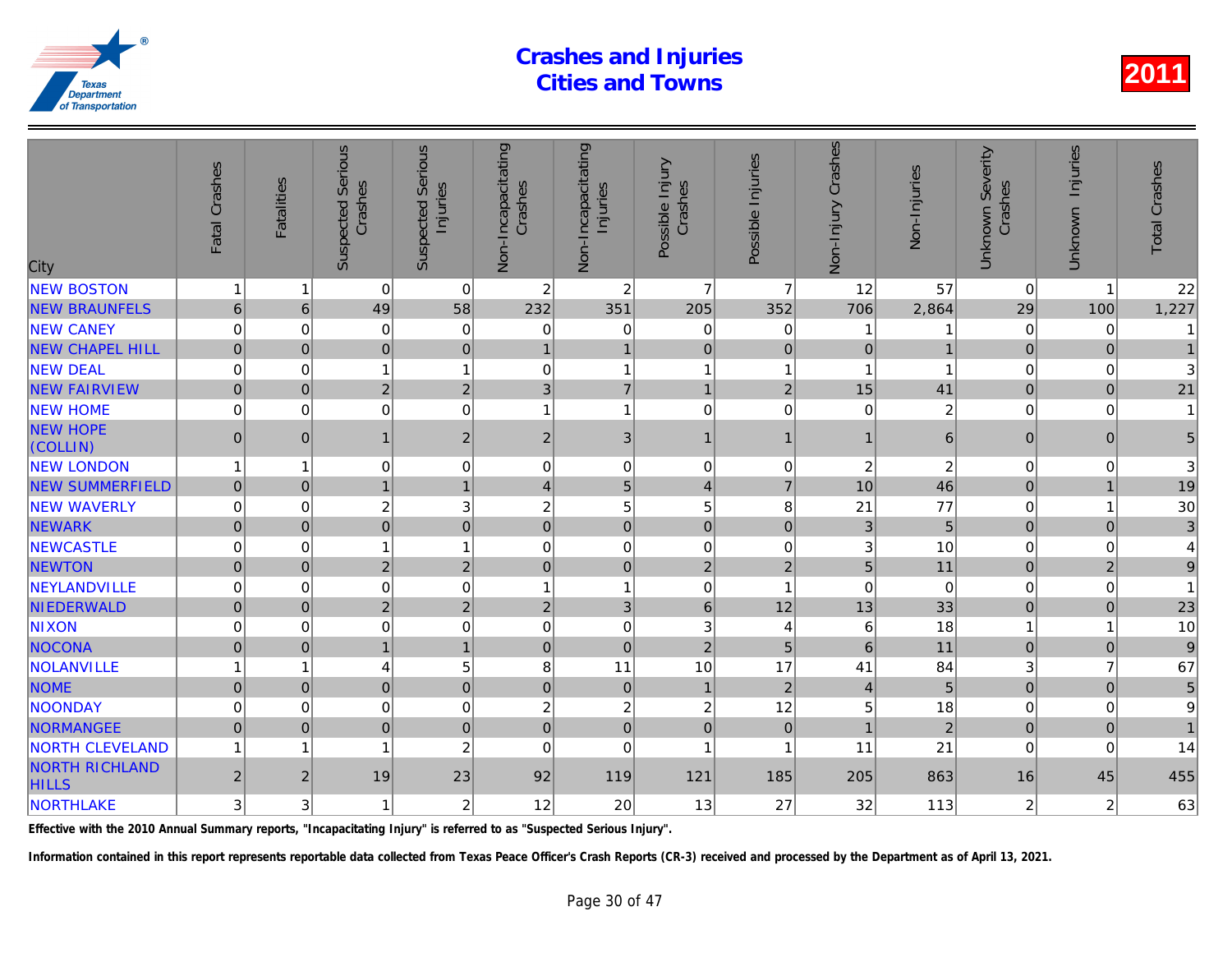# Crashes and Injuries Cities and Towns

2011

| City | Fatal Crashes | Fatalities | Suspected Serious Crashes | Suspected Serious Injuries | Non-Incapacitating Crashes | Non-Incapacitating Injuries | Possible Injury Crashes | Possible Injuries | Non-Injury Crashes | Non-Injuries | Unknown Severity Crashes | Unknown Injuries | Total Crashes |
|---|---|---|---|---|---|---|---|---|---|---|---|---|---|
| NEW BOSTON | 1 | 1 | 0 | 0 | 2 | 2 | 7 | 7 | 12 | 57 | 0 | 1 | 22 |
| NEW BRAUNFELS | 6 | 6 | 49 | 58 | 232 | 351 | 205 | 352 | 706 | 2,864 | 29 | 100 | 1,227 |
| NEW CANEY | 0 | 0 | 0 | 0 | 0 | 0 | 0 | 0 | 1 | 1 | 0 | 0 | 1 |
| NEW CHAPEL HILL | 0 | 0 | 0 | 0 | 1 | 1 | 0 | 0 | 0 | 1 | 0 | 0 | 1 |
| NEW DEAL | 0 | 0 | 1 | 1 | 0 | 1 | 1 | 1 | 1 | 1 | 0 | 0 | 3 |
| NEW FAIRVIEW | 0 | 0 | 2 | 2 | 3 | 7 | 1 | 2 | 15 | 41 | 0 | 0 | 21 |
| NEW HOME | 0 | 0 | 0 | 0 | 1 | 1 | 0 | 0 | 0 | 2 | 0 | 0 | 1 |
| NEW HOPE (COLLIN) | 0 | 0 | 1 | 2 | 2 | 3 | 1 | 1 | 1 | 6 | 0 | 0 | 5 |
| NEW LONDON | 1 | 1 | 0 | 0 | 0 | 0 | 0 | 0 | 2 | 2 | 0 | 0 | 3 |
| NEW SUMMERFIELD | 0 | 0 | 1 | 1 | 4 | 5 | 4 | 7 | 10 | 46 | 0 | 1 | 19 |
| NEW WAVERLY | 0 | 0 | 2 | 3 | 2 | 5 | 5 | 8 | 21 | 77 | 0 | 1 | 30 |
| NEWARK | 0 | 0 | 0 | 0 | 0 | 0 | 0 | 0 | 3 | 5 | 0 | 0 | 3 |
| NEWCASTLE | 0 | 0 | 1 | 1 | 0 | 0 | 0 | 0 | 3 | 10 | 0 | 0 | 4 |
| NEWTON | 0 | 0 | 2 | 2 | 0 | 0 | 2 | 2 | 5 | 11 | 0 | 2 | 9 |
| NEYLANDVILLE | 0 | 0 | 0 | 0 | 1 | 1 | 0 | 1 | 0 | 0 | 0 | 0 | 1 |
| NIEDERWALD | 0 | 0 | 2 | 2 | 2 | 3 | 6 | 12 | 13 | 33 | 0 | 0 | 23 |
| NIXON | 0 | 0 | 0 | 0 | 0 | 0 | 3 | 4 | 6 | 18 | 1 | 1 | 10 |
| NOCONA | 0 | 0 | 1 | 1 | 0 | 0 | 2 | 5 | 6 | 11 | 0 | 0 | 9 |
| NOLANVILLE | 1 | 1 | 4 | 5 | 8 | 11 | 10 | 17 | 41 | 84 | 3 | 7 | 67 |
| NOME | 0 | 0 | 0 | 0 | 0 | 0 | 1 | 2 | 4 | 5 | 0 | 0 | 5 |
| NOONDAY | 0 | 0 | 0 | 0 | 2 | 2 | 2 | 12 | 5 | 18 | 0 | 0 | 9 |
| NORMANGEE | 0 | 0 | 0 | 0 | 0 | 0 | 0 | 0 | 1 | 2 | 0 | 0 | 1 |
| NORTH CLEVELAND | 1 | 1 | 1 | 2 | 0 | 0 | 1 | 1 | 11 | 21 | 0 | 0 | 14 |
| NORTH RICHLAND HILLS | 2 | 2 | 19 | 23 | 92 | 119 | 121 | 185 | 205 | 863 | 16 | 45 | 455 |
| NORTHLAKE | 3 | 3 | 1 | 2 | 12 | 20 | 13 | 27 | 32 | 113 | 2 | 2 | 63 |

Effective with the 2010 Annual Summary reports, "Incapacitating Injury" is referred to as "Suspected Serious Injury".

Information contained in this report represents reportable data collected from Texas Peace Officer's Crash Reports (CR-3) received and processed by the Department as of April 13, 2021.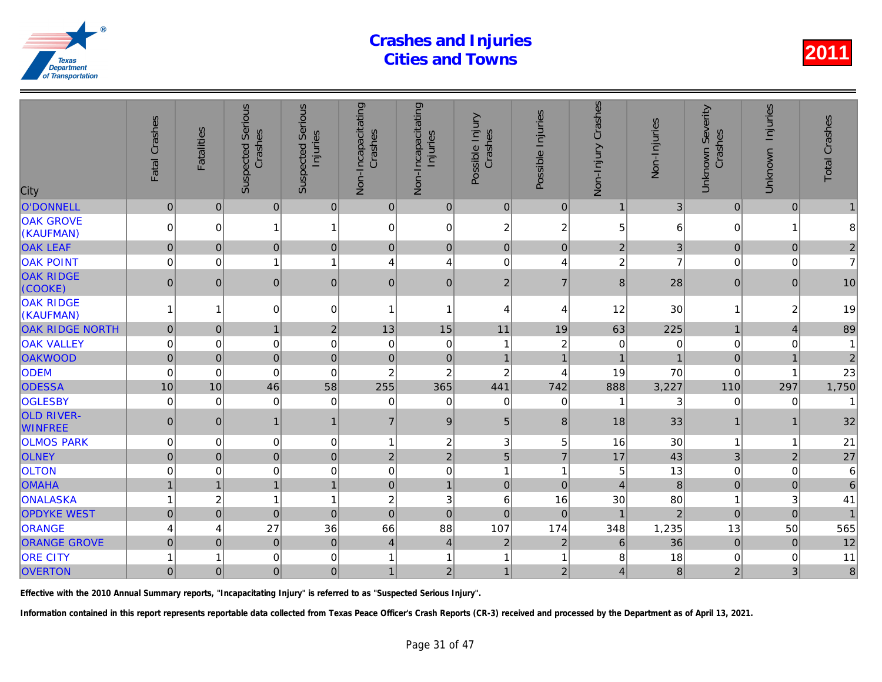# Crashes and Injuries Cities and Towns

2011

| City | Fatal Crashes | Fatalities | Suspected Serious Crashes | Suspected Serious Injuries | Non-Incapacitating Crashes | Non-Incapacitating Injuries | Possible Injury Crashes | Possible Injuries | Non-Injury Crashes | Non-Injuries | Unknown Severity Crashes | Unknown Injuries | Total Crashes |
|---|---|---|---|---|---|---|---|---|---|---|---|---|---|
| O'DONNELL | 0 | 0 | 0 | 0 | 0 | 0 | 0 | 0 | 1 | 3 | 0 | 0 | 1 |
| OAK GROVE (KAUFMAN) | 0 | 0 | 1 | 1 | 0 | 0 | 2 | 2 | 5 | 6 | 0 | 1 | 8 |
| OAK LEAF | 0 | 0 | 0 | 0 | 0 | 0 | 0 | 0 | 2 | 3 | 0 | 0 | 2 |
| OAK POINT | 0 | 0 | 1 | 1 | 4 | 4 | 0 | 4 | 2 | 7 | 0 | 0 | 7 |
| OAK RIDGE (COOKE) | 0 | 0 | 0 | 0 | 0 | 0 | 2 | 7 | 8 | 28 | 0 | 0 | 10 |
| OAK RIDGE (KAUFMAN) | 1 | 1 | 0 | 0 | 1 | 1 | 4 | 4 | 12 | 30 | 1 | 2 | 19 |
| OAK RIDGE NORTH | 0 | 0 | 1 | 2 | 13 | 15 | 11 | 19 | 63 | 225 | 1 | 4 | 89 |
| OAK VALLEY | 0 | 0 | 0 | 0 | 0 | 0 | 1 | 2 | 0 | 0 | 0 | 0 | 1 |
| OAKWOOD | 0 | 0 | 0 | 0 | 0 | 0 | 1 | 1 | 1 | 1 | 0 | 1 | 2 |
| ODEM | 0 | 0 | 0 | 0 | 2 | 2 | 2 | 4 | 19 | 70 | 0 | 1 | 23 |
| ODESSA | 10 | 10 | 46 | 58 | 255 | 365 | 441 | 742 | 888 | 3,227 | 110 | 297 | 1,750 |
| OGLESBY | 0 | 0 | 0 | 0 | 0 | 0 | 0 | 0 | 1 | 3 | 0 | 0 | 1 |
| OLD RIVER-WINFREE | 0 | 0 | 1 | 1 | 7 | 9 | 5 | 8 | 18 | 33 | 1 | 1 | 32 |
| OLMOS PARK | 0 | 0 | 0 | 0 | 1 | 2 | 3 | 5 | 16 | 30 | 1 | 1 | 21 |
| OLNEY | 0 | 0 | 0 | 0 | 2 | 2 | 5 | 7 | 17 | 43 | 3 | 2 | 27 |
| OLTON | 0 | 0 | 0 | 0 | 0 | 0 | 1 | 1 | 5 | 13 | 0 | 0 | 6 |
| OMAHA | 1 | 1 | 1 | 1 | 0 | 1 | 0 | 0 | 4 | 8 | 0 | 0 | 6 |
| ONALASKA | 1 | 2 | 1 | 1 | 2 | 3 | 6 | 16 | 30 | 80 | 1 | 3 | 41 |
| OPDYKE WEST | 0 | 0 | 0 | 0 | 0 | 0 | 0 | 0 | 1 | 2 | 0 | 0 | 1 |
| ORANGE | 4 | 4 | 27 | 36 | 66 | 88 | 107 | 174 | 348 | 1,235 | 13 | 50 | 565 |
| ORANGE GROVE | 0 | 0 | 0 | 0 | 4 | 4 | 2 | 2 | 6 | 36 | 0 | 0 | 12 |
| ORE CITY | 1 | 1 | 0 | 0 | 1 | 1 | 1 | 1 | 8 | 18 | 0 | 0 | 11 |
| OVERTON | 0 | 0 | 0 | 0 | 1 | 2 | 1 | 2 | 4 | 8 | 2 | 3 | 8 |

**Effective with the 2010 Annual Summary reports, "Incapacitating Injury" is referred to as "Suspected Serious Injury".**

**Information contained in this report represents reportable data collected from Texas Peace Officer's Crash Reports (CR-3) received and processed by the Department as of April 13, 2021.**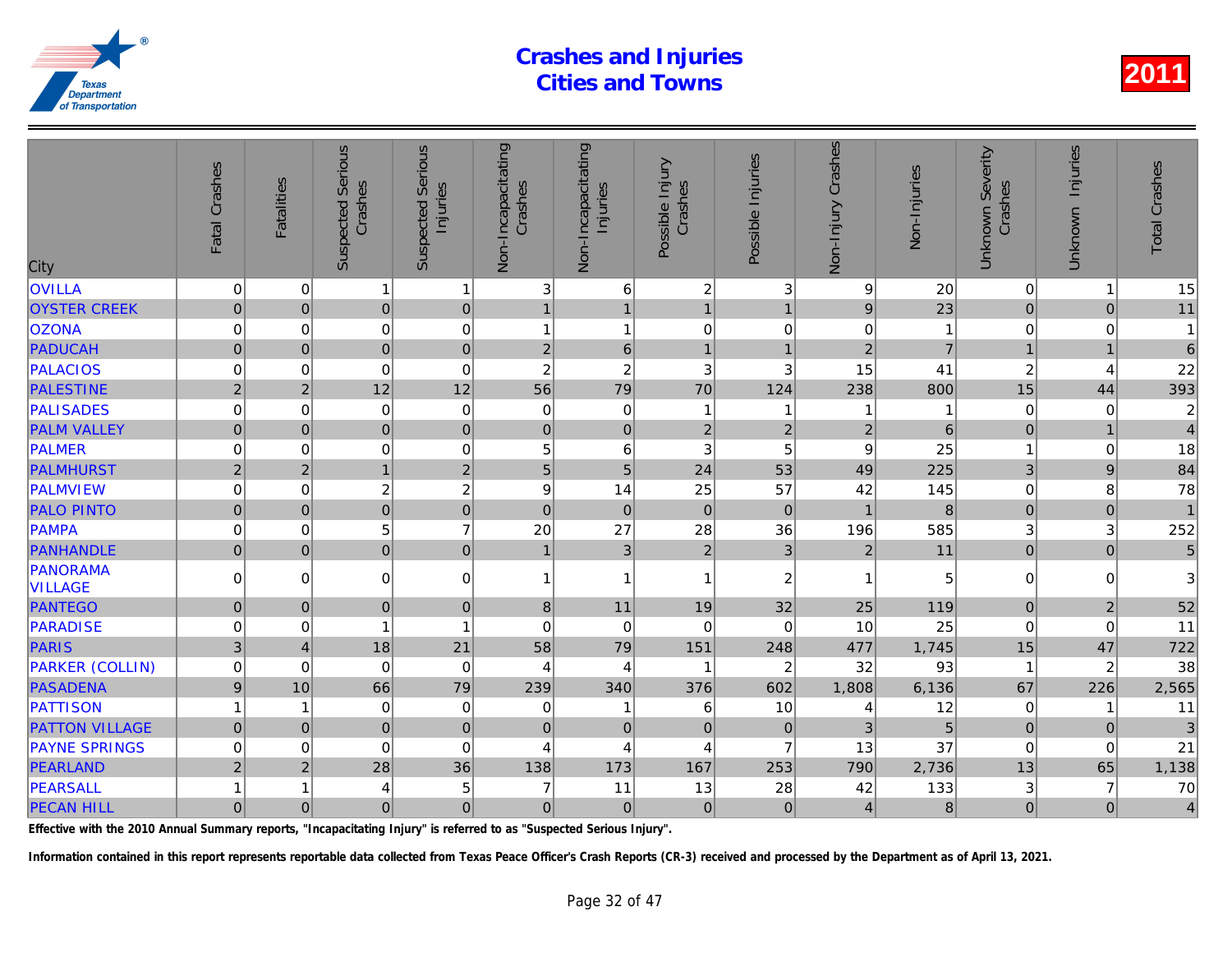# Crashes and Injuries Cities and Towns

2011

| City | Fatal Crashes | Fatalities | Suspected Serious Crashes | Suspected Serious Injuries | Non-Incapacitating Crashes | Non-Incapacitating Injuries | Possible Injury Crashes | Possible Injuries | Non-Injury Crashes | Non-Injuries | Unknown Severity Crashes | Unknown Injuries | Total Crashes |
|---|---|---|---|---|---|---|---|---|---|---|---|---|---|
| OVILLA | 0 | 0 | 1 | 1 | 3 | 6 | 2 | 3 | 9 | 20 | 0 | 1 | 15 |
| OYSTER CREEK | 0 | 0 | 0 | 0 | 1 | 1 | 1 | 1 | 9 | 23 | 0 | 0 | 11 |
| OZONA | 0 | 0 | 0 | 0 | 1 | 1 | 0 | 0 | 0 | 1 | 0 | 0 | 1 |
| PADUCAH | 0 | 0 | 0 | 0 | 2 | 6 | 1 | 1 | 2 | 7 | 1 | 1 | 6 |
| PALACIOS | 0 | 0 | 0 | 0 | 2 | 2 | 3 | 3 | 15 | 41 | 2 | 4 | 22 |
| PALESTINE | 2 | 2 | 12 | 12 | 56 | 79 | 70 | 124 | 238 | 800 | 15 | 44 | 393 |
| PALISADES | 0 | 0 | 0 | 0 | 0 | 0 | 1 | 1 | 1 | 1 | 0 | 0 | 2 |
| PALM VALLEY | 0 | 0 | 0 | 0 | 0 | 0 | 2 | 2 | 2 | 6 | 0 | 1 | 4 |
| PALMER | 0 | 0 | 0 | 0 | 5 | 6 | 3 | 5 | 9 | 25 | 1 | 0 | 18 |
| PALMHURST | 2 | 2 | 1 | 2 | 5 | 5 | 24 | 53 | 49 | 225 | 3 | 9 | 84 |
| PALMVIEW | 0 | 0 | 2 | 2 | 9 | 14 | 25 | 57 | 42 | 145 | 0 | 8 | 78 |
| PALO PINTO | 0 | 0 | 0 | 0 | 0 | 0 | 0 | 0 | 1 | 8 | 0 | 0 | 1 |
| PAMPA | 0 | 0 | 5 | 7 | 20 | 27 | 28 | 36 | 196 | 585 | 3 | 3 | 252 |
| PANHANDLE | 0 | 0 | 0 | 0 | 1 | 3 | 2 | 3 | 2 | 11 | 0 | 0 | 5 |
| PANORAMA VILLAGE | 0 | 0 | 0 | 0 | 1 | 1 | 1 | 2 | 1 | 5 | 0 | 0 | 3 |
| PANTEGO | 0 | 0 | 0 | 0 | 8 | 11 | 19 | 32 | 25 | 119 | 0 | 2 | 52 |
| PARADISE | 0 | 0 | 1 | 1 | 0 | 0 | 0 | 0 | 10 | 25 | 0 | 0 | 11 |
| PARIS | 3 | 4 | 18 | 21 | 58 | 79 | 151 | 248 | 477 | 1,745 | 15 | 47 | 722 |
| PARKER (COLLIN) | 0 | 0 | 0 | 0 | 4 | 4 | 1 | 2 | 32 | 93 | 1 | 2 | 38 |
| PASADENA | 9 | 10 | 66 | 79 | 239 | 340 | 376 | 602 | 1,808 | 6,136 | 67 | 226 | 2,565 |
| PATTISON | 1 | 1 | 0 | 0 | 0 | 1 | 6 | 10 | 4 | 12 | 0 | 1 | 11 |
| PATTON VILLAGE | 0 | 0 | 0 | 0 | 0 | 0 | 0 | 0 | 3 | 5 | 0 | 0 | 3 |
| PAYNE SPRINGS | 0 | 0 | 0 | 0 | 4 | 4 | 4 | 7 | 13 | 37 | 0 | 0 | 21 |
| PEARLAND | 2 | 2 | 28 | 36 | 138 | 173 | 167 | 253 | 790 | 2,736 | 13 | 65 | 1,138 |
| PEARSALL | 1 | 1 | 4 | 5 | 7 | 11 | 13 | 28 | 42 | 133 | 3 | 7 | 70 |
| PECAN HILL | 0 | 0 | 0 | 0 | 0 | 0 | 0 | 0 | 4 | 8 | 0 | 0 | 4 |

**Effective with the 2010 Annual Summary reports, "Incapacitating Injury" is referred to as "Suspected Serious Injury".**

**Information contained in this report represents reportable data collected from Texas Peace Officer's Crash Reports (CR-3) received and processed by the Department as of April 13, 2021.**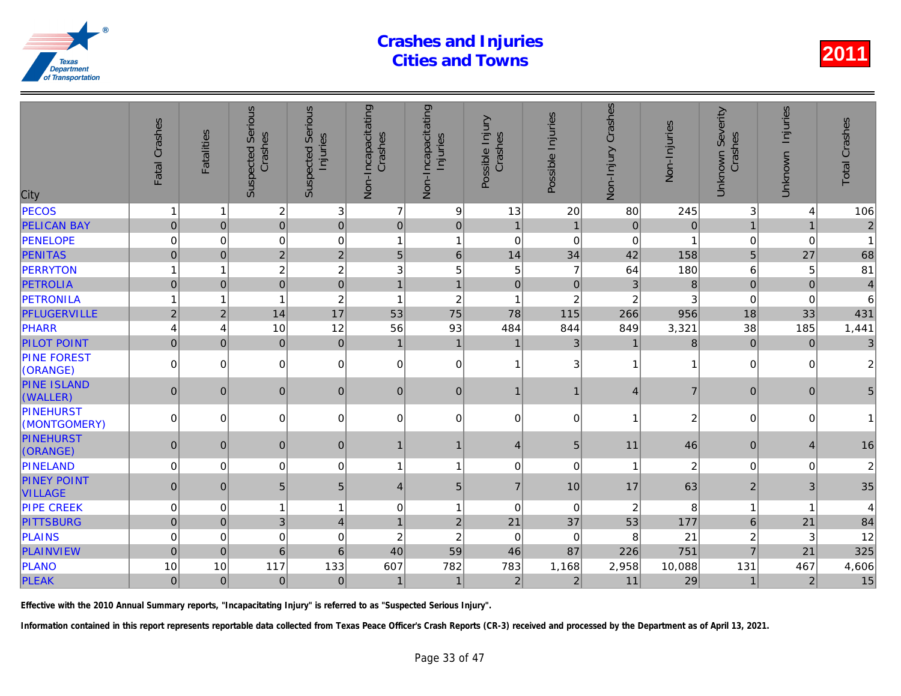# Crashes and Injuries
# Cities and Towns

2011

| City | Fatal Crashes | Fatalities | Suspected Serious Crashes | Suspected Serious Injuries | Non-Incapacitating Crashes | Non-Incapacitating Injuries | Possible Injury Crashes | Possible Injuries | Non-Injury Crashes | Non-Injuries | Unknown Severity Crashes | Unknown Injuries | Total Crashes |
|---|---|---|---|---|---|---|---|---|---|---|---|---|---|
| PECOS | 1 | 1 | 2 | 3 | 7 | 9 | 13 | 20 | 80 | 245 | 3 | 4 | 106 |
| PELICAN BAY | 0 | 0 | 0 | 0 | 0 | 0 | 1 | 1 | 0 | 0 | 1 | 1 | 2 |
| PENELOPE | 0 | 0 | 0 | 0 | 1 | 1 | 0 | 0 | 0 | 1 | 0 | 0 | 1 |
| PENITAS | 0 | 0 | 2 | 2 | 5 | 6 | 14 | 34 | 42 | 158 | 5 | 27 | 68 |
| PERRYTON | 1 | 1 | 2 | 2 | 3 | 5 | 5 | 7 | 64 | 180 | 6 | 5 | 81 |
| PETROLIA | 0 | 0 | 0 | 0 | 1 | 1 | 0 | 0 | 3 | 8 | 0 | 0 | 4 |
| PETRONILA | 1 | 1 | 1 | 2 | 1 | 2 | 1 | 2 | 2 | 3 | 0 | 0 | 6 |
| PFLUGERVILLE | 2 | 2 | 14 | 17 | 53 | 75 | 78 | 115 | 266 | 956 | 18 | 33 | 431 |
| PHARR | 4 | 4 | 10 | 12 | 56 | 93 | 484 | 844 | 849 | 3,321 | 38 | 185 | 1,441 |
| PILOT POINT | 0 | 0 | 0 | 0 | 1 | 1 | 1 | 3 | 1 | 8 | 0 | 0 | 3 |
| PINE FOREST (ORANGE) | 0 | 0 | 0 | 0 | 0 | 0 | 1 | 3 | 1 | 1 | 0 | 0 | 2 |
| PINE ISLAND (WALLER) | 0 | 0 | 0 | 0 | 0 | 0 | 1 | 1 | 4 | 7 | 0 | 0 | 5 |
| PINEHURST (MONTGOMERY) | 0 | 0 | 0 | 0 | 0 | 0 | 0 | 0 | 1 | 2 | 0 | 0 | 1 |
| PINEHURST (ORANGE) | 0 | 0 | 0 | 0 | 1 | 1 | 4 | 5 | 11 | 46 | 0 | 4 | 16 |
| PINELAND | 0 | 0 | 0 | 0 | 1 | 1 | 0 | 0 | 1 | 2 | 0 | 0 | 2 |
| PINEY POINT VILLAGE | 0 | 0 | 5 | 5 | 4 | 5 | 7 | 10 | 17 | 63 | 2 | 3 | 35 |
| PIPE CREEK | 0 | 0 | 1 | 1 | 0 | 1 | 0 | 0 | 2 | 8 | 1 | 1 | 4 |
| PITTSBURG | 0 | 0 | 3 | 4 | 1 | 2 | 21 | 37 | 53 | 177 | 6 | 21 | 84 |
| PLAINS | 0 | 0 | 0 | 0 | 2 | 2 | 0 | 0 | 8 | 21 | 2 | 3 | 12 |
| PLAINVIEW | 0 | 0 | 6 | 6 | 40 | 59 | 46 | 87 | 226 | 751 | 7 | 21 | 325 |
| PLANO | 10 | 10 | 117 | 133 | 607 | 782 | 783 | 1,168 | 2,958 | 10,088 | 131 | 467 | 4,606 |
| PLEAK | 0 | 0 | 0 | 0 | 1 | 1 | 2 | 2 | 11 | 29 | 1 | 2 | 15 |

**Effective with the 2010 Annual Summary reports, "Incapacitating Injury" is referred to as "Suspected Serious Injury".**

**Information contained in this report represents reportable data collected from Texas Peace Officer's Crash Reports (CR-3) received and processed by the Department as of April 13, 2021.**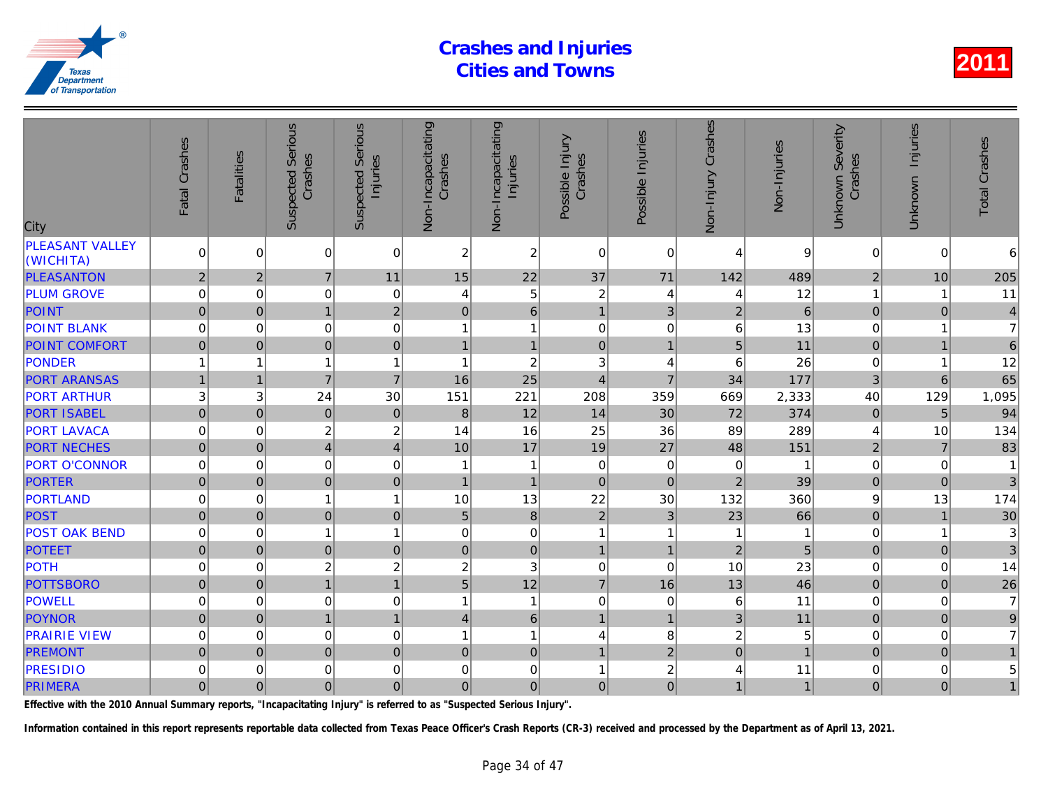# Crashes and Injuries
# Cities and Towns

**2011**

| City | Fatal Crashes | Fatalities | Suspected Serious Crashes | Suspected Serious Injuries | Non-Incapacitating Crashes | Non-Incapacitating Injuries | Possible Injury Crashes | Possible Injuries | Non-Injury Crashes | Non-Injuries | Unknown Severity Crashes | Unknown Injuries | Total Crashes |
|---|---|---|---|---|---|---|---|---|---|---|---|---|---|
| PLEASANT VALLEY (WICHITA) | 0 | 0 | 0 | 0 | 2 | 2 | 0 | 0 | 4 | 9 | 0 | 0 | 6 |
| PLEASANTON | 2 | 2 | 7 | 11 | 15 | 22 | 37 | 71 | 142 | 489 | 2 | 10 | 205 |
| PLUM GROVE | 0 | 0 | 0 | 0 | 4 | 5 | 2 | 4 | 4 | 12 | 1 | 1 | 11 |
| POINT | 0 | 0 | 1 | 2 | 0 | 6 | 1 | 3 | 2 | 6 | 0 | 0 | 4 |
| POINT BLANK | 0 | 0 | 0 | 0 | 1 | 1 | 0 | 0 | 6 | 13 | 0 | 1 | 7 |
| POINT COMFORT | 0 | 0 | 0 | 0 | 1 | 1 | 0 | 1 | 5 | 11 | 0 | 1 | 6 |
| PONDER | 1 | 1 | 1 | 1 | 1 | 2 | 3 | 4 | 6 | 26 | 0 | 1 | 12 |
| PORT ARANSAS | 1 | 1 | 7 | 7 | 16 | 25 | 4 | 7 | 34 | 177 | 3 | 6 | 65 |
| PORT ARTHUR | 3 | 3 | 24 | 30 | 151 | 221 | 208 | 359 | 669 | 2,333 | 40 | 129 | 1,095 |
| PORT ISABEL | 0 | 0 | 0 | 0 | 8 | 12 | 14 | 30 | 72 | 374 | 0 | 5 | 94 |
| PORT LAVACA | 0 | 0 | 2 | 2 | 14 | 16 | 25 | 36 | 89 | 289 | 4 | 10 | 134 |
| PORT NECHES | 0 | 0 | 4 | 4 | 10 | 17 | 19 | 27 | 48 | 151 | 2 | 7 | 83 |
| PORT O'CONNOR | 0 | 0 | 0 | 0 | 1 | 1 | 0 | 0 | 0 | 1 | 0 | 0 | 1 |
| PORTER | 0 | 0 | 0 | 0 | 1 | 1 | 0 | 0 | 2 | 39 | 0 | 0 | 3 |
| PORTLAND | 0 | 0 | 1 | 1 | 10 | 13 | 22 | 30 | 132 | 360 | 9 | 13 | 174 |
| POST | 0 | 0 | 0 | 0 | 5 | 8 | 2 | 3 | 23 | 66 | 0 | 1 | 30 |
| POST OAK BEND | 0 | 0 | 1 | 1 | 0 | 0 | 1 | 1 | 1 | 1 | 0 | 1 | 3 |
| POTEET | 0 | 0 | 0 | 0 | 0 | 0 | 1 | 1 | 2 | 5 | 0 | 0 | 3 |
| POTH | 0 | 0 | 2 | 2 | 2 | 3 | 0 | 0 | 10 | 23 | 0 | 0 | 14 |
| POTTSBORO | 0 | 0 | 1 | 1 | 5 | 12 | 7 | 16 | 13 | 46 | 0 | 0 | 26 |
| POWELL | 0 | 0 | 0 | 0 | 1 | 1 | 0 | 0 | 6 | 11 | 0 | 0 | 7 |
| POYNOR | 0 | 0 | 1 | 1 | 4 | 6 | 1 | 1 | 3 | 11 | 0 | 0 | 9 |
| PRAIRIE VIEW | 0 | 0 | 0 | 0 | 1 | 1 | 4 | 8 | 2 | 5 | 0 | 0 | 7 |
| PREMONT | 0 | 0 | 0 | 0 | 0 | 0 | 1 | 2 | 0 | 1 | 0 | 0 | 1 |
| PRESIDIO | 0 | 0 | 0 | 0 | 0 | 0 | 1 | 2 | 4 | 11 | 0 | 0 | 5 |
| PRIMERA | 0 | 0 | 0 | 0 | 0 | 0 | 0 | 0 | 1 | 1 | 0 | 0 | 1 |

Effective with the 2010 Annual Summary reports, "Incapacitating Injury" is referred to as "Suspected Serious Injury".

Information contained in this report represents reportable data collected from Texas Peace Officer's Crash Reports (CR-3) received and processed by the Department as of April 13, 2021.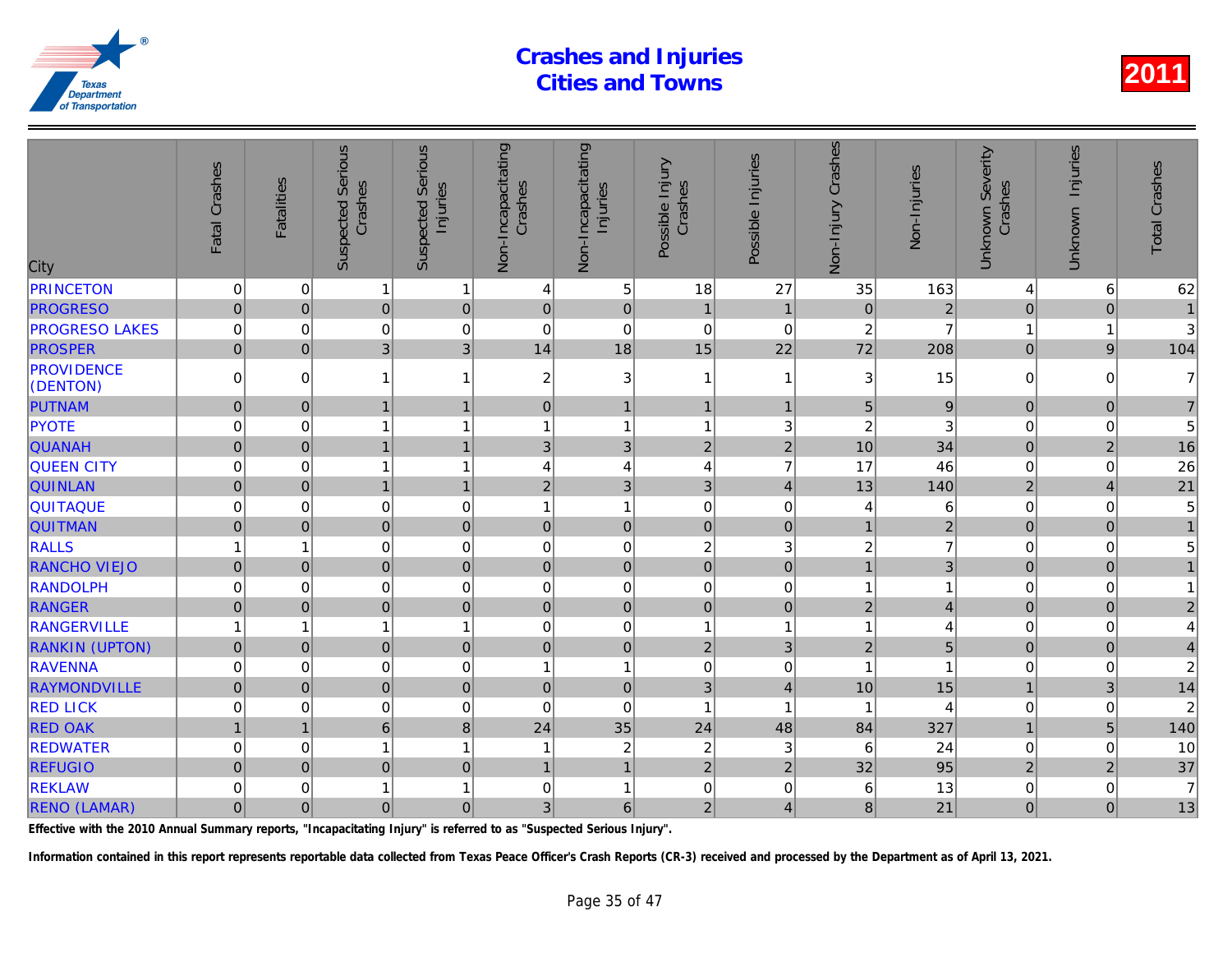# Crashes and Injuries
# Cities and Towns

**2011**

| City | Fatal Crashes | Fatalities | Suspected Serious Crashes | Suspected Serious Injuries | Non-Incapacitating Crashes | Non-Incapacitating Injuries | Possible Injury Crashes | Possible Injuries | Non-Injury Crashes | Non-Injuries | Unknown Severity Crashes | Unknown Injuries | Total Crashes |
|---|---|---|---|---|---|---|---|---|---|---|---|---|---|
| PRINCETON | 0 | 0 | 1 | 1 | 4 | 5 | 18 | 27 | 35 | 163 | 4 | 6 | 62 |
| PROGRESO | 0 | 0 | 0 | 0 | 0 | 0 | 1 | 1 | 0 | 2 | 0 | 0 | 1 |
| PROGRESO LAKES | 0 | 0 | 0 | 0 | 0 | 0 | 0 | 0 | 2 | 7 | 1 | 1 | 3 |
| PROSPER | 0 | 0 | 3 | 3 | 14 | 18 | 15 | 22 | 72 | 208 | 0 | 9 | 104 |
| PROVIDENCE (DENTON) | 0 | 0 | 1 | 1 | 2 | 3 | 1 | 1 | 3 | 15 | 0 | 0 | 7 |
| PUTNAM | 0 | 0 | 1 | 1 | 0 | 1 | 1 | 1 | 5 | 9 | 0 | 0 | 7 |
| PYOTE | 0 | 0 | 1 | 1 | 1 | 1 | 1 | 3 | 2 | 3 | 0 | 0 | 5 |
| QUANAH | 0 | 0 | 1 | 1 | 3 | 3 | 2 | 2 | 10 | 34 | 0 | 2 | 16 |
| QUEEN CITY | 0 | 0 | 1 | 1 | 4 | 4 | 4 | 7 | 17 | 46 | 0 | 0 | 26 |
| QUINLAN | 0 | 0 | 1 | 1 | 2 | 3 | 3 | 4 | 13 | 140 | 2 | 4 | 21 |
| QUITAQUE | 0 | 0 | 0 | 0 | 1 | 1 | 0 | 0 | 4 | 6 | 0 | 0 | 5 |
| QUITMAN | 0 | 0 | 0 | 0 | 0 | 0 | 0 | 0 | 1 | 2 | 0 | 0 | 1 |
| RALLS | 1 | 1 | 0 | 0 | 0 | 0 | 2 | 3 | 2 | 7 | 0 | 0 | 5 |
| RANCHO VIEJO | 0 | 0 | 0 | 0 | 0 | 0 | 0 | 0 | 1 | 3 | 0 | 0 | 1 |
| RANDOLPH | 0 | 0 | 0 | 0 | 0 | 0 | 0 | 0 | 1 | 1 | 0 | 0 | 1 |
| RANGER | 0 | 0 | 0 | 0 | 0 | 0 | 0 | 0 | 2 | 4 | 0 | 0 | 2 |
| RANGERVILLE | 1 | 1 | 1 | 1 | 0 | 0 | 1 | 1 | 1 | 4 | 0 | 0 | 4 |
| RANKIN (UPTON) | 0 | 0 | 0 | 0 | 0 | 0 | 2 | 3 | 2 | 5 | 0 | 0 | 4 |
| RAVENNA | 0 | 0 | 0 | 0 | 1 | 1 | 0 | 0 | 1 | 1 | 0 | 0 | 2 |
| RAYMONDVILLE | 0 | 0 | 0 | 0 | 0 | 0 | 3 | 4 | 10 | 15 | 1 | 3 | 14 |
| RED LICK | 0 | 0 | 0 | 0 | 0 | 0 | 1 | 1 | 1 | 4 | 0 | 0 | 2 |
| RED OAK | 1 | 1 | 6 | 8 | 24 | 35 | 24 | 48 | 84 | 327 | 1 | 5 | 140 |
| REDWATER | 0 | 0 | 1 | 1 | 1 | 2 | 2 | 3 | 6 | 24 | 0 | 0 | 10 |
| REFUGIO | 0 | 0 | 0 | 0 | 1 | 1 | 2 | 2 | 32 | 95 | 2 | 2 | 37 |
| REKLAW | 0 | 0 | 1 | 1 | 0 | 1 | 0 | 0 | 6 | 13 | 0 | 0 | 7 |
| RENO (LAMAR) | 0 | 0 | 0 | 0 | 3 | 6 | 2 | 4 | 8 | 21 | 0 | 0 | 13 |

**Effective with the 2010 Annual Summary reports, "Incapacitating Injury" is referred to as "Suspected Serious Injury".**

**Information contained in this report represents reportable data collected from Texas Peace Officer's Crash Reports (CR-3) received and processed by the Department as of April 13, 2021.**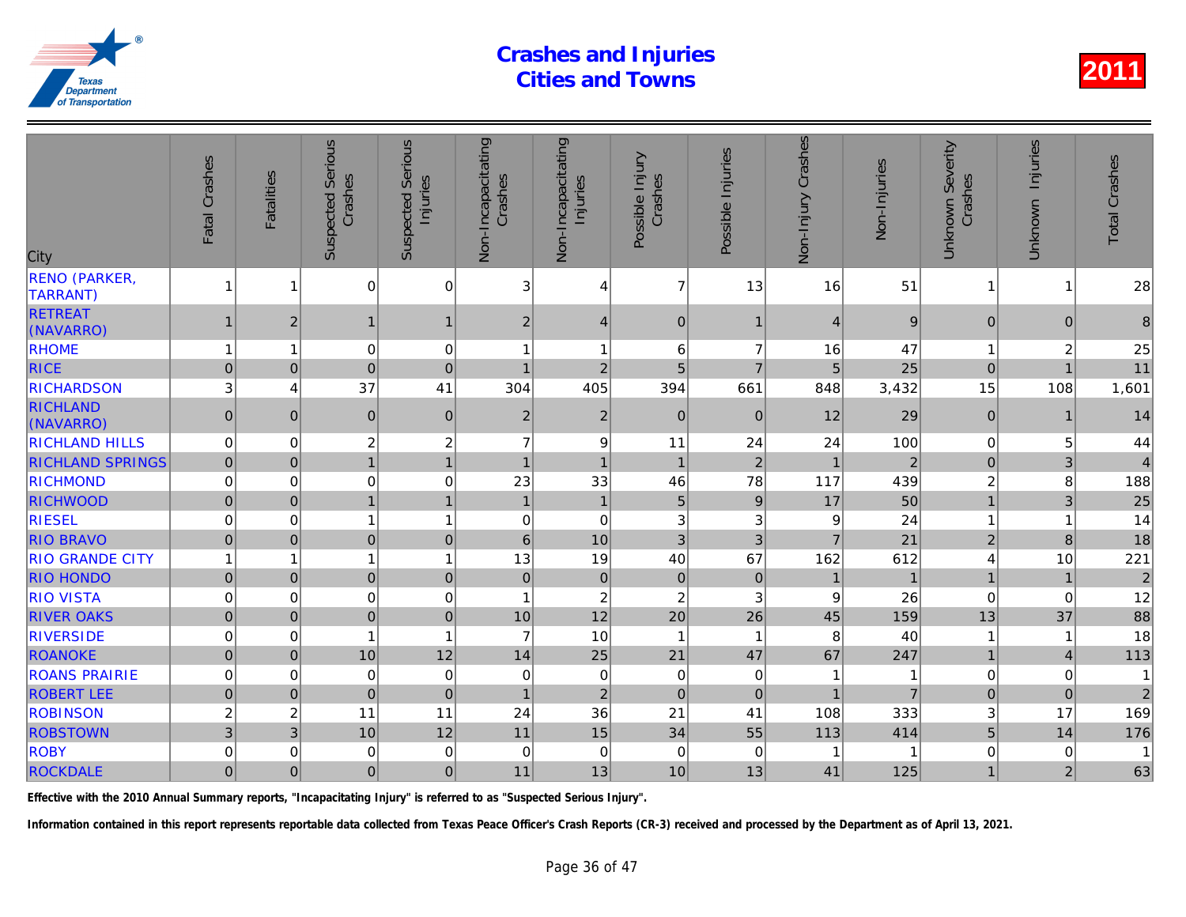# Crashes and Injuries Cities and Towns

2011

| City | Fatal Crashes | Fatalities | Suspected Serious Crashes | Suspected Serious Injuries | Non-Incapacitating Crashes | Non-Incapacitating Injuries | Possible Injury Crashes | Possible Injuries | Non-Injury Crashes | Non-Injuries | Unknown Severity Crashes | Unknown Injuries | Total Crashes |
|---|---|---|---|---|---|---|---|---|---|---|---|---|---|
| RENO (PARKER, TARRANT) | 1 | 1 | 0 | 0 | 3 | 4 | 7 | 13 | 16 | 51 | 1 | 1 | 28 |
| RETREAT (NAVARRO) | 1 | 2 | 1 | 1 | 2 | 4 | 0 | 1 | 4 | 9 | 0 | 0 | 8 |
| RHOME | 1 | 1 | 0 | 0 | 1 | 1 | 6 | 7 | 16 | 47 | 1 | 2 | 25 |
| RICE | 0 | 0 | 0 | 0 | 1 | 2 | 5 | 7 | 5 | 25 | 0 | 1 | 11 |
| RICHARDSON | 3 | 4 | 37 | 41 | 304 | 405 | 394 | 661 | 848 | 3,432 | 15 | 108 | 1,601 |
| RICHLAND (NAVARRO) | 0 | 0 | 0 | 0 | 2 | 2 | 0 | 0 | 12 | 29 | 0 | 1 | 14 |
| RICHLAND HILLS | 0 | 0 | 2 | 2 | 7 | 9 | 11 | 24 | 24 | 100 | 0 | 5 | 44 |
| RICHLAND SPRINGS | 0 | 0 | 1 | 1 | 1 | 1 | 1 | 2 | 1 | 2 | 0 | 3 | 4 |
| RICHMOND | 0 | 0 | 0 | 0 | 23 | 33 | 46 | 78 | 117 | 439 | 2 | 8 | 188 |
| RICHWOOD | 0 | 0 | 1 | 1 | 1 | 1 | 5 | 9 | 17 | 50 | 1 | 3 | 25 |
| RIESEL | 0 | 0 | 1 | 1 | 0 | 0 | 3 | 3 | 9 | 24 | 1 | 1 | 14 |
| RIO BRAVO | 0 | 0 | 0 | 0 | 6 | 10 | 3 | 3 | 7 | 21 | 2 | 8 | 18 |
| RIO GRANDE CITY | 1 | 1 | 1 | 1 | 13 | 19 | 40 | 67 | 162 | 612 | 4 | 10 | 221 |
| RIO HONDO | 0 | 0 | 0 | 0 | 0 | 0 | 0 | 0 | 1 | 1 | 1 | 1 | 2 |
| RIO VISTA | 0 | 0 | 0 | 0 | 1 | 2 | 2 | 3 | 9 | 26 | 0 | 0 | 12 |
| RIVER OAKS | 0 | 0 | 0 | 0 | 10 | 12 | 20 | 26 | 45 | 159 | 13 | 37 | 88 |
| RIVERSIDE | 0 | 0 | 1 | 1 | 7 | 10 | 1 | 1 | 8 | 40 | 1 | 1 | 18 |
| ROANOKE | 0 | 0 | 10 | 12 | 14 | 25 | 21 | 47 | 67 | 247 | 1 | 4 | 113 |
| ROANS PRAIRIE | 0 | 0 | 0 | 0 | 0 | 0 | 0 | 0 | 1 | 1 | 0 | 0 | 1 |
| ROBERT LEE | 0 | 0 | 0 | 0 | 1 | 2 | 0 | 0 | 1 | 7 | 0 | 0 | 2 |
| ROBINSON | 2 | 2 | 11 | 11 | 24 | 36 | 21 | 41 | 108 | 333 | 3 | 17 | 169 |
| ROBSTOWN | 3 | 3 | 10 | 12 | 11 | 15 | 34 | 55 | 113 | 414 | 5 | 14 | 176 |
| ROBY | 0 | 0 | 0 | 0 | 0 | 0 | 0 | 0 | 1 | 1 | 0 | 0 | 1 |
| ROCKDALE | 0 | 0 | 0 | 0 | 11 | 13 | 10 | 13 | 41 | 125 | 1 | 2 | 63 |

**Effective with the 2010 Annual Summary reports, "Incapacitating Injury" is referred to as "Suspected Serious Injury".**

**Information contained in this report represents reportable data collected from Texas Peace Officer's Crash Reports (CR-3) received and processed by the Department as of April 13, 2021.**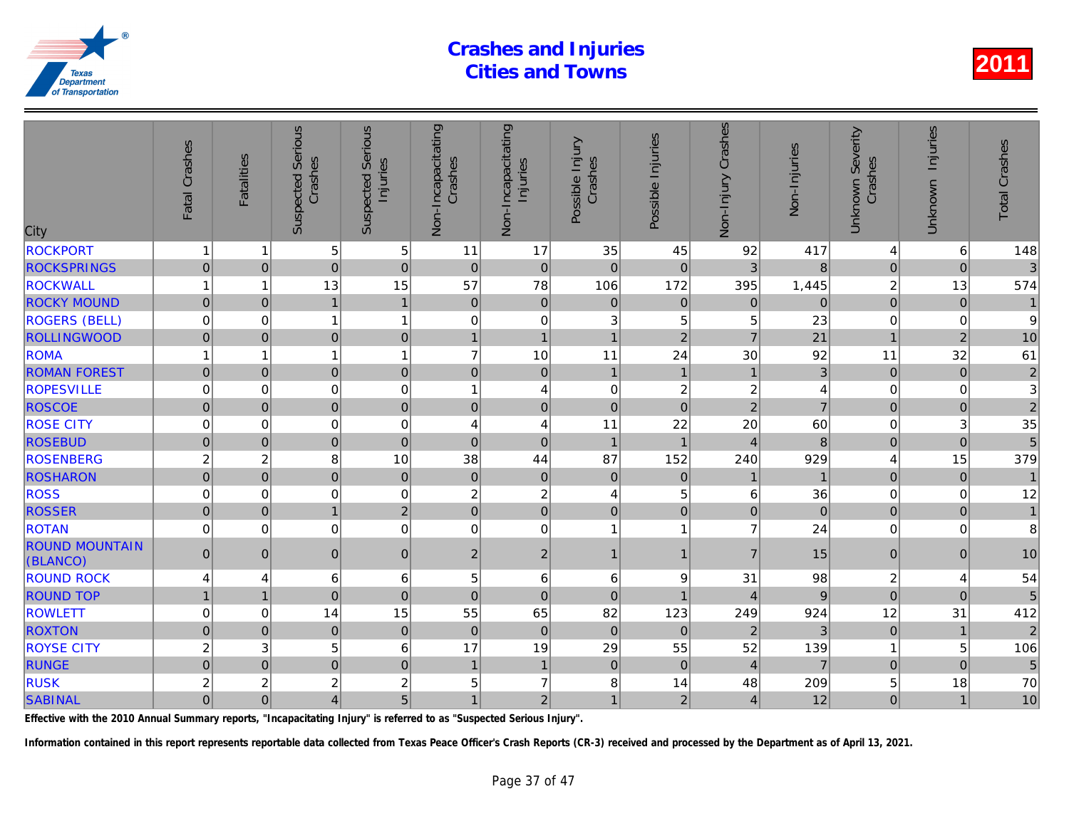# Crashes and Injuries
# Cities and Towns

**2011**

| City | Fatal Crashes | Fatalities | Suspected Serious Crashes | Suspected Serious Injuries | Non-Incapacitating Crashes | Non-Incapacitating Injuries | Possible Injury Crashes | Possible Injuries | Non-Injury Crashes | Non-Injuries | Unknown Severity Crashes | Unknown Injuries | Total Crashes |
|---|---|---|---|---|---|---|---|---|---|---|---|---|---|
| ROCKPORT | 1 | 1 | 5 | 5 | 11 | 17 | 35 | 45 | 92 | 417 | 4 | 6 | 148 |
| ROCKSPRINGS | 0 | 0 | 0 | 0 | 0 | 0 | 0 | 0 | 3 | 8 | 0 | 0 | 3 |
| ROCKWALL | 1 | 1 | 13 | 15 | 57 | 78 | 106 | 172 | 395 | 1,445 | 2 | 13 | 574 |
| ROCKY MOUND | 0 | 0 | 1 | 1 | 0 | 0 | 0 | 0 | 0 | 0 | 0 | 0 | 1 |
| ROGERS (BELL) | 0 | 0 | 1 | 1 | 0 | 0 | 3 | 5 | 5 | 23 | 0 | 0 | 9 |
| ROLLINGWOOD | 0 | 0 | 0 | 0 | 1 | 1 | 1 | 2 | 7 | 21 | 1 | 2 | 10 |
| ROMA | 1 | 1 | 1 | 1 | 7 | 10 | 11 | 24 | 30 | 92 | 11 | 32 | 61 |
| ROMAN FOREST | 0 | 0 | 0 | 0 | 0 | 0 | 1 | 1 | 1 | 3 | 0 | 0 | 2 |
| ROPESVILLE | 0 | 0 | 0 | 0 | 1 | 4 | 0 | 2 | 2 | 4 | 0 | 0 | 3 |
| ROSCOE | 0 | 0 | 0 | 0 | 0 | 0 | 0 | 0 | 2 | 7 | 0 | 0 | 2 |
| ROSE CITY | 0 | 0 | 0 | 0 | 4 | 4 | 11 | 22 | 20 | 60 | 0 | 3 | 35 |
| ROSEBUD | 0 | 0 | 0 | 0 | 0 | 0 | 1 | 1 | 4 | 8 | 0 | 0 | 5 |
| ROSENBERG | 2 | 2 | 8 | 10 | 38 | 44 | 87 | 152 | 240 | 929 | 4 | 15 | 379 |
| ROSHARON | 0 | 0 | 0 | 0 | 0 | 0 | 0 | 0 | 1 | 1 | 0 | 0 | 1 |
| ROSS | 0 | 0 | 0 | 0 | 2 | 2 | 4 | 5 | 6 | 36 | 0 | 0 | 12 |
| ROSSER | 0 | 0 | 1 | 2 | 0 | 0 | 0 | 0 | 0 | 0 | 0 | 0 | 1 |
| ROTAN | 0 | 0 | 0 | 0 | 0 | 0 | 1 | 1 | 7 | 24 | 0 | 0 | 8 |
| ROUND MOUNTAIN (BLANCO) | 0 | 0 | 0 | 0 | 2 | 2 | 1 | 1 | 7 | 15 | 0 | 0 | 10 |
| ROUND ROCK | 4 | 4 | 6 | 6 | 5 | 6 | 6 | 9 | 31 | 98 | 2 | 4 | 54 |
| ROUND TOP | 1 | 1 | 0 | 0 | 0 | 0 | 0 | 1 | 4 | 9 | 0 | 0 | 5 |
| ROWLETT | 0 | 0 | 14 | 15 | 55 | 65 | 82 | 123 | 249 | 924 | 12 | 31 | 412 |
| ROXTON | 0 | 0 | 0 | 0 | 0 | 0 | 0 | 0 | 2 | 3 | 0 | 1 | 2 |
| ROYSE CITY | 2 | 3 | 5 | 6 | 17 | 19 | 29 | 55 | 52 | 139 | 1 | 5 | 106 |
| RUNGE | 0 | 0 | 0 | 0 | 1 | 1 | 0 | 0 | 4 | 7 | 0 | 0 | 5 |
| RUSK | 2 | 2 | 2 | 2 | 5 | 7 | 8 | 14 | 48 | 209 | 5 | 18 | 70 |
| SABINAL | 0 | 0 | 4 | 5 | 1 | 2 | 1 | 2 | 4 | 12 | 0 | 1 | 10 |

Effective with the 2010 Annual Summary reports, "Incapacitating Injury" is referred to as "Suspected Serious Injury".

Information contained in this report represents reportable data collected from Texas Peace Officer's Crash Reports (CR-3) received and processed by the Department as of April 13, 2021.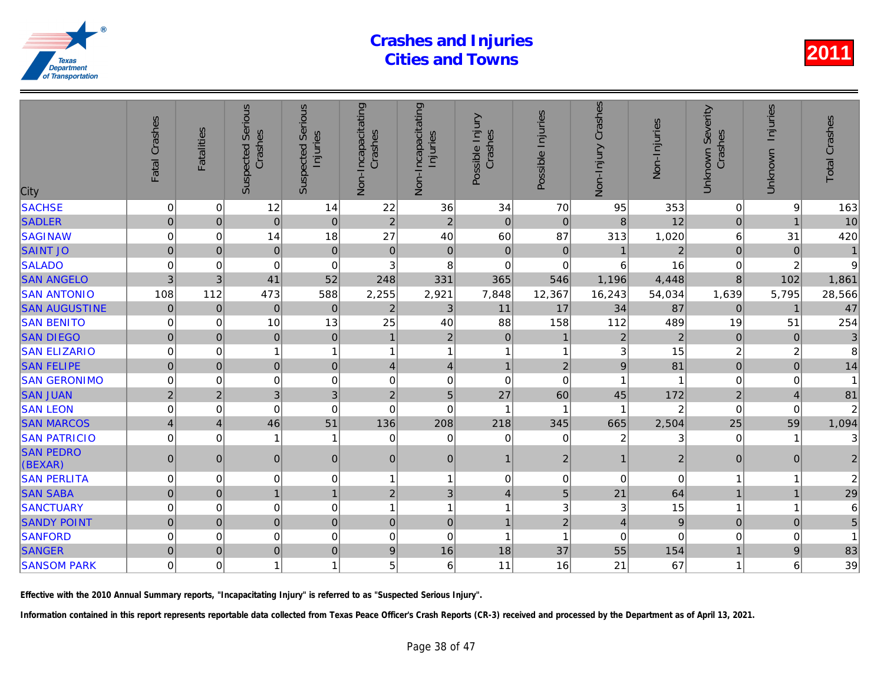# Crashes and Injuries Cities and Towns

2011

| City | Fatal Crashes | Fatalities | Suspected Serious Crashes | Suspected Serious Injuries | Non-Incapacitating Crashes | Non-Incapacitating Injuries | Possible Injury Crashes | Possible Injuries | Non-Injury Crashes | Non-Injuries | Unknown Severity Crashes | Unknown Injuries | Total Crashes |
|---|---|---|---|---|---|---|---|---|---|---|---|---|---|
| SACHSE | 0 | 0 | 12 | 14 | 22 | 36 | 34 | 70 | 95 | 353 | 0 | 9 | 163 |
| SADLER | 0 | 0 | 0 | 0 | 2 | 2 | 0 | 0 | 8 | 12 | 0 | 1 | 10 |
| SAGINAW | 0 | 0 | 14 | 18 | 27 | 40 | 60 | 87 | 313 | 1,020 | 6 | 31 | 420 |
| SAINT JO | 0 | 0 | 0 | 0 | 0 | 0 | 0 | 0 | 1 | 2 | 0 | 0 | 1 |
| SALADO | 0 | 0 | 0 | 0 | 3 | 8 | 0 | 0 | 6 | 16 | 0 | 2 | 9 |
| SAN ANGELO | 3 | 3 | 41 | 52 | 248 | 331 | 365 | 546 | 1,196 | 4,448 | 8 | 102 | 1,861 |
| SAN ANTONIO | 108 | 112 | 473 | 588 | 2,255 | 2,921 | 7,848 | 12,367 | 16,243 | 54,034 | 1,639 | 5,795 | 28,566 |
| SAN AUGUSTINE | 0 | 0 | 0 | 0 | 2 | 3 | 11 | 17 | 34 | 87 | 0 | 1 | 47 |
| SAN BENITO | 0 | 0 | 10 | 13 | 25 | 40 | 88 | 158 | 112 | 489 | 19 | 51 | 254 |
| SAN DIEGO | 0 | 0 | 0 | 0 | 1 | 2 | 0 | 1 | 2 | 2 | 0 | 0 | 3 |
| SAN ELIZARIO | 0 | 0 | 1 | 1 | 1 | 1 | 1 | 1 | 3 | 15 | 2 | 2 | 8 |
| SAN FELIPE | 0 | 0 | 0 | 0 | 4 | 4 | 1 | 2 | 9 | 81 | 0 | 0 | 14 |
| SAN GERONIMO | 0 | 0 | 0 | 0 | 0 | 0 | 0 | 0 | 1 | 1 | 0 | 0 | 1 |
| SAN JUAN | 2 | 2 | 3 | 3 | 2 | 5 | 27 | 60 | 45 | 172 | 2 | 4 | 81 |
| SAN LEON | 0 | 0 | 0 | 0 | 0 | 0 | 1 | 1 | 1 | 2 | 0 | 0 | 2 |
| SAN MARCOS | 4 | 4 | 46 | 51 | 136 | 208 | 218 | 345 | 665 | 2,504 | 25 | 59 | 1,094 |
| SAN PATRICIO | 0 | 0 | 1 | 1 | 0 | 0 | 0 | 0 | 2 | 3 | 0 | 1 | 3 |
| SAN PEDRO (BEXAR) | 0 | 0 | 0 | 0 | 0 | 0 | 1 | 2 | 1 | 2 | 0 | 0 | 2 |
| SAN PERLITA | 0 | 0 | 0 | 0 | 1 | 1 | 0 | 0 | 0 | 0 | 1 | 1 | 2 |
| SAN SABA | 0 | 0 | 1 | 1 | 2 | 3 | 4 | 5 | 21 | 64 | 1 | 1 | 29 |
| SANCTUARY | 0 | 0 | 0 | 0 | 1 | 1 | 1 | 3 | 3 | 15 | 1 | 1 | 6 |
| SANDY POINT | 0 | 0 | 0 | 0 | 0 | 0 | 1 | 2 | 4 | 9 | 0 | 0 | 5 |
| SANFORD | 0 | 0 | 0 | 0 | 0 | 0 | 1 | 1 | 0 | 0 | 0 | 0 | 1 |
| SANGER | 0 | 0 | 0 | 0 | 9 | 16 | 18 | 37 | 55 | 154 | 1 | 9 | 83 |
| SANSOM PARK | 0 | 0 | 1 | 1 | 5 | 6 | 11 | 16 | 21 | 67 | 1 | 6 | 39 |

**Effective with the 2010 Annual Summary reports, "Incapacitating Injury" is referred to as "Suspected Serious Injury".**

**Information contained in this report represents reportable data collected from Texas Peace Officer's Crash Reports (CR-3) received and processed by the Department as of April 13, 2021.**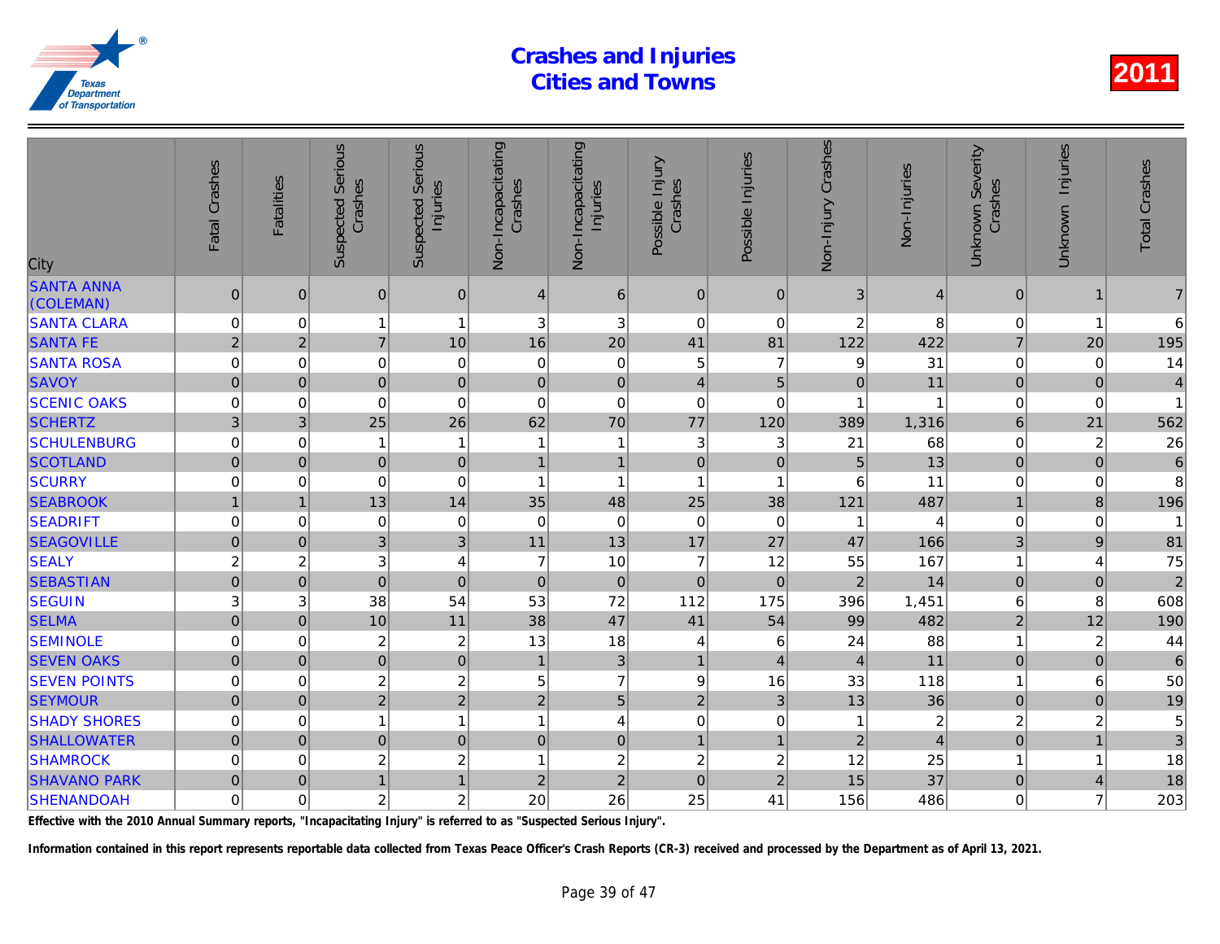# Crashes and Injuries Cities and Towns

**2011**

| City | Fatal Crashes | Fatalities | Suspected Serious Crashes | Suspected Serious Injuries | Non-Incapacitating Crashes | Non-Incapacitating Injuries | Possible Injury Crashes | Possible Injuries | Non-Injury Crashes | Non-Injuries | Unknown Severity Crashes | Unknown Injuries | Total Crashes |
|---|---|---|---|---|---|---|---|---|---|---|---|---|---|
| SANTA ANNA (COLEMAN) | 0 | 0 | 0 | 0 | 4 | 6 | 0 | 0 | 3 | 4 | 0 | 1 | 7 |
| SANTA CLARA | 0 | 0 | 1 | 1 | 3 | 3 | 0 | 0 | 2 | 8 | 0 | 1 | 6 |
| SANTA FE | 2 | 2 | 7 | 10 | 16 | 20 | 41 | 81 | 122 | 422 | 7 | 20 | 195 |
| SANTA ROSA | 0 | 0 | 0 | 0 | 0 | 0 | 5 | 7 | 9 | 31 | 0 | 0 | 14 |
| SAVOY | 0 | 0 | 0 | 0 | 0 | 0 | 4 | 5 | 0 | 11 | 0 | 0 | 4 |
| SCENIC OAKS | 0 | 0 | 0 | 0 | 0 | 0 | 0 | 0 | 1 | 1 | 0 | 0 | 1 |
| SCHERTZ | 3 | 3 | 25 | 26 | 62 | 70 | 77 | 120 | 389 | 1,316 | 6 | 21 | 562 |
| SCHULENBURG | 0 | 0 | 1 | 1 | 1 | 1 | 3 | 3 | 21 | 68 | 0 | 2 | 26 |
| SCOTLAND | 0 | 0 | 0 | 0 | 1 | 1 | 0 | 0 | 5 | 13 | 0 | 0 | 6 |
| SCURRY | 0 | 0 | 0 | 0 | 1 | 1 | 1 | 1 | 6 | 11 | 0 | 0 | 8 |
| SEABROOK | 1 | 1 | 13 | 14 | 35 | 48 | 25 | 38 | 121 | 487 | 1 | 8 | 196 |
| SEADRIFT | 0 | 0 | 0 | 0 | 0 | 0 | 0 | 0 | 1 | 4 | 0 | 0 | 1 |
| SEAGOVILLE | 0 | 0 | 3 | 3 | 11 | 13 | 17 | 27 | 47 | 166 | 3 | 9 | 81 |
| SEALY | 2 | 2 | 3 | 4 | 7 | 10 | 7 | 12 | 55 | 167 | 1 | 4 | 75 |
| SEBASTIAN | 0 | 0 | 0 | 0 | 0 | 0 | 0 | 0 | 2 | 14 | 0 | 0 | 2 |
| SEGUIN | 3 | 3 | 38 | 54 | 53 | 72 | 112 | 175 | 396 | 1,451 | 6 | 8 | 608 |
| SELMA | 0 | 0 | 10 | 11 | 38 | 47 | 41 | 54 | 99 | 482 | 2 | 12 | 190 |
| SEMINOLE | 0 | 0 | 2 | 2 | 13 | 18 | 4 | 6 | 24 | 88 | 1 | 2 | 44 |
| SEVEN OAKS | 0 | 0 | 0 | 0 | 1 | 3 | 1 | 4 | 4 | 11 | 0 | 0 | 6 |
| SEVEN POINTS | 0 | 0 | 2 | 2 | 5 | 7 | 9 | 16 | 33 | 118 | 1 | 6 | 50 |
| SEYMOUR | 0 | 0 | 2 | 2 | 2 | 5 | 2 | 3 | 13 | 36 | 0 | 0 | 19 |
| SHADY SHORES | 0 | 0 | 1 | 1 | 1 | 4 | 0 | 0 | 1 | 2 | 2 | 2 | 5 |
| SHALLOWATER | 0 | 0 | 0 | 0 | 0 | 0 | 1 | 1 | 2 | 4 | 0 | 1 | 3 |
| SHAMROCK | 0 | 0 | 2 | 2 | 1 | 2 | 2 | 2 | 12 | 25 | 1 | 1 | 18 |
| SHAVANO PARK | 0 | 0 | 1 | 1 | 2 | 2 | 0 | 2 | 15 | 37 | 0 | 4 | 18 |
| SHENANDOAH | 0 | 0 | 2 | 2 | 20 | 26 | 25 | 41 | 156 | 486 | 0 | 7 | 203 |

**Effective with the 2010 Annual Summary reports, "Incapacitating Injury" is referred to as "Suspected Serious Injury".**

**Information contained in this report represents reportable data collected from Texas Peace Officer's Crash Reports (CR-3) received and processed by the Department as of April 13, 2021.**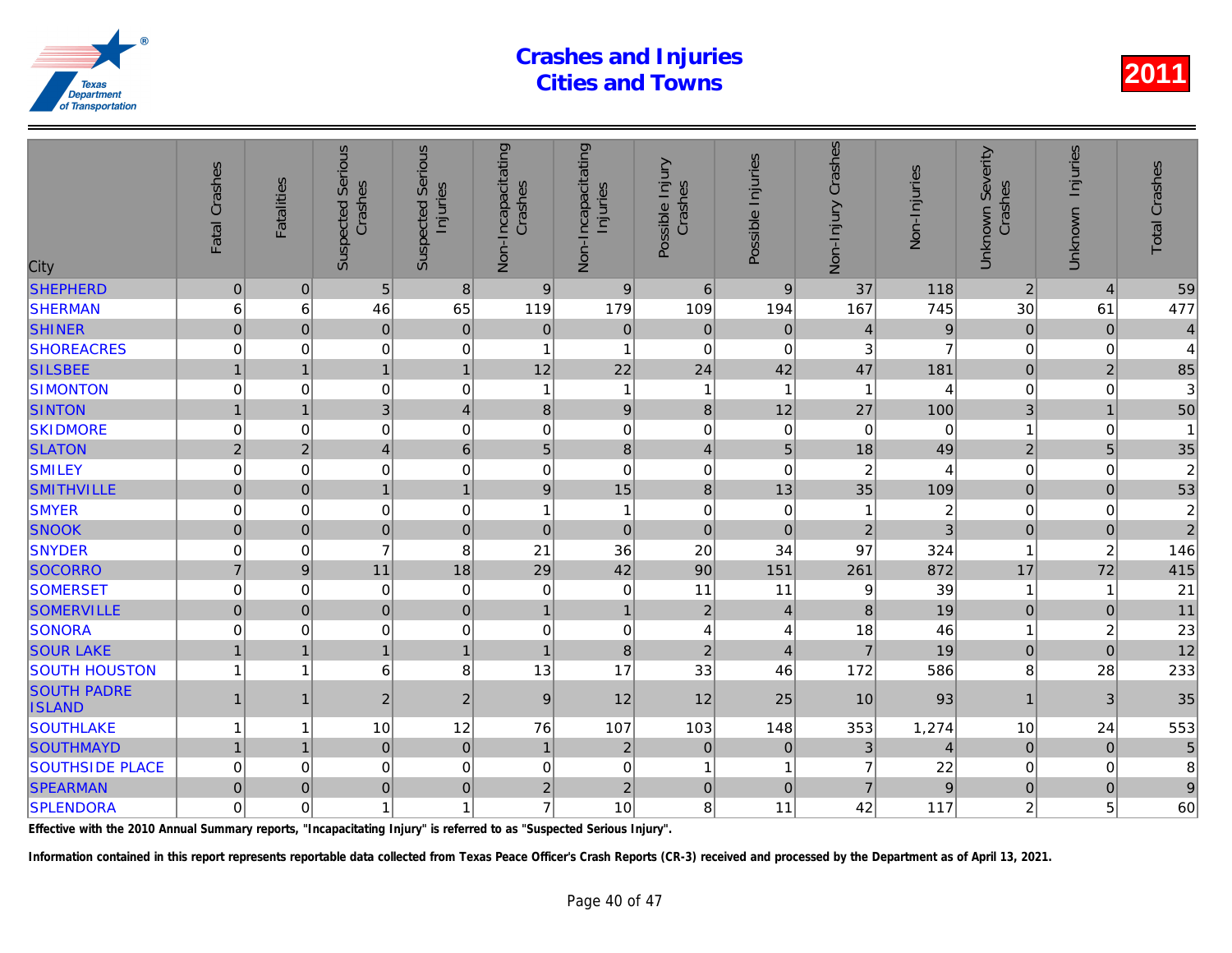# Crashes and Injuries Cities and Towns

2011

| City | Fatal Crashes | Fatalities | Suspected Serious Crashes | Suspected Serious Injuries | Non-Incapacitating Crashes | Non-Incapacitating Injuries | Possible Injury Crashes | Possible Injuries | Non-Injury Crashes | Non-Injuries | Unknown Severity Crashes | Unknown Injuries | Total Crashes |
|---|---|---|---|---|---|---|---|---|---|---|---|---|---|
| SHEPHERD | 0 | 0 | 5 | 8 | 9 | 9 | 6 | 9 | 37 | 118 | 2 | 4 | 59 |
| SHERMAN | 6 | 6 | 46 | 65 | 119 | 179 | 109 | 194 | 167 | 745 | 30 | 61 | 477 |
| SHINER | 0 | 0 | 0 | 0 | 0 | 0 | 0 | 0 | 4 | 9 | 0 | 0 | 4 |
| SHOREACRES | 0 | 0 | 0 | 0 | 1 | 1 | 0 | 0 | 3 | 7 | 0 | 0 | 4 |
| SILSBEE | 1 | 1 | 1 | 1 | 12 | 22 | 24 | 42 | 47 | 181 | 0 | 2 | 85 |
| SIMONTON | 0 | 0 | 0 | 0 | 1 | 1 | 1 | 1 | 1 | 4 | 0 | 0 | 3 |
| SINTON | 1 | 1 | 3 | 4 | 8 | 9 | 8 | 12 | 27 | 100 | 3 | 1 | 50 |
| SKIDMORE | 0 | 0 | 0 | 0 | 0 | 0 | 0 | 0 | 0 | 0 | 1 | 0 | 1 |
| SLATON | 2 | 2 | 4 | 6 | 5 | 8 | 4 | 5 | 18 | 49 | 2 | 5 | 35 |
| SMILEY | 0 | 0 | 0 | 0 | 0 | 0 | 0 | 0 | 2 | 4 | 0 | 0 | 2 |
| SMITHVILLE | 0 | 0 | 1 | 1 | 9 | 15 | 8 | 13 | 35 | 109 | 0 | 0 | 53 |
| SMYER | 0 | 0 | 0 | 0 | 1 | 1 | 0 | 0 | 1 | 2 | 0 | 0 | 2 |
| SNOOK | 0 | 0 | 0 | 0 | 0 | 0 | 0 | 0 | 2 | 3 | 0 | 0 | 2 |
| SNYDER | 0 | 0 | 7 | 8 | 21 | 36 | 20 | 34 | 97 | 324 | 1 | 2 | 146 |
| SOCORRO | 7 | 9 | 11 | 18 | 29 | 42 | 90 | 151 | 261 | 872 | 17 | 72 | 415 |
| SOMERSET | 0 | 0 | 0 | 0 | 0 | 0 | 11 | 11 | 9 | 39 | 1 | 1 | 21 |
| SOMERVILLE | 0 | 0 | 0 | 0 | 1 | 1 | 2 | 4 | 8 | 19 | 0 | 0 | 11 |
| SONORA | 0 | 0 | 0 | 0 | 0 | 0 | 4 | 4 | 18 | 46 | 1 | 2 | 23 |
| SOUR LAKE | 1 | 1 | 1 | 1 | 1 | 8 | 2 | 4 | 7 | 19 | 0 | 0 | 12 |
| SOUTH HOUSTON | 1 | 1 | 6 | 8 | 13 | 17 | 33 | 46 | 172 | 586 | 8 | 28 | 233 |
| SOUTH PADRE ISLAND | 1 | 1 | 2 | 2 | 9 | 12 | 12 | 25 | 10 | 93 | 1 | 3 | 35 |
| SOUTHLAKE | 1 | 1 | 10 | 12 | 76 | 107 | 103 | 148 | 353 | 1,274 | 10 | 24 | 553 |
| SOUTHMAYD | 1 | 1 | 0 | 0 | 1 | 2 | 0 | 0 | 3 | 4 | 0 | 0 | 5 |
| SOUTHSIDE PLACE | 0 | 0 | 0 | 0 | 0 | 0 | 1 | 1 | 7 | 22 | 0 | 0 | 8 |
| SPEARMAN | 0 | 0 | 0 | 0 | 2 | 2 | 0 | 0 | 7 | 9 | 0 | 0 | 9 |
| SPLENDORA | 0 | 0 | 1 | 1 | 7 | 10 | 8 | 11 | 42 | 117 | 2 | 5 | 60 |

**Effective with the 2010 Annual Summary reports, "Incapacitating Injury" is referred to as "Suspected Serious Injury".**

**Information contained in this report represents reportable data collected from Texas Peace Officer's Crash Reports (CR-3) received and processed by the Department as of April 13, 2021.**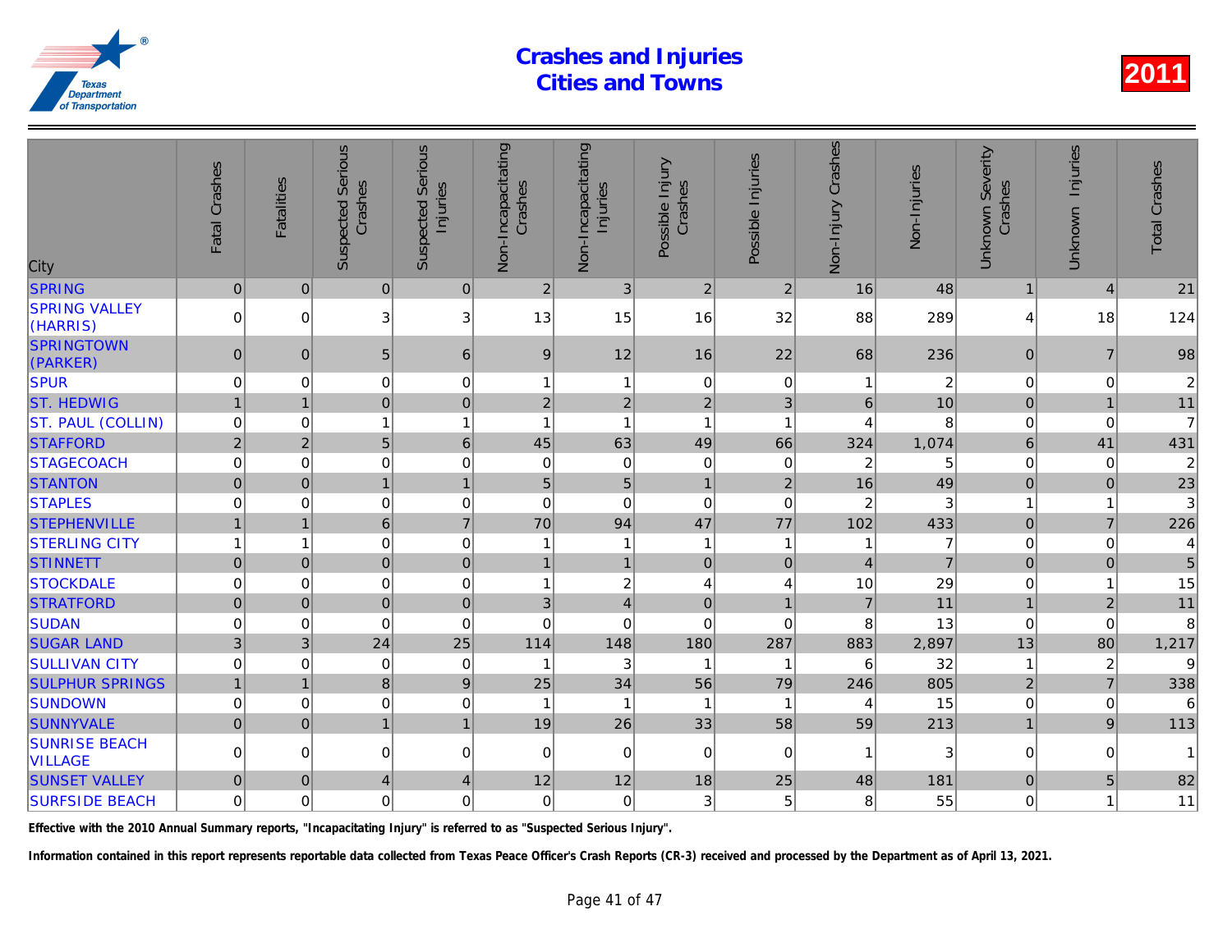# Crashes and Injuries Cities and Towns

2011

| City | Fatal Crashes | Fatalities | Suspected Serious Crashes | Suspected Serious Injuries | Non-Incapacitating Crashes | Non-Incapacitating Injuries | Possible Injury Crashes | Possible Injuries | Non-Injury Crashes | Non-Injuries | Unknown Severity Crashes | Unknown Injuries | Total Crashes |
|---|---|---|---|---|---|---|---|---|---|---|---|---|---|
| SPRING | 0 | 0 | 0 | 0 | 2 | 3 | 2 | 2 | 16 | 48 | 1 | 4 | 21 |
| SPRING VALLEY (HARRIS) | 0 | 0 | 3 | 3 | 13 | 15 | 16 | 32 | 88 | 289 | 4 | 18 | 124 |
| SPRINGTOWN (PARKER) | 0 | 0 | 5 | 6 | 9 | 12 | 16 | 22 | 68 | 236 | 0 | 7 | 98 |
| SPUR | 0 | 0 | 0 | 0 | 1 | 1 | 0 | 0 | 1 | 2 | 0 | 0 | 2 |
| ST. HEDWIG | 1 | 1 | 0 | 0 | 2 | 2 | 2 | 3 | 6 | 10 | 0 | 1 | 11 |
| ST. PAUL (COLLIN) | 0 | 0 | 1 | 1 | 1 | 1 | 1 | 1 | 4 | 8 | 0 | 0 | 7 |
| STAFFORD | 2 | 2 | 5 | 6 | 45 | 63 | 49 | 66 | 324 | 1,074 | 6 | 41 | 431 |
| STAGECOACH | 0 | 0 | 0 | 0 | 0 | 0 | 0 | 0 | 2 | 5 | 0 | 0 | 2 |
| STANTON | 0 | 0 | 1 | 1 | 5 | 5 | 1 | 2 | 16 | 49 | 0 | 0 | 23 |
| STAPLES | 0 | 0 | 0 | 0 | 0 | 0 | 0 | 0 | 2 | 3 | 1 | 1 | 3 |
| STEPHENVILLE | 1 | 1 | 6 | 7 | 70 | 94 | 47 | 77 | 102 | 433 | 0 | 7 | 226 |
| STERLING CITY | 1 | 1 | 0 | 0 | 1 | 1 | 1 | 1 | 1 | 7 | 0 | 0 | 4 |
| STINNETT | 0 | 0 | 0 | 0 | 1 | 1 | 0 | 0 | 4 | 7 | 0 | 0 | 5 |
| STOCKDALE | 0 | 0 | 0 | 0 | 1 | 2 | 4 | 4 | 10 | 29 | 0 | 1 | 15 |
| STRATFORD | 0 | 0 | 0 | 0 | 3 | 4 | 0 | 1 | 7 | 11 | 1 | 2 | 11 |
| SUDAN | 0 | 0 | 0 | 0 | 0 | 0 | 0 | 0 | 8 | 13 | 0 | 0 | 8 |
| SUGAR LAND | 3 | 3 | 24 | 25 | 114 | 148 | 180 | 287 | 883 | 2,897 | 13 | 80 | 1,217 |
| SULLIVAN CITY | 0 | 0 | 0 | 0 | 1 | 3 | 1 | 1 | 6 | 32 | 1 | 2 | 9 |
| SULPHUR SPRINGS | 1 | 1 | 8 | 9 | 25 | 34 | 56 | 79 | 246 | 805 | 2 | 7 | 338 |
| SUNDOWN | 0 | 0 | 0 | 0 | 1 | 1 | 1 | 1 | 4 | 15 | 0 | 0 | 6 |
| SUNNYVALE | 0 | 0 | 1 | 1 | 19 | 26 | 33 | 58 | 59 | 213 | 1 | 9 | 113 |
| SUNRISE BEACH VILLAGE | 0 | 0 | 0 | 0 | 0 | 0 | 0 | 0 | 1 | 3 | 0 | 0 | 1 |
| SUNSET VALLEY | 0 | 0 | 4 | 4 | 12 | 12 | 18 | 25 | 48 | 181 | 0 | 5 | 82 |
| SURFSIDE BEACH | 0 | 0 | 0 | 0 | 0 | 0 | 3 | 5 | 8 | 55 | 0 | 1 | 11 |

**Effective with the 2010 Annual Summary reports, "Incapacitating Injury" is referred to as "Suspected Serious Injury".**

**Information contained in this report represents reportable data collected from Texas Peace Officer's Crash Reports (CR-3) received and processed by the Department as of April 13, 2021.**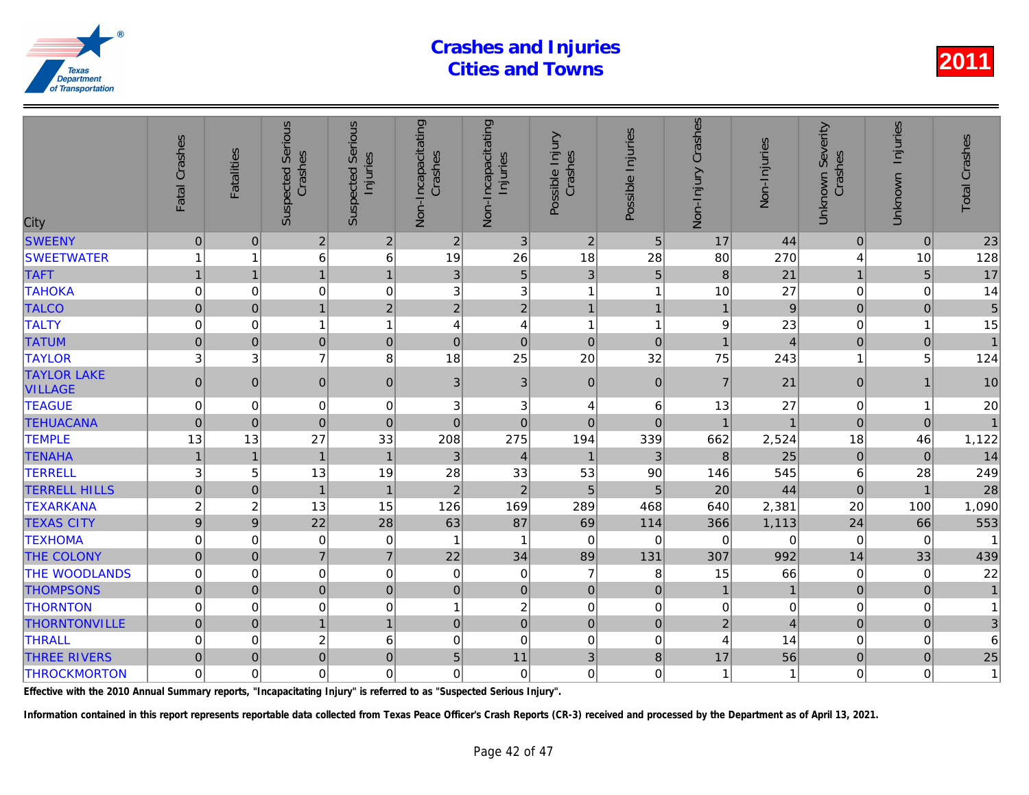# Crashes and Injuries
# Cities and Towns

**2011**

| City | Fatal Crashes | Fatalities | Suspected Serious Crashes | Suspected Serious Injuries | Non-Incapacitating Crashes | Non-Incapacitating Injuries | Possible Injury Crashes | Possible Injuries | Non-Injury Crashes | Non-Injuries | Unknown Severity Crashes | Unknown Injuries | Total Crashes |
|---|---|---|---|---|---|---|---|---|---|---|---|---|---|
| SWEENY | 0 | 0 | 2 | 2 | 2 | 3 | 2 | 5 | 17 | 44 | 0 | 0 | 23 |
| SWEETWATER | 1 | 1 | 6 | 6 | 19 | 26 | 18 | 28 | 80 | 270 | 4 | 10 | 128 |
| TAFT | 1 | 1 | 1 | 1 | 3 | 5 | 3 | 5 | 8 | 21 | 1 | 5 | 17 |
| TAHOKA | 0 | 0 | 0 | 0 | 3 | 3 | 1 | 1 | 10 | 27 | 0 | 0 | 14 |
| TALCO | 0 | 0 | 1 | 2 | 2 | 2 | 1 | 1 | 1 | 9 | 0 | 0 | 5 |
| TALTY | 0 | 0 | 1 | 1 | 4 | 4 | 1 | 1 | 9 | 23 | 0 | 1 | 15 |
| TATUM | 0 | 0 | 0 | 0 | 0 | 0 | 0 | 0 | 1 | 4 | 0 | 0 | 1 |
| TAYLOR | 3 | 3 | 7 | 8 | 18 | 25 | 20 | 32 | 75 | 243 | 1 | 5 | 124 |
| TAYLOR LAKE VILLAGE | 0 | 0 | 0 | 0 | 3 | 3 | 0 | 0 | 7 | 21 | 0 | 1 | 10 |
| TEAGUE | 0 | 0 | 0 | 0 | 3 | 3 | 4 | 6 | 13 | 27 | 0 | 1 | 20 |
| TEHUACANA | 0 | 0 | 0 | 0 | 0 | 0 | 0 | 0 | 1 | 1 | 0 | 0 | 1 |
| TEMPLE | 13 | 13 | 27 | 33 | 208 | 275 | 194 | 339 | 662 | 2,524 | 18 | 46 | 1,122 |
| TENAHA | 1 | 1 | 1 | 1 | 3 | 4 | 1 | 3 | 8 | 25 | 0 | 0 | 14 |
| TERRELL | 3 | 5 | 13 | 19 | 28 | 33 | 53 | 90 | 146 | 545 | 6 | 28 | 249 |
| TERRELL HILLS | 0 | 0 | 1 | 1 | 2 | 2 | 5 | 5 | 20 | 44 | 0 | 1 | 28 |
| TEXARKANA | 2 | 2 | 13 | 15 | 126 | 169 | 289 | 468 | 640 | 2,381 | 20 | 100 | 1,090 |
| TEXAS CITY | 9 | 9 | 22 | 28 | 63 | 87 | 69 | 114 | 366 | 1,113 | 24 | 66 | 553 |
| TEXHOMA | 0 | 0 | 0 | 0 | 1 | 1 | 0 | 0 | 0 | 0 | 0 | 0 | 1 |
| THE COLONY | 0 | 0 | 7 | 7 | 22 | 34 | 89 | 131 | 307 | 992 | 14 | 33 | 439 |
| THE WOODLANDS | 0 | 0 | 0 | 0 | 0 | 0 | 7 | 8 | 15 | 66 | 0 | 0 | 22 |
| THOMPSONS | 0 | 0 | 0 | 0 | 0 | 0 | 0 | 0 | 1 | 1 | 0 | 0 | 1 |
| THORNTON | 0 | 0 | 0 | 0 | 1 | 2 | 0 | 0 | 0 | 0 | 0 | 0 | 1 |
| THORNTONVILLE | 0 | 0 | 1 | 1 | 0 | 0 | 0 | 0 | 2 | 4 | 0 | 0 | 3 |
| THRALL | 0 | 0 | 2 | 6 | 0 | 0 | 0 | 0 | 4 | 14 | 0 | 0 | 6 |
| THREE RIVERS | 0 | 0 | 0 | 0 | 5 | 11 | 3 | 8 | 17 | 56 | 0 | 0 | 25 |
| THROCKMORTON | 0 | 0 | 0 | 0 | 0 | 0 | 0 | 0 | 1 | 1 | 0 | 0 | 1 |

**Effective with the 2010 Annual Summary reports, "Incapacitating Injury" is referred to as "Suspected Serious Injury".**

**Information contained in this report represents reportable data collected from Texas Peace Officer's Crash Reports (CR-3) received and processed by the Department as of April 13, 2021.**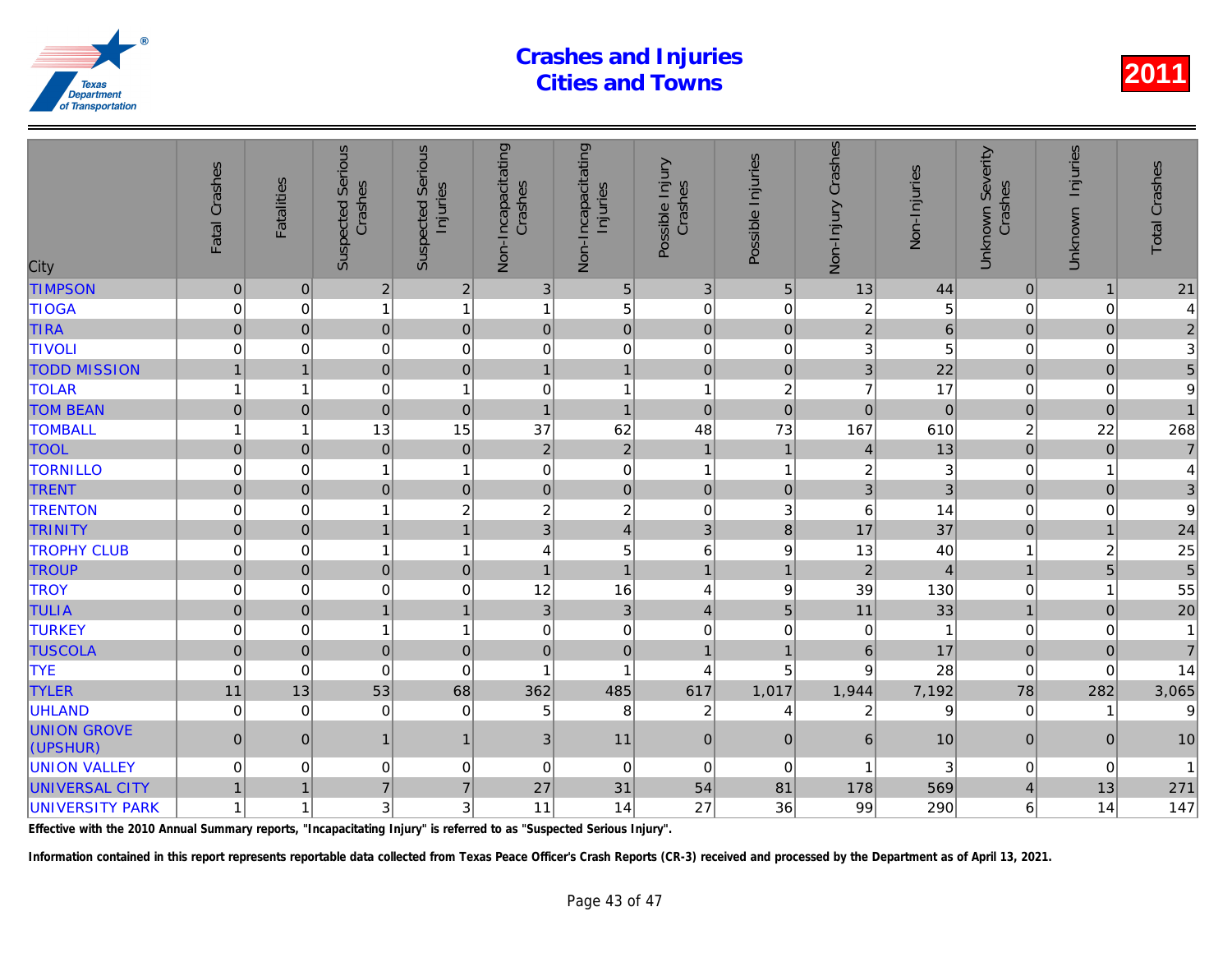# Crashes and Injuries Cities and Towns

**2011**

| City | Fatal Crashes | Fatalities | Suspected Serious Crashes | Suspected Serious Injuries | Non-Incapacitating Crashes | Non-Incapacitating Injuries | Possible Injury Crashes | Possible Injuries | Non-Injury Crashes | Non-Injuries | Unknown Severity Crashes | Unknown Injuries | Total Crashes |
|---|---|---|---|---|---|---|---|---|---|---|---|---|---|
| TIMPSON | 0 | 0 | 2 | 2 | 3 | 5 | 3 | 5 | 13 | 44 | 0 | 1 | 21 |
| TIOGA | 0 | 0 | 1 | 1 | 1 | 5 | 0 | 0 | 2 | 5 | 0 | 0 | 4 |
| TIRA | 0 | 0 | 0 | 0 | 0 | 0 | 0 | 0 | 2 | 6 | 0 | 0 | 2 |
| TIVOLI | 0 | 0 | 0 | 0 | 0 | 0 | 0 | 0 | 3 | 5 | 0 | 0 | 3 |
| TODD MISSION | 1 | 1 | 0 | 0 | 1 | 1 | 0 | 0 | 3 | 22 | 0 | 0 | 5 |
| TOLAR | 1 | 1 | 0 | 1 | 0 | 1 | 1 | 2 | 7 | 17 | 0 | 0 | 9 |
| TOM BEAN | 0 | 0 | 0 | 0 | 1 | 1 | 0 | 0 | 0 | 0 | 0 | 0 | 1 |
| TOMBALL | 1 | 1 | 13 | 15 | 37 | 62 | 48 | 73 | 167 | 610 | 2 | 22 | 268 |
| TOOL | 0 | 0 | 0 | 0 | 2 | 2 | 1 | 1 | 4 | 13 | 0 | 0 | 7 |
| TORNILLO | 0 | 0 | 1 | 1 | 0 | 0 | 1 | 1 | 2 | 3 | 0 | 1 | 4 |
| TRENT | 0 | 0 | 0 | 0 | 0 | 0 | 0 | 0 | 3 | 3 | 0 | 0 | 3 |
| TRENTON | 0 | 0 | 1 | 2 | 2 | 2 | 0 | 3 | 6 | 14 | 0 | 0 | 9 |
| TRINITY | 0 | 0 | 1 | 1 | 3 | 4 | 3 | 8 | 17 | 37 | 0 | 1 | 24 |
| TROPHY CLUB | 0 | 0 | 1 | 1 | 4 | 5 | 6 | 9 | 13 | 40 | 1 | 2 | 25 |
| TROUP | 0 | 0 | 0 | 0 | 1 | 1 | 1 | 1 | 2 | 4 | 1 | 5 | 5 |
| TROY | 0 | 0 | 0 | 0 | 12 | 16 | 4 | 9 | 39 | 130 | 0 | 1 | 55 |
| TULIA | 0 | 0 | 1 | 1 | 3 | 3 | 4 | 5 | 11 | 33 | 1 | 0 | 20 |
| TURKEY | 0 | 0 | 1 | 1 | 0 | 0 | 0 | 0 | 0 | 1 | 0 | 0 | 1 |
| TUSCOLA | 0 | 0 | 0 | 0 | 0 | 0 | 1 | 1 | 6 | 17 | 0 | 0 | 7 |
| TYE | 0 | 0 | 0 | 0 | 1 | 1 | 4 | 5 | 9 | 28 | 0 | 0 | 14 |
| TYLER | 11 | 13 | 53 | 68 | 362 | 485 | 617 | 1,017 | 1,944 | 7,192 | 78 | 282 | 3,065 |
| UHLAND | 0 | 0 | 0 | 0 | 5 | 8 | 2 | 4 | 2 | 9 | 0 | 1 | 9 |
| UNION GROVE (UPSHUR) | 0 | 0 | 1 | 1 | 3 | 11 | 0 | 0 | 6 | 10 | 0 | 0 | 10 |
| UNION VALLEY | 0 | 0 | 0 | 0 | 0 | 0 | 0 | 0 | 1 | 3 | 0 | 0 | 1 |
| UNIVERSAL CITY | 1 | 1 | 7 | 7 | 27 | 31 | 54 | 81 | 178 | 569 | 4 | 13 | 271 |
| UNIVERSITY PARK | 1 | 1 | 3 | 3 | 11 | 14 | 27 | 36 | 99 | 290 | 6 | 14 | 147 |

**Effective with the 2010 Annual Summary reports, "Incapacitating Injury" is referred to as "Suspected Serious Injury".**

**Information contained in this report represents reportable data collected from Texas Peace Officer's Crash Reports (CR-3) received and processed by the Department as of April 13, 2021.**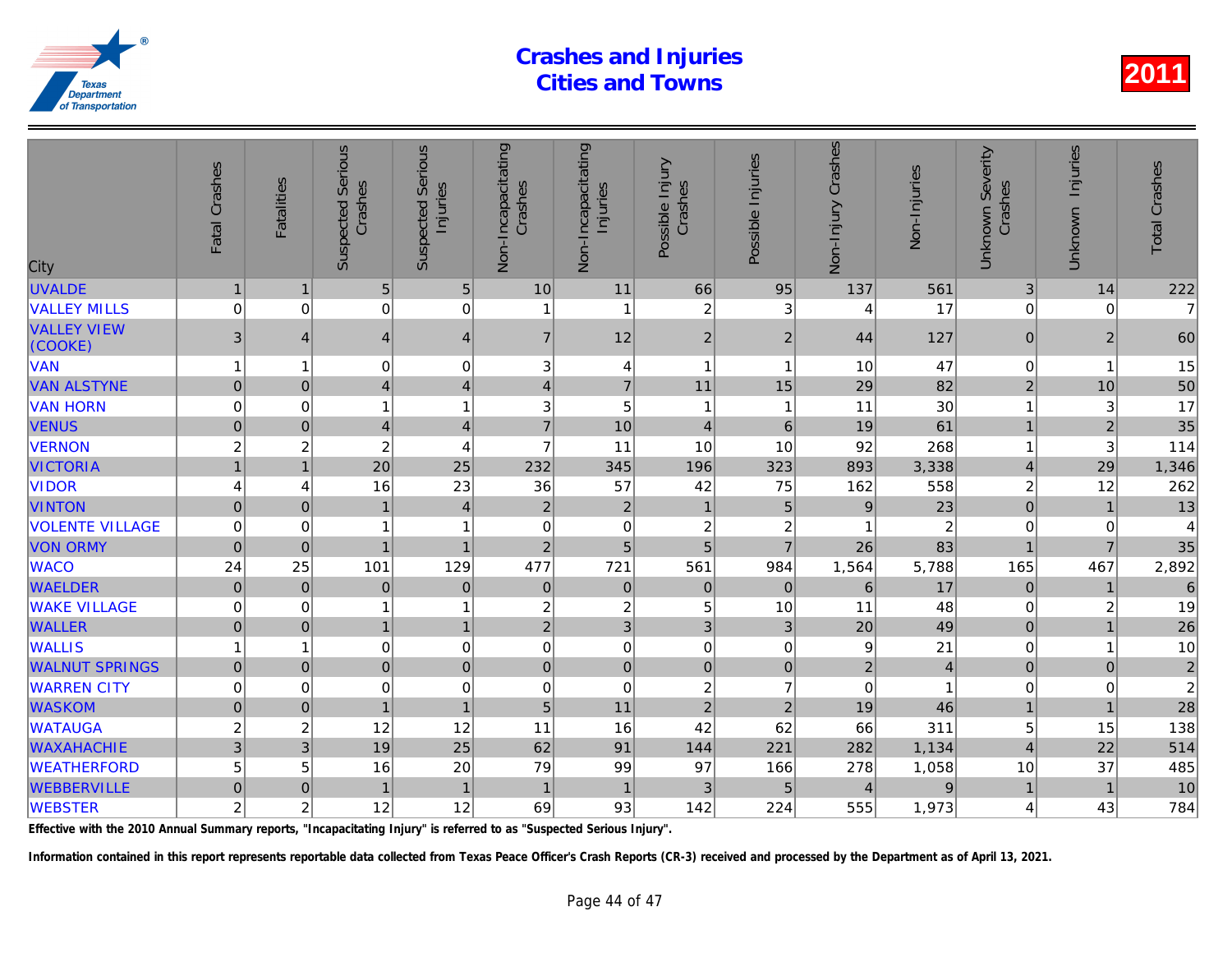# Crashes and Injuries Cities and Towns

2011

| City | Fatal Crashes | Fatalities | Suspected Serious Crashes | Suspected Serious Injuries | Non-Incapacitating Crashes | Non-Incapacitating Injuries | Possible Injury Crashes | Possible Injuries | Non-Injury Crashes | Non-Injuries | Unknown Severity Crashes | Unknown Injuries | Total Crashes |
|---|---|---|---|---|---|---|---|---|---|---|---|---|---|
| UVALDE | 1 | 1 | 5 | 5 | 10 | 11 | 66 | 95 | 137 | 561 | 3 | 14 | 222 |
| VALLEY MILLS | 0 | 0 | 0 | 0 | 1 | 1 | 2 | 3 | 4 | 17 | 0 | 0 | 7 |
| VALLEY VIEW (COOKE) | 3 | 4 | 4 | 4 | 7 | 12 | 2 | 2 | 44 | 127 | 0 | 2 | 60 |
| VAN | 1 | 1 | 0 | 0 | 3 | 4 | 1 | 1 | 10 | 47 | 0 | 1 | 15 |
| VAN ALSTYNE | 0 | 0 | 4 | 4 | 4 | 7 | 11 | 15 | 29 | 82 | 2 | 10 | 50 |
| VAN HORN | 0 | 0 | 1 | 1 | 3 | 5 | 1 | 1 | 11 | 30 | 1 | 3 | 17 |
| VENUS | 0 | 0 | 4 | 4 | 7 | 10 | 4 | 6 | 19 | 61 | 1 | 2 | 35 |
| VERNON | 2 | 2 | 2 | 4 | 7 | 11 | 10 | 10 | 92 | 268 | 1 | 3 | 114 |
| VICTORIA | 1 | 1 | 20 | 25 | 232 | 345 | 196 | 323 | 893 | 3,338 | 4 | 29 | 1,346 |
| VIDOR | 4 | 4 | 16 | 23 | 36 | 57 | 42 | 75 | 162 | 558 | 2 | 12 | 262 |
| VINTON | 0 | 0 | 1 | 4 | 2 | 2 | 1 | 5 | 9 | 23 | 0 | 1 | 13 |
| VOLENTE VILLAGE | 0 | 0 | 1 | 1 | 0 | 0 | 2 | 2 | 1 | 2 | 0 | 0 | 4 |
| VON ORMY | 0 | 0 | 1 | 1 | 2 | 5 | 5 | 7 | 26 | 83 | 1 | 7 | 35 |
| WACO | 24 | 25 | 101 | 129 | 477 | 721 | 561 | 984 | 1,564 | 5,788 | 165 | 467 | 2,892 |
| WAELDER | 0 | 0 | 0 | 0 | 0 | 0 | 0 | 0 | 6 | 17 | 0 | 1 | 6 |
| WAKE VILLAGE | 0 | 0 | 1 | 1 | 2 | 2 | 5 | 10 | 11 | 48 | 0 | 2 | 19 |
| WALLER | 0 | 0 | 1 | 1 | 2 | 3 | 3 | 3 | 20 | 49 | 0 | 1 | 26 |
| WALLIS | 1 | 1 | 0 | 0 | 0 | 0 | 0 | 0 | 9 | 21 | 0 | 1 | 10 |
| WALNUT SPRINGS | 0 | 0 | 0 | 0 | 0 | 0 | 0 | 0 | 2 | 4 | 0 | 0 | 2 |
| WARREN CITY | 0 | 0 | 0 | 0 | 0 | 0 | 2 | 7 | 0 | 1 | 0 | 0 | 2 |
| WASKOM | 0 | 0 | 1 | 1 | 5 | 11 | 2 | 2 | 19 | 46 | 1 | 1 | 28 |
| WATAUGA | 2 | 2 | 12 | 12 | 11 | 16 | 42 | 62 | 66 | 311 | 5 | 15 | 138 |
| WAXAHACHIE | 3 | 3 | 19 | 25 | 62 | 91 | 144 | 221 | 282 | 1,134 | 4 | 22 | 514 |
| WEATHERFORD | 5 | 5 | 16 | 20 | 79 | 99 | 97 | 166 | 278 | 1,058 | 10 | 37 | 485 |
| WEBBERVILLE | 0 | 0 | 1 | 1 | 1 | 1 | 3 | 5 | 4 | 9 | 1 | 1 | 10 |
| WEBSTER | 2 | 2 | 12 | 12 | 69 | 93 | 142 | 224 | 555 | 1,973 | 4 | 43 | 784 |

**Effective with the 2010 Annual Summary reports, "Incapacitating Injury" is referred to as "Suspected Serious Injury".**

**Information contained in this report represents reportable data collected from Texas Peace Officer's Crash Reports (CR-3) received and processed by the Department as of April 13, 2021.**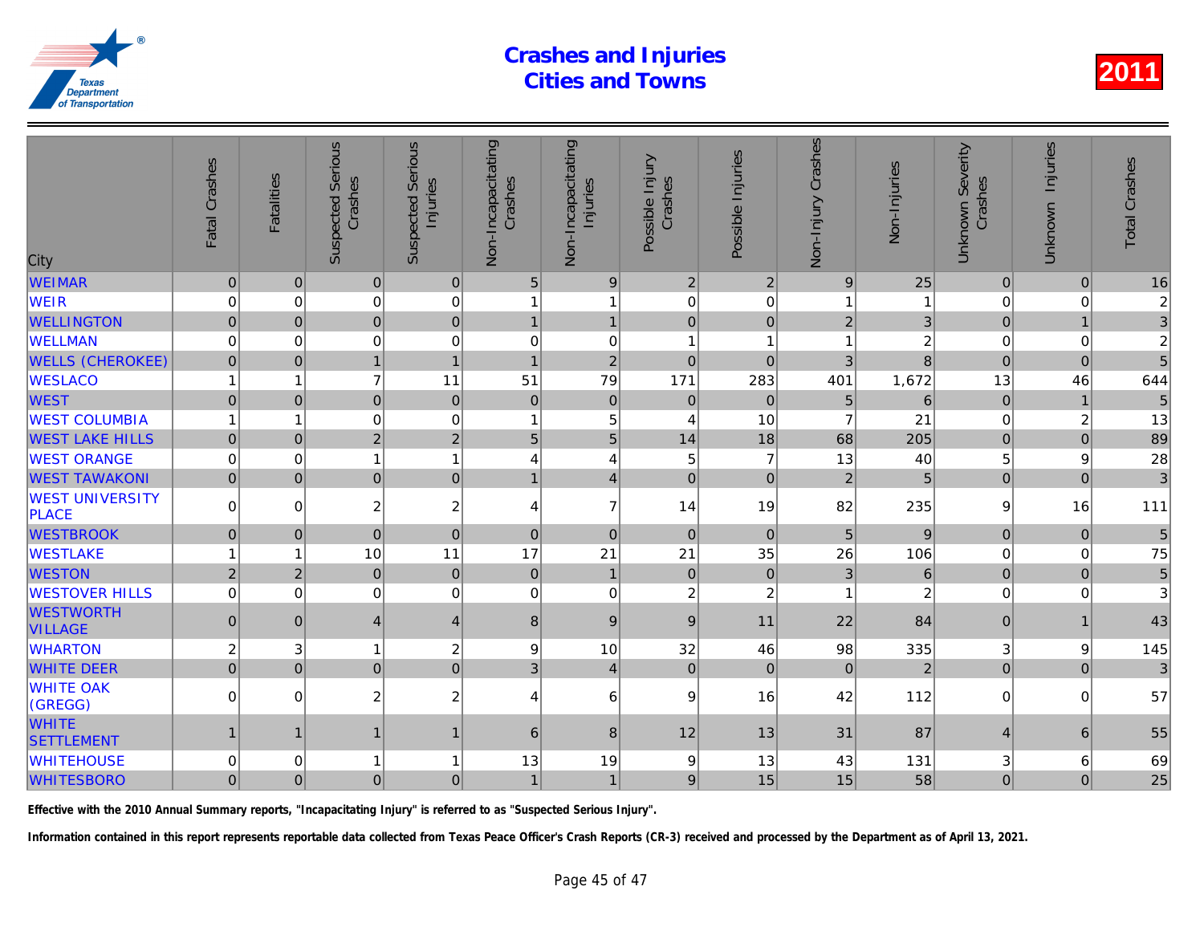# Crashes and Injuries Cities and Towns

2011

| City | Fatal Crashes | Fatalities | Suspected Serious Crashes | Suspected Serious Injuries | Non-Incapacitating Crashes | Non-Incapacitating Injuries | Possible Injury Crashes | Possible Injuries | Non-Injury Crashes | Non-Injuries | Unknown Severity Crashes | Unknown Injuries | Total Crashes |
|---|---|---|---|---|---|---|---|---|---|---|---|---|---|
| WEIMAR | 0 | 0 | 0 | 0 | 5 | 9 | 2 | 2 | 9 | 25 | 0 | 0 | 16 |
| WEIR | 0 | 0 | 0 | 0 | 1 | 1 | 0 | 0 | 1 | 1 | 0 | 0 | 2 |
| WELLINGTON | 0 | 0 | 0 | 0 | 1 | 1 | 0 | 0 | 2 | 3 | 0 | 1 | 3 |
| WELLMAN | 0 | 0 | 0 | 0 | 0 | 0 | 1 | 1 | 1 | 2 | 0 | 0 | 2 |
| WELLS (CHEROKEE) | 0 | 0 | 1 | 1 | 1 | 2 | 0 | 0 | 3 | 8 | 0 | 0 | 5 |
| WESLACO | 1 | 1 | 7 | 11 | 51 | 79 | 171 | 283 | 401 | 1,672 | 13 | 46 | 644 |
| WEST | 0 | 0 | 0 | 0 | 0 | 0 | 0 | 0 | 5 | 6 | 0 | 1 | 5 |
| WEST COLUMBIA | 1 | 1 | 0 | 0 | 1 | 5 | 4 | 10 | 7 | 21 | 0 | 2 | 13 |
| WEST LAKE HILLS | 0 | 0 | 2 | 2 | 5 | 5 | 14 | 18 | 68 | 205 | 0 | 0 | 89 |
| WEST ORANGE | 0 | 0 | 1 | 1 | 4 | 4 | 5 | 7 | 13 | 40 | 5 | 9 | 28 |
| WEST TAWAKONI | 0 | 0 | 0 | 0 | 1 | 4 | 0 | 0 | 2 | 5 | 0 | 0 | 3 |
| WEST UNIVERSITY PLACE | 0 | 0 | 2 | 2 | 4 | 7 | 14 | 19 | 82 | 235 | 9 | 16 | 111 |
| WESTBROOK | 0 | 0 | 0 | 0 | 0 | 0 | 0 | 0 | 5 | 9 | 0 | 0 | 5 |
| WESTLAKE | 1 | 1 | 10 | 11 | 17 | 21 | 21 | 35 | 26 | 106 | 0 | 0 | 75 |
| WESTON | 2 | 2 | 0 | 0 | 0 | 1 | 0 | 0 | 3 | 6 | 0 | 0 | 5 |
| WESTOVER HILLS | 0 | 0 | 0 | 0 | 0 | 0 | 2 | 2 | 1 | 2 | 0 | 0 | 3 |
| WESTWORTH VILLAGE | 0 | 0 | 4 | 4 | 8 | 9 | 9 | 11 | 22 | 84 | 0 | 1 | 43 |
| WHARTON | 2 | 3 | 1 | 2 | 9 | 10 | 32 | 46 | 98 | 335 | 3 | 9 | 145 |
| WHITE DEER | 0 | 0 | 0 | 0 | 3 | 4 | 0 | 0 | 0 | 2 | 0 | 0 | 3 |
| WHITE OAK (GREGG) | 0 | 0 | 2 | 2 | 4 | 6 | 9 | 16 | 42 | 112 | 0 | 0 | 57 |
| WHITE SETTLEMENT | 1 | 1 | 1 | 1 | 6 | 8 | 12 | 13 | 31 | 87 | 4 | 6 | 55 |
| WHITEHOUSE | 0 | 0 | 1 | 1 | 13 | 19 | 9 | 13 | 43 | 131 | 3 | 6 | 69 |
| WHITESBORO | 0 | 0 | 0 | 0 | 1 | 1 | 9 | 15 | 15 | 58 | 0 | 0 | 25 |

**Effective with the 2010 Annual Summary reports, "Incapacitating Injury" is referred to as "Suspected Serious Injury".**

**Information contained in this report represents reportable data collected from Texas Peace Officer's Crash Reports (CR-3) received and processed by the Department as of April 13, 2021.**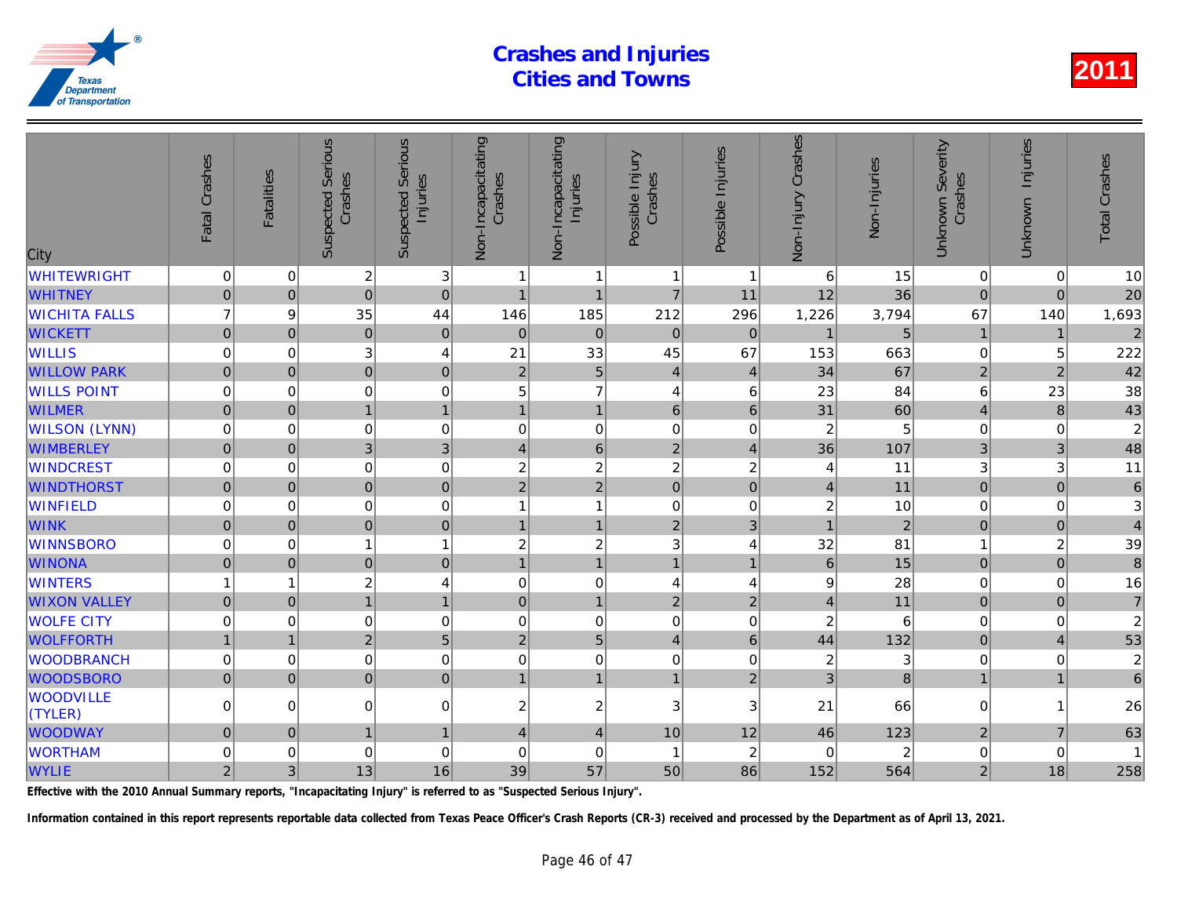# Crashes and Injuries
# Cities and Towns

**2011**

| City | Fatal Crashes | Fatalities | Suspected Serious Crashes | Suspected Serious Injuries | Non-Incapacitating Crashes | Non-Incapacitating Injuries | Possible Injury Crashes | Possible Injuries | Non-Injury Crashes | Non-Injuries | Unknown Severity Crashes | Unknown Injuries | Total Crashes |
|---|---|---|---|---|---|---|---|---|---|---|---|---|---|
| WHITEWRIGHT | 0 | 0 | 2 | 3 | 1 | 1 | 1 | 1 | 6 | 15 | 0 | 0 | 10 |
| WHITNEY | 0 | 0 | 0 | 0 | 1 | 1 | 7 | 11 | 12 | 36 | 0 | 0 | 20 |
| WICHITA FALLS | 7 | 9 | 35 | 44 | 146 | 185 | 212 | 296 | 1,226 | 3,794 | 67 | 140 | 1,693 |
| WICKETT | 0 | 0 | 0 | 0 | 0 | 0 | 0 | 0 | 1 | 5 | 1 | 1 | 2 |
| WILLIS | 0 | 0 | 3 | 4 | 21 | 33 | 45 | 67 | 153 | 663 | 0 | 5 | 222 |
| WILLOW PARK | 0 | 0 | 0 | 0 | 2 | 5 | 4 | 4 | 34 | 67 | 2 | 2 | 42 |
| WILLS POINT | 0 | 0 | 0 | 0 | 5 | 7 | 4 | 6 | 23 | 84 | 6 | 23 | 38 |
| WILMER | 0 | 0 | 1 | 1 | 1 | 1 | 6 | 6 | 31 | 60 | 4 | 8 | 43 |
| WILSON (LYNN) | 0 | 0 | 0 | 0 | 0 | 0 | 0 | 0 | 2 | 5 | 0 | 0 | 2 |
| WIMBERLEY | 0 | 0 | 3 | 3 | 4 | 6 | 2 | 4 | 36 | 107 | 3 | 3 | 48 |
| WINDCREST | 0 | 0 | 0 | 0 | 2 | 2 | 2 | 2 | 4 | 11 | 3 | 3 | 11 |
| WINDTHORST | 0 | 0 | 0 | 0 | 2 | 2 | 0 | 0 | 4 | 11 | 0 | 0 | 6 |
| WINFIELD | 0 | 0 | 0 | 0 | 1 | 1 | 0 | 0 | 2 | 10 | 0 | 0 | 3 |
| WINK | 0 | 0 | 0 | 0 | 1 | 1 | 2 | 3 | 1 | 2 | 0 | 0 | 4 |
| WINNSBORO | 0 | 0 | 1 | 1 | 2 | 2 | 3 | 4 | 32 | 81 | 1 | 2 | 39 |
| WINONA | 0 | 0 | 0 | 0 | 1 | 1 | 1 | 1 | 6 | 15 | 0 | 0 | 8 |
| WINTERS | 1 | 1 | 2 | 4 | 0 | 0 | 4 | 4 | 9 | 28 | 0 | 0 | 16 |
| WIXON VALLEY | 0 | 0 | 1 | 1 | 0 | 1 | 2 | 2 | 4 | 11 | 0 | 0 | 7 |
| WOLFE CITY | 0 | 0 | 0 | 0 | 0 | 0 | 0 | 0 | 2 | 6 | 0 | 0 | 2 |
| WOLFFORTH | 1 | 1 | 2 | 5 | 2 | 5 | 4 | 6 | 44 | 132 | 0 | 4 | 53 |
| WOODBRANCH | 0 | 0 | 0 | 0 | 0 | 0 | 0 | 0 | 2 | 3 | 0 | 0 | 2 |
| WOODSBORO | 0 | 0 | 0 | 0 | 1 | 1 | 1 | 2 | 3 | 8 | 1 | 1 | 6 |
| WOODVILLE (TYLER) | 0 | 0 | 0 | 0 | 2 | 2 | 3 | 3 | 21 | 66 | 0 | 1 | 26 |
| WOODWAY | 0 | 0 | 1 | 1 | 4 | 4 | 10 | 12 | 46 | 123 | 2 | 7 | 63 |
| WORTHAM | 0 | 0 | 0 | 0 | 0 | 0 | 1 | 2 | 0 | 2 | 0 | 0 | 1 |
| WYLIE | 2 | 3 | 13 | 16 | 39 | 57 | 50 | 86 | 152 | 564 | 2 | 18 | 258 |

**Effective with the 2010 Annual Summary reports, "Incapacitating Injury" is referred to as "Suspected Serious Injury".**

**Information contained in this report represents reportable data collected from Texas Peace Officer's Crash Reports (CR-3) received and processed by the Department as of April 13, 2021.**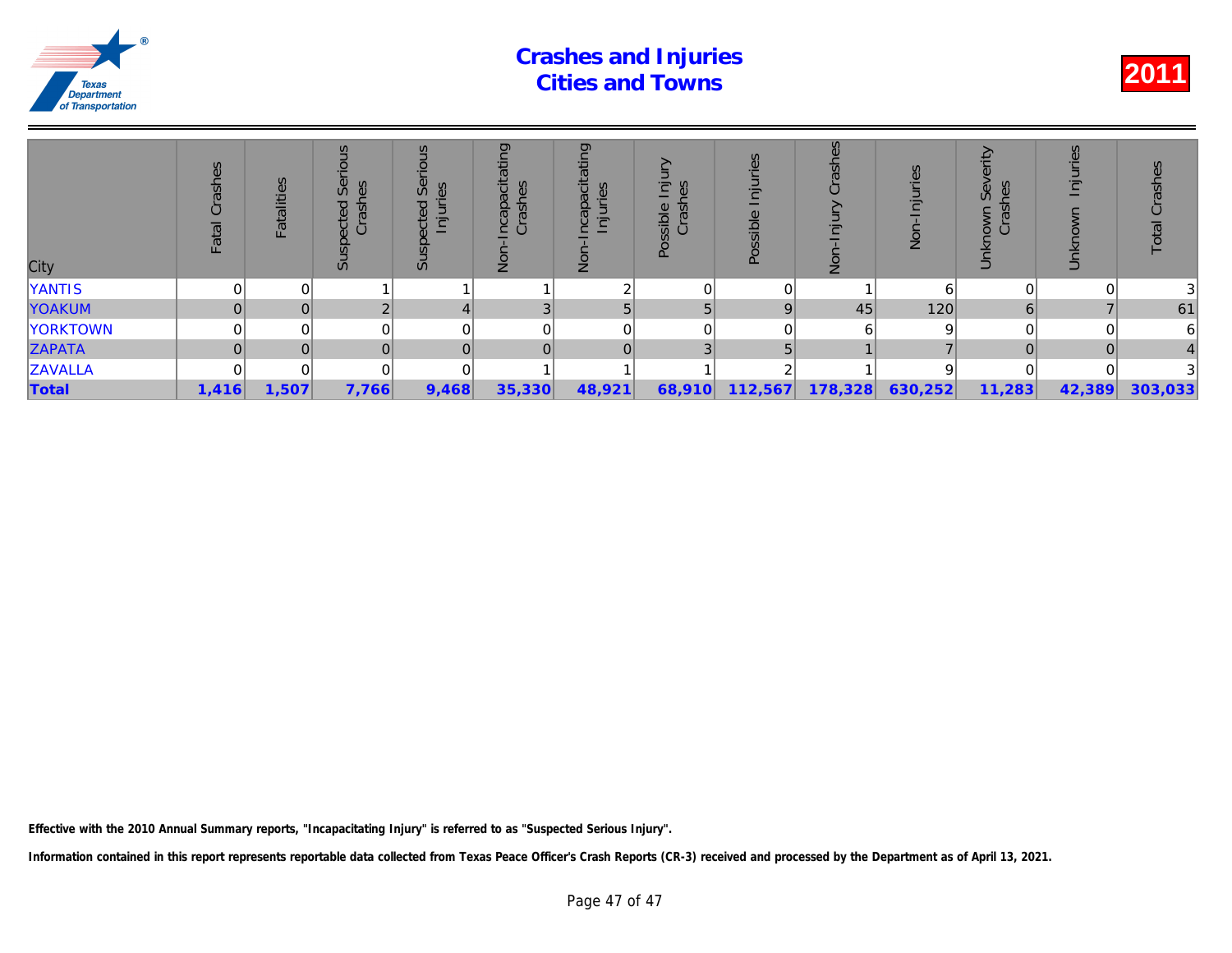# Crashes and Injuries
# Cities and Towns

**2011**

| City | Fatal Crashes | Fatalities | Suspected Serious Crashes | Suspected Serious Injuries | Non-Incapacitating Crashes | Non-Incapacitating Injuries | Possible Injury Crashes | Possible Injuries | Non-Injury Crashes | Non-Injuries | Unknown Severity Crashes | Unknown Injuries | Total Crashes |
|---|---|---|---|---|---|---|---|---|---|---|---|---|---|
| YANTIS | 0 | 0 | 1 | 1 | 1 | 2 | 0 | 0 | 1 | 6 | 0 | 0 | 3 |
| YOAKUM | 0 | 0 | 2 | 4 | 3 | 5 | 5 | 9 | 45 | 120 | 6 | 7 | 61 |
| YORKTOWN | 0 | 0 | 0 | 0 | 0 | 0 | 0 | 0 | 6 | 9 | 0 | 0 | 6 |
| ZAPATA | 0 | 0 | 0 | 0 | 0 | 0 | 3 | 5 | 1 | 7 | 0 | 0 | 4 |
| ZAVALLA | 0 | 0 | 0 | 0 | 1 | 1 | 1 | 2 | 1 | 9 | 0 | 0 | 3 |
| **Total** | **1,416** | **1,507** | **7,766** | **9,468** | **35,330** | **48,921** | **68,910** | **112,567** | **178,328** | **630,252** | **11,283** | **42,389** | **303,033** |

**Effective with the 2010 Annual Summary reports, "Incapacitating Injury" is referred to as "Suspected Serious Injury".**

**Information contained in this report represents reportable data collected from Texas Peace Officer's Crash Reports (CR-3) received and processed by the Department as of April 13, 2021.**